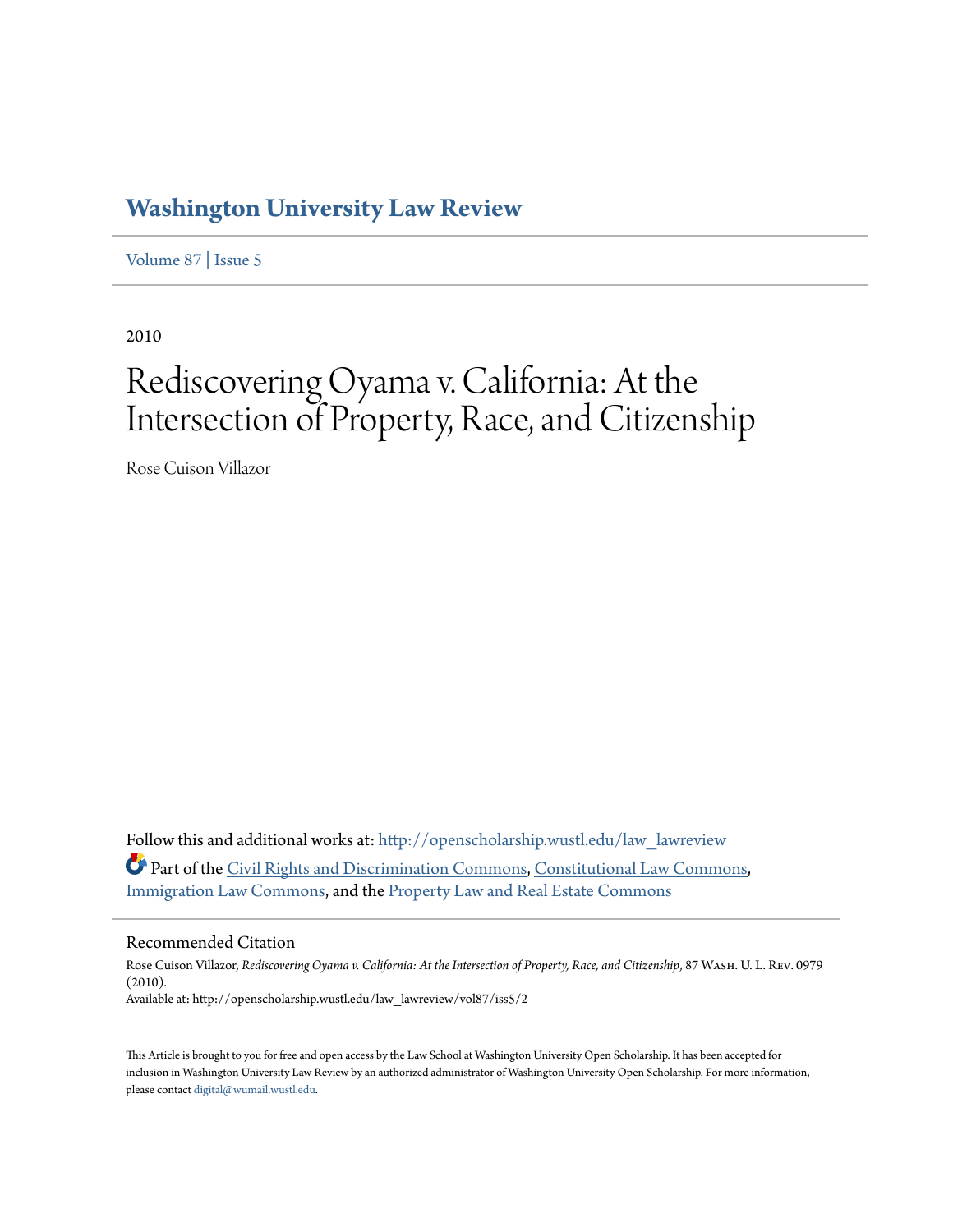# Washington University Law Review

Volume 87 | Issue 5

2010

# Rediscovering Oyama v. California: At the Intersection of Property, Race, and Citizenship

Rose Cuison Villazor

Follow this and additional works at: http://openscholarship.wustl.edu/law_lawreview

Part of the Civil Rights and Discrimination Commons, Constitutional Law Commons, Immigration Law Commons, and the Property Law and Real Estate Commons

## Recommended Citation

Rose Cuison Villazor, *Rediscovering Oyama v. California: At the Intersection of Property, Race, and Citizenship*, 87 Wash. U. L. Rev. 0979 (2010).
Available at: http://openscholarship.wustl.edu/law_lawreview/vol87/iss5/2

This Article is brought to you for free and open access by the Law School at Washington University Open Scholarship. It has been accepted for inclusion in Washington University Law Review by an authorized administrator of Washington University Open Scholarship. For more information, please contact digital@wumail.wustl.edu.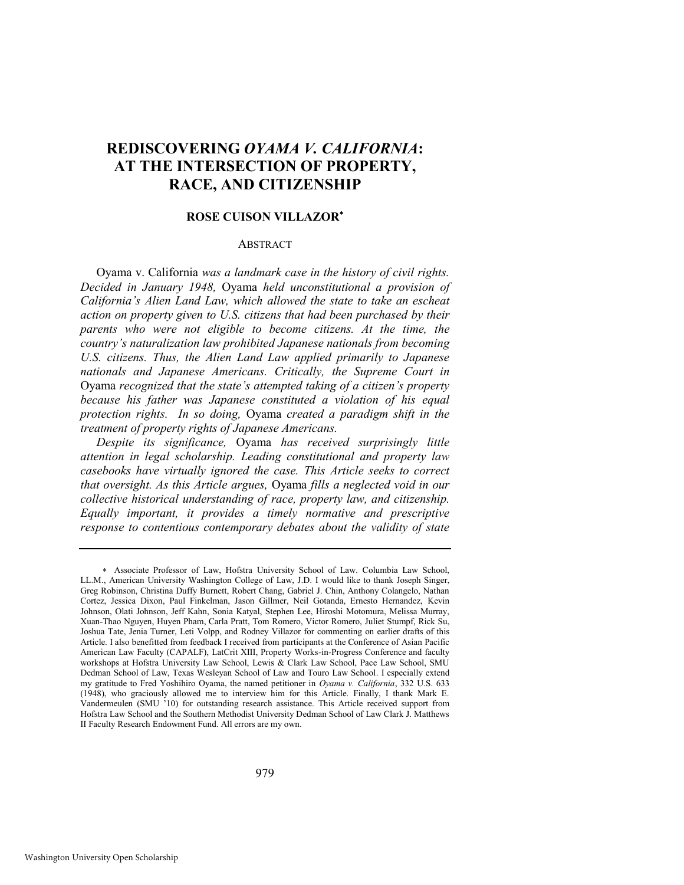# REDISCOVERING *OYAMA V. CALIFORNIA*: AT THE INTERSECTION OF PROPERTY, RACE, AND CITIZENSHIP

**ROSE CUISON VILLAZOR***

ABSTRACT

Oyama v. California *was a landmark case in the history of civil rights. Decided in January 1948,* Oyama *held unconstitutional a provision of California's Alien Land Law, which allowed the state to take an escheat action on property given to U.S. citizens that had been purchased by their parents who were not eligible to become citizens. At the time, the country's naturalization law prohibited Japanese nationals from becoming U.S. citizens. Thus, the Alien Land Law applied primarily to Japanese nationals and Japanese Americans. Critically, the Supreme Court in* Oyama *recognized that the state's attempted taking of a citizen's property because his father was Japanese constituted a violation of his equal protection rights. In so doing,* Oyama *created a paradigm shift in the treatment of property rights of Japanese Americans.*

*Despite its significance,* Oyama *has received surprisingly little attention in legal scholarship. Leading constitutional and property law casebooks have virtually ignored the case. This Article seeks to correct that oversight. As this Article argues,* Oyama *fills a neglected void in our collective historical understanding of race, property law, and citizenship. Equally important, it provides a timely normative and prescriptive response to contentious contemporary debates about the validity of state*

---

\* Associate Professor of Law, Hofstra University School of Law. Columbia Law School, LL.M., American University Washington College of Law, J.D. I would like to thank Joseph Singer, Greg Robinson, Christina Duffy Burnett, Robert Chang, Gabriel J. Chin, Anthony Colangelo, Nathan Cortez, Jessica Dixon, Paul Finkelman, Jason Gillmer, Neil Gotanda, Ernesto Hernandez, Kevin Johnson, Olati Johnson, Jeff Kahn, Sonia Katyal, Stephen Lee, Hiroshi Motomura, Melissa Murray, Xuan-Thao Nguyen, Huyen Pham, Carla Pratt, Tom Romero, Victor Romero, Juliet Stumpf, Rick Su, Joshua Tate, Jenia Turner, Leti Volpp, and Rodney Villazor for commenting on earlier drafts of this Article. I also benefitted from feedback I received from participants at the Conference of Asian Pacific American Law Faculty (CAPALF), LatCrit XIII, Property Works-in-Progress Conference and faculty workshops at Hofstra University Law School, Lewis & Clark Law School, Pace Law School, SMU Dedman School of Law, Texas Wesleyan School of Law and Touro Law School. I especially extend my gratitude to Fred Yoshihiro Oyama, the named petitioner in *Oyama v. California*, 332 U.S. 633 (1948), who graciously allowed me to interview him for this Article. Finally, I thank Mark E. Vandermeulen (SMU '10) for outstanding research assistance. This Article received support from Hofstra Law School and the Southern Methodist University Dedman School of Law Clark J. Matthews II Faculty Research Endowment Fund. All errors are my own.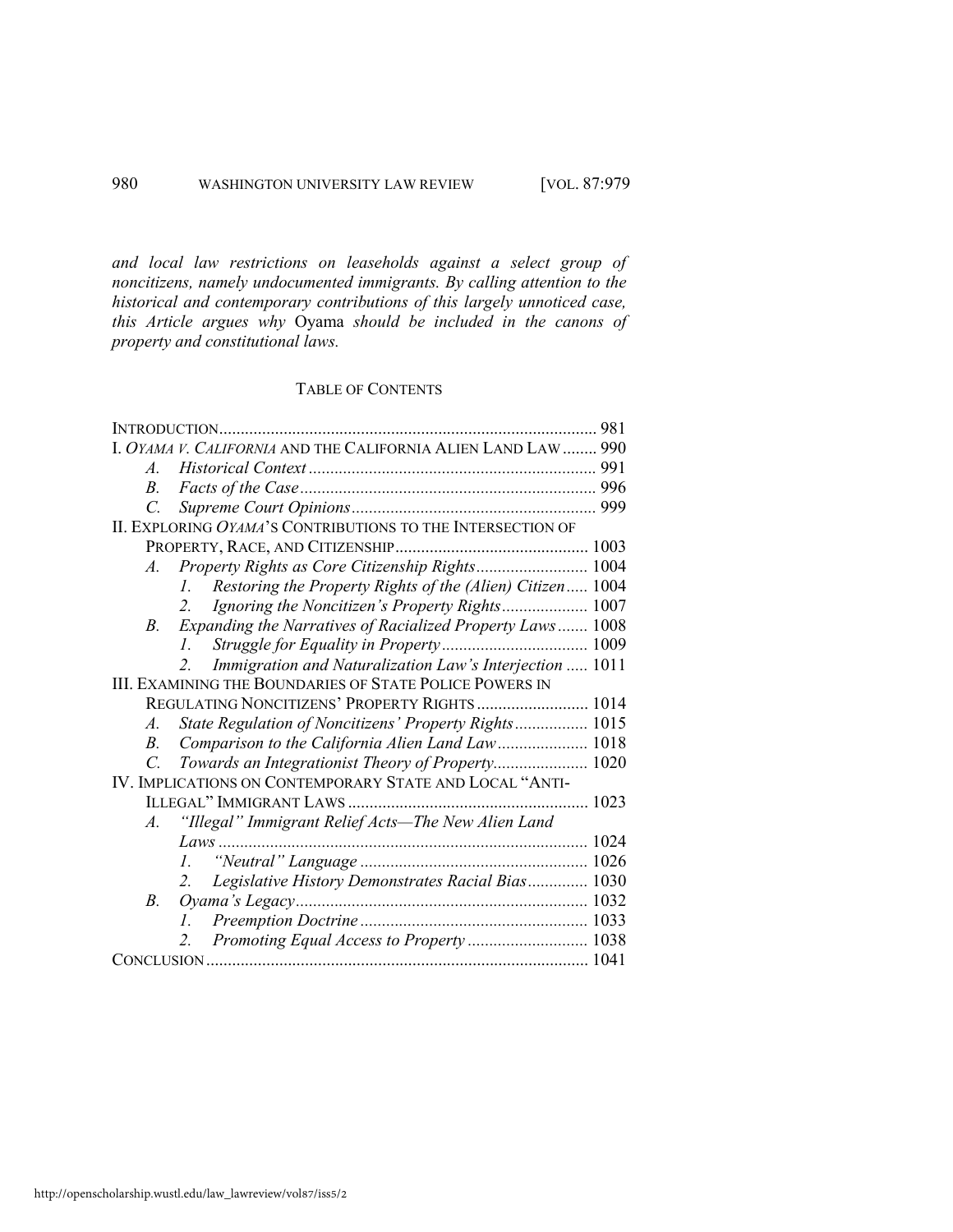*and local law restrictions on leaseholds against a select group of noncitizens, namely undocumented immigrants. By calling attention to the historical and contemporary contributions of this largely unnoticed case, this Article argues why* Oyama *should be included in the canons of property and constitutional laws.*

## TABLE OF CONTENTS

INTRODUCTION .......... 981

I. *OYAMA V. CALIFORNIA* AND THE CALIFORNIA ALIEN LAND LAW .......... 990
- *A. Historical Context* .......... 991
- *B. Facts of the Case* .......... 996
- *C. Supreme Court Opinions* .......... 999

II. EXPLORING *OYAMA*'S CONTRIBUTIONS TO THE INTERSECTION OF PROPERTY, RACE, AND CITIZENSHIP .......... 1003
- *A. Property Rights as Core Citizenship Rights* .......... 1004
  - *1. Restoring the Property Rights of the (Alien) Citizen* .......... 1004
  - *2. Ignoring the Noncitizen's Property Rights* .......... 1007
- *B. Expanding the Narratives of Racialized Property Laws* .......... 1008
  - *1. Struggle for Equality in Property* .......... 1009
  - *2. Immigration and Naturalization Law's Interjection* .......... 1011

III. EXAMINING THE BOUNDARIES OF STATE POLICE POWERS IN REGULATING NONCITIZENS' PROPERTY RIGHTS .......... 1014
- *A. State Regulation of Noncitizens' Property Rights* .......... 1015
- *B. Comparison to the California Alien Land Law* .......... 1018
- *C. Towards an Integrationist Theory of Property* .......... 1020

IV. IMPLICATIONS ON CONTEMPORARY STATE AND LOCAL "ANTI-ILLEGAL" IMMIGRANT LAWS .......... 1023
- *A. "Illegal" Immigrant Relief Acts—The New Alien Land Laws* .......... 1024
  - *1. "Neutral" Language* .......... 1026
  - *2. Legislative History Demonstrates Racial Bias* .......... 1030
- *B. Oyama's Legacy* .......... 1032
  - *1. Preemption Doctrine* .......... 1033
  - *2. Promoting Equal Access to Property* .......... 1038

CONCLUSION .......... 1041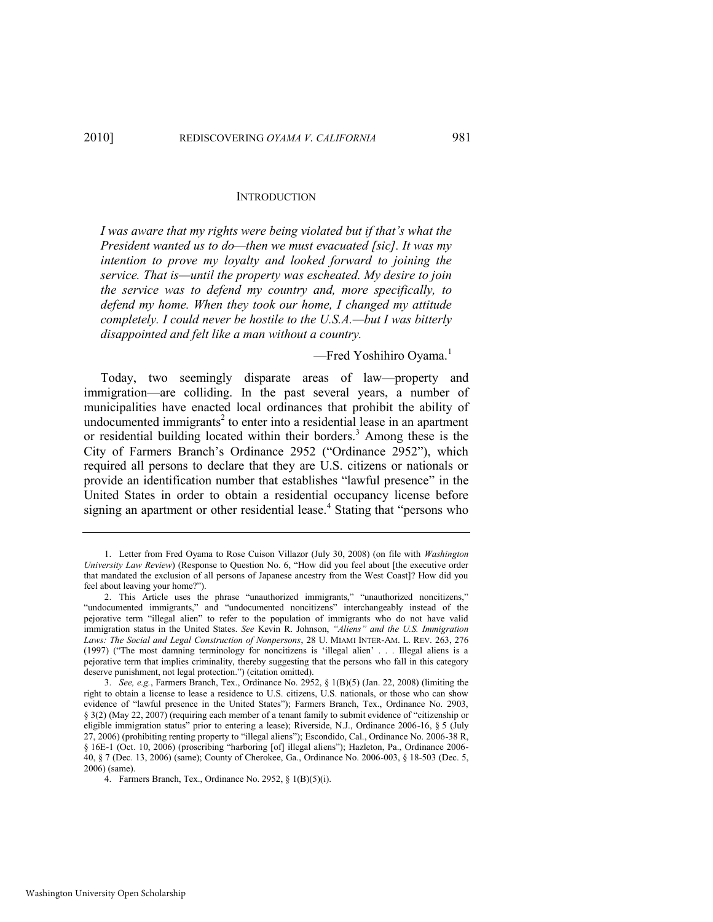## INTRODUCTION

> *I was aware that my rights were being violated but if that's what the President wanted us to do—then we must evacuated [sic]. It was my intention to prove my loyalty and looked forward to joining the service. That is—until the property was escheated. My desire to join the service was to defend my country and, more specifically, to defend my home. When they took our home, I changed my attitude completely. I could never be hostile to the U.S.A.—but I was bitterly disappointed and felt like a man without a country.*
>
> —Fred Yoshihiro Oyama.[1]

Today, two seemingly disparate areas of law—property and immigration—are colliding. In the past several years, a number of municipalities have enacted local ordinances that prohibit the ability of undocumented immigrants[2] to enter into a residential lease in an apartment or residential building located within their borders.[3] Among these is the City of Farmers Branch's Ordinance 2952 ("Ordinance 2952"), which required all persons to declare that they are U.S. citizens or nationals or provide an identification number that establishes "lawful presence" in the United States in order to obtain a residential occupancy license before signing an apartment or other residential lease.[4] Stating that "persons who

---

1. Letter from Fred Oyama to Rose Cuison Villazor (July 30, 2008) (on file with *Washington University Law Review*) (Response to Question No. 6, "How did you feel about [the executive order that mandated the exclusion of all persons of Japanese ancestry from the West Coast]? How did you feel about leaving your home?").

2. This Article uses the phrase "unauthorized immigrants," "unauthorized noncitizens," "undocumented immigrants," and "undocumented noncitizens" interchangeably instead of the pejorative term "illegal alien" to refer to the population of immigrants who do not have valid immigration status in the United States. *See* Kevin R. Johnson, *"Aliens" and the U.S. Immigration Laws: The Social and Legal Construction of Nonpersons*, 28 U. MIAMI INTER-AM. L. REV. 263, 276 (1997) ("The most damning terminology for noncitizens is 'illegal alien' . . . Illegal aliens is a pejorative term that implies criminality, thereby suggesting that the persons who fall in this category deserve punishment, not legal protection.") (citation omitted).

3. *See, e.g.*, Farmers Branch, Tex., Ordinance No. 2952, § 1(B)(5) (Jan. 22, 2008) (limiting the right to obtain a license to lease a residence to U.S. citizens, U.S. nationals, or those who can show evidence of "lawful presence in the United States"); Farmers Branch, Tex., Ordinance No. 2903, § 3(2) (May 22, 2007) (requiring each member of a tenant family to submit evidence of "citizenship or eligible immigration status" prior to entering a lease); Riverside, N.J., Ordinance 2006-16, § 5 (July 27, 2006) (prohibiting renting property to "illegal aliens"); Escondido, Cal., Ordinance No. 2006-38 R, § 16E-1 (Oct. 10, 2006) (proscribing "harboring [of] illegal aliens"); Hazleton, Pa., Ordinance 2006-40, § 7 (Dec. 13, 2006) (same); County of Cherokee, Ga., Ordinance No. 2006-003, § 18-503 (Dec. 5, 2006) (same).

4. Farmers Branch, Tex., Ordinance No. 2952, § 1(B)(5)(i).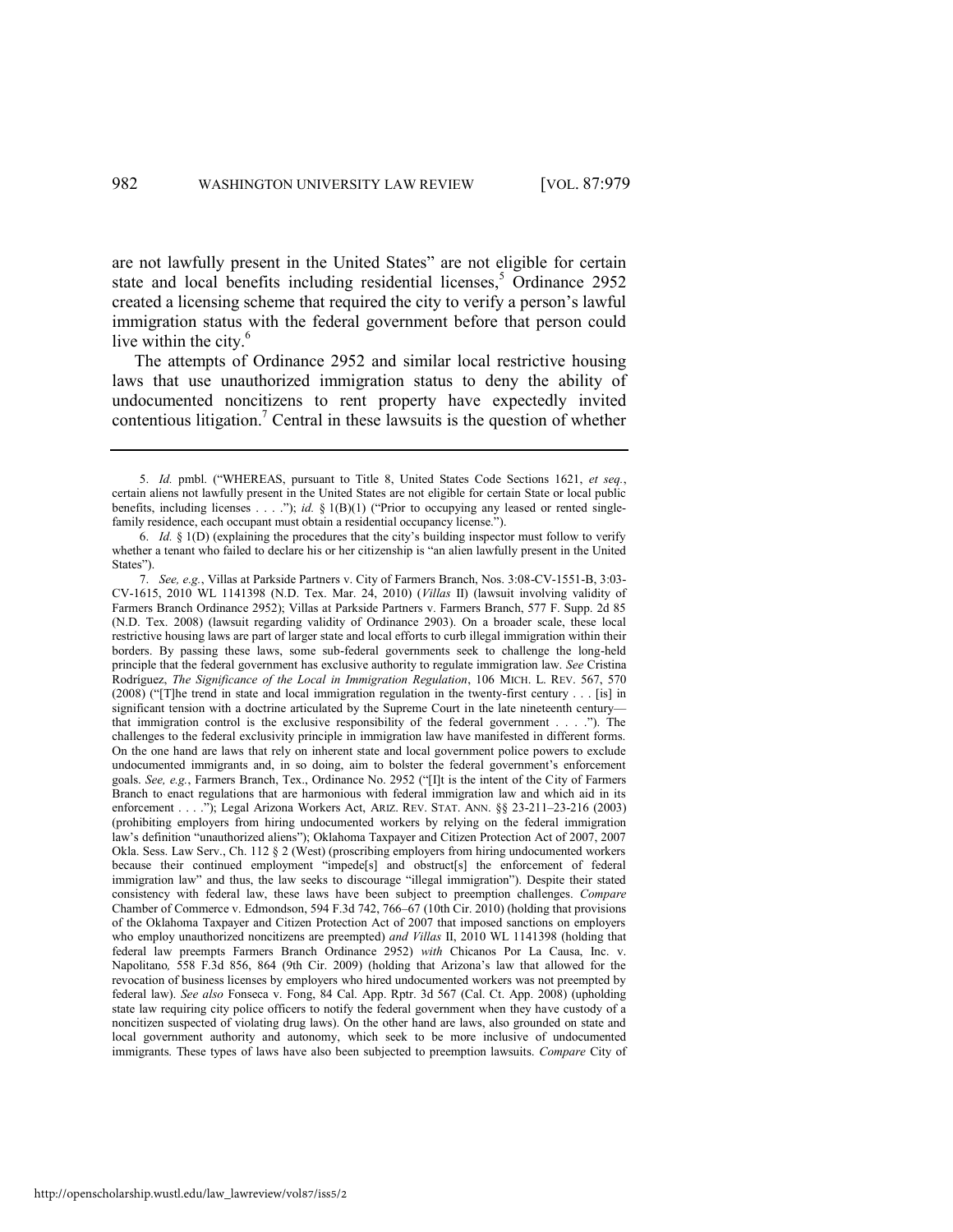are not lawfully present in the United States" are not eligible for certain state and local benefits including residential licenses,[5] Ordinance 2952 created a licensing scheme that required the city to verify a person's lawful immigration status with the federal government before that person could live within the city.[6]

The attempts of Ordinance 2952 and similar local restrictive housing laws that use unauthorized immigration status to deny the ability of undocumented noncitizens to rent property have expectedly invited contentious litigation.[7] Central in these lawsuits is the question of whether

---

5. *Id.* pmbl. ("WHEREAS, pursuant to Title 8, United States Code Sections 1621, *et seq.*, certain aliens not lawfully present in the United States are not eligible for certain State or local public benefits, including licenses . . . ."); *id.* § 1(B)(1) ("Prior to occupying any leased or rented single-family residence, each occupant must obtain a residential occupancy license.").

6. *Id.* § 1(D) (explaining the procedures that the city's building inspector must follow to verify whether a tenant who failed to declare his or her citizenship is "an alien lawfully present in the United States").

7. *See, e.g.*, Villas at Parkside Partners v. City of Farmers Branch, Nos. 3:08-CV-1551-B, 3:03-CV-1615, 2010 WL 1141398 (N.D. Tex. Mar. 24, 2010) (*Villas* II) (lawsuit involving validity of Farmers Branch Ordinance 2952); Villas at Parkside Partners v. Farmers Branch, 577 F. Supp. 2d 85 (N.D. Tex. 2008) (lawsuit regarding validity of Ordinance 2903). On a broader scale, these local restrictive housing laws are part of larger state and local efforts to curb illegal immigration within their borders. By passing these laws, some sub-federal governments seek to challenge the long-held principle that the federal government has exclusive authority to regulate immigration law. *See* Cristina Rodríguez, *The Significance of the Local in Immigration Regulation*, 106 MICH. L. REV. 567, 570 (2008) ("[T]he trend in state and local immigration regulation in the twenty-first century . . . [is] in significant tension with a doctrine articulated by the Supreme Court in the late nineteenth century—that immigration control is the exclusive responsibility of the federal government . . . ."). The challenges to the federal exclusivity principle in immigration law have manifested in different forms. On the one hand are laws that rely on inherent state and local government police powers to exclude undocumented immigrants and, in so doing, aim to bolster the federal government's enforcement goals. *See, e.g.*, Farmers Branch, Tex., Ordinance No. 2952 ("[I]t is the intent of the City of Farmers Branch to enact regulations that are harmonious with federal immigration law and which aid in its enforcement . . . ."); Legal Arizona Workers Act, ARIZ. REV. STAT. ANN. §§ 23-211–23-216 (2003) (prohibiting employers from hiring undocumented workers by relying on the federal immigration law's definition "unauthorized aliens"); Oklahoma Taxpayer and Citizen Protection Act of 2007, 2007 Okla. Sess. Law Serv., Ch. 112 § 2 (West) (proscribing employers from hiring undocumented workers because their continued employment "impede[s] and obstruct[s] the enforcement of federal immigration law" and thus, the law seeks to discourage "illegal immigration"). Despite their stated consistency with federal law, these laws have been subject to preemption challenges. *Compare* Chamber of Commerce v. Edmondson, 594 F.3d 742, 766–67 (10th Cir. 2010) (holding that provisions of the Oklahoma Taxpayer and Citizen Protection Act of 2007 that imposed sanctions on employers who employ unauthorized noncitizens are preempted) *and Villas* II, 2010 WL 1141398 (holding that federal law preempts Farmers Branch Ordinance 2952) *with* Chicanos Por La Causa, Inc. v. Napolitano*,* 558 F.3d 856, 864 (9th Cir. 2009) (holding that Arizona's law that allowed for the revocation of business licenses by employers who hired undocumented workers was not preempted by federal law). *See also* Fonseca v. Fong, 84 Cal. App. Rptr. 3d 567 (Cal. Ct. App. 2008) (upholding state law requiring city police officers to notify the federal government when they have custody of a noncitizen suspected of violating drug laws). On the other hand are laws, also grounded on state and local government authority and autonomy, which seek to be more inclusive of undocumented immigrants. These types of laws have also been subjected to preemption lawsuits. *Compare* City of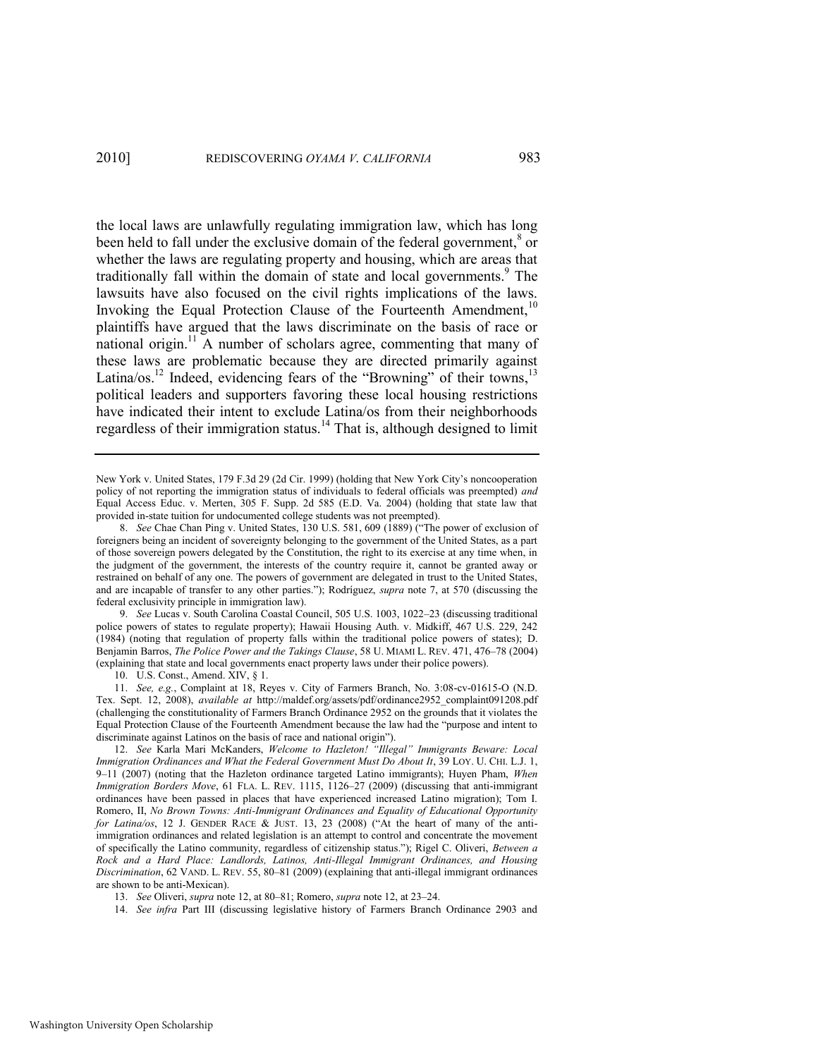the local laws are unlawfully regulating immigration law, which has long been held to fall under the exclusive domain of the federal government,[8] or whether the laws are regulating property and housing, which are areas that traditionally fall within the domain of state and local governments.[9] The lawsuits have also focused on the civil rights implications of the laws. Invoking the Equal Protection Clause of the Fourteenth Amendment,[10] plaintiffs have argued that the laws discriminate on the basis of race or national origin.[11] A number of scholars agree, commenting that many of these laws are problematic because they are directed primarily against Latina/os.[12] Indeed, evidencing fears of the "Browning" of their towns,[13] political leaders and supporters favoring these local housing restrictions have indicated their intent to exclude Latina/os from their neighborhoods regardless of their immigration status.[14] That is, although designed to limit

---

New York v. United States, 179 F.3d 29 (2d Cir. 1999) (holding that New York City's noncooperation policy of not reporting the immigration status of individuals to federal officials was preempted) *and* Equal Access Educ. v. Merten, 305 F. Supp. 2d 585 (E.D. Va. 2004) (holding that state law that provided in-state tuition for undocumented college students was not preempted).

8. *See* Chae Chan Ping v. United States, 130 U.S. 581, 609 (1889) ("The power of exclusion of foreigners being an incident of sovereignty belonging to the government of the United States, as a part of those sovereign powers delegated by the Constitution, the right to its exercise at any time when, in the judgment of the government, the interests of the country require it, cannot be granted away or restrained on behalf of any one. The powers of government are delegated in trust to the United States, and are incapable of transfer to any other parties."); Rodríguez, *supra* note 7, at 570 (discussing the federal exclusivity principle in immigration law).

9. *See* Lucas v. South Carolina Coastal Council, 505 U.S. 1003, 1022–23 (discussing traditional police powers of states to regulate property); Hawaii Housing Auth. v. Midkiff, 467 U.S. 229, 242 (1984) (noting that regulation of property falls within the traditional police powers of states); D. Benjamin Barros, *The Police Power and the Takings Clause*, 58 U. MIAMI L. REV. 471, 476–78 (2004) (explaining that state and local governments enact property laws under their police powers).

10. U.S. Const., Amend. XIV, § 1.

11. *See, e.g.*, Complaint at 18, Reyes v. City of Farmers Branch, No. 3:08-cv-01615-O (N.D. Tex. Sept. 12, 2008), *available at* http://maldef.org/assets/pdf/ordinance2952_complaint091208.pdf (challenging the constitutionality of Farmers Branch Ordinance 2952 on the grounds that it violates the Equal Protection Clause of the Fourteenth Amendment because the law had the "purpose and intent to discriminate against Latinos on the basis of race and national origin").

12. *See* Karla Mari McKanders, *Welcome to Hazleton! "Illegal" Immigrants Beware: Local Immigration Ordinances and What the Federal Government Must Do About It*, 39 LOY. U. CHI. L.J. 1, 9–11 (2007) (noting that the Hazleton ordinance targeted Latino immigrants); Huyen Pham, *When Immigration Borders Move*, 61 FLA. L. REV. 1115, 1126–27 (2009) (discussing that anti-immigrant ordinances have been passed in places that have experienced increased Latino migration); Tom I. Romero, II, *No Brown Towns: Anti-Immigrant Ordinances and Equality of Educational Opportunity for Latina/os*, 12 J. GENDER RACE & JUST. 13, 23 (2008) ("At the heart of many of the anti-immigration ordinances and related legislation is an attempt to control and concentrate the movement of specifically the Latino community, regardless of citizenship status."); Rigel C. Oliveri, *Between a Rock and a Hard Place: Landlords, Latinos, Anti-Illegal Immigrant Ordinances, and Housing Discrimination*, 62 VAND. L. REV. 55, 80–81 (2009) (explaining that anti-illegal immigrant ordinances are shown to be anti-Mexican).

13. *See* Oliveri, *supra* note 12, at 80–81; Romero, *supra* note 12, at 23–24.

14. *See infra* Part III (discussing legislative history of Farmers Branch Ordinance 2903 and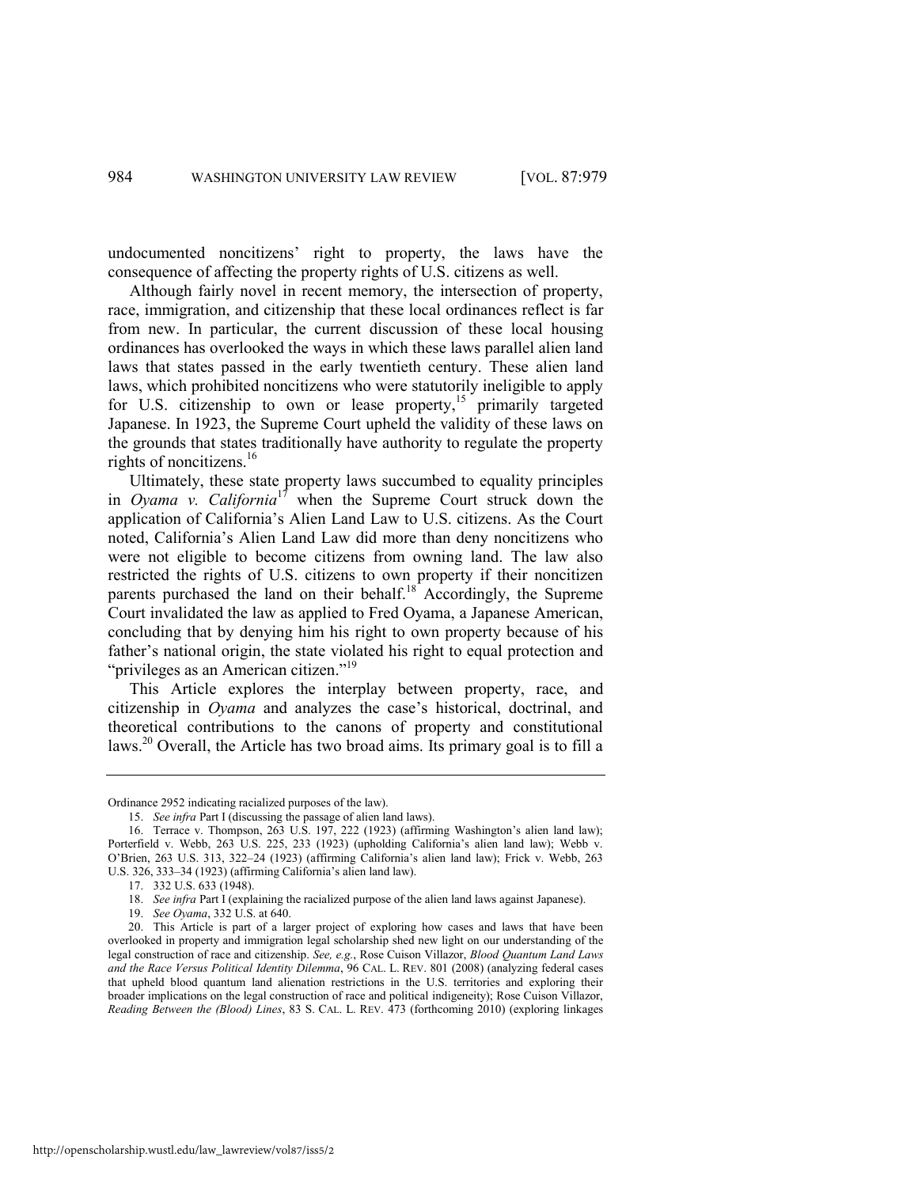undocumented noncitizens' right to property, the laws have the consequence of affecting the property rights of U.S. citizens as well.

Although fairly novel in recent memory, the intersection of property, race, immigration, and citizenship that these local ordinances reflect is far from new. In particular, the current discussion of these local housing ordinances has overlooked the ways in which these laws parallel alien land laws that states passed in the early twentieth century. These alien land laws, which prohibited noncitizens who were statutorily ineligible to apply for U.S. citizenship to own or lease property,[15] primarily targeted Japanese. In 1923, the Supreme Court upheld the validity of these laws on the grounds that states traditionally have authority to regulate the property rights of noncitizens.[16]

Ultimately, these state property laws succumbed to equality principles in *Oyama v. California*[17] when the Supreme Court struck down the application of California's Alien Land Law to U.S. citizens. As the Court noted, California's Alien Land Law did more than deny noncitizens who were not eligible to become citizens from owning land. The law also restricted the rights of U.S. citizens to own property if their noncitizen parents purchased the land on their behalf.[18] Accordingly, the Supreme Court invalidated the law as applied to Fred Oyama, a Japanese American, concluding that by denying him his right to own property because of his father's national origin, the state violated his right to equal protection and "privileges as an American citizen."[19]

This Article explores the interplay between property, race, and citizenship in *Oyama* and analyzes the case's historical, doctrinal, and theoretical contributions to the canons of property and constitutional laws.[20] Overall, the Article has two broad aims. Its primary goal is to fill a

---

Ordinance 2952 indicating racialized purposes of the law).

15. *See infra* Part I (discussing the passage of alien land laws).

16. Terrace v. Thompson, 263 U.S. 197, 222 (1923) (affirming Washington's alien land law); Porterfield v. Webb, 263 U.S. 225, 233 (1923) (upholding California's alien land law); Webb v. O'Brien, 263 U.S. 313, 322–24 (1923) (affirming California's alien land law); Frick v. Webb, 263 U.S. 326, 333–34 (1923) (affirming California's alien land law).

17. 332 U.S. 633 (1948).

18. *See infra* Part I (explaining the racialized purpose of the alien land laws against Japanese).

19. *See Oyama*, 332 U.S. at 640.

20. This Article is part of a larger project of exploring how cases and laws that have been overlooked in property and immigration legal scholarship shed new light on our understanding of the legal construction of race and citizenship. *See, e.g.*, Rose Cuison Villazor, *Blood Quantum Land Laws and the Race Versus Political Identity Dilemma*, 96 CAL. L. REV. 801 (2008) (analyzing federal cases that upheld blood quantum land alienation restrictions in the U.S. territories and exploring their broader implications on the legal construction of race and political indigeneity); Rose Cuison Villazor, *Reading Between the (Blood) Lines*, 83 S. CAL. L. REV. 473 (forthcoming 2010) (exploring linkages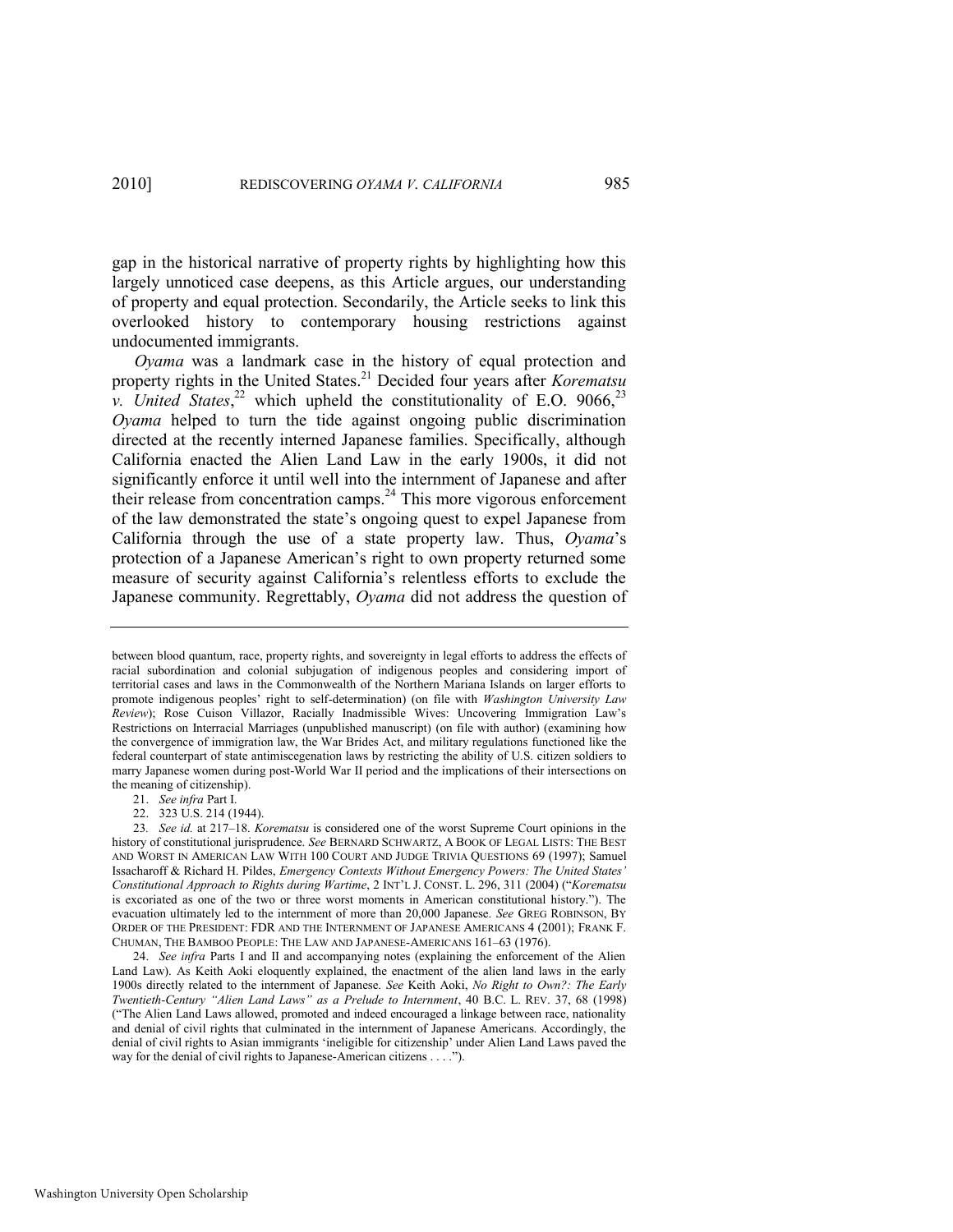gap in the historical narrative of property rights by highlighting how this largely unnoticed case deepens, as this Article argues, our understanding of property and equal protection. Secondarily, the Article seeks to link this overlooked history to contemporary housing restrictions against undocumented immigrants.

*Oyama* was a landmark case in the history of equal protection and property rights in the United States.[21] Decided four years after *Korematsu v. United States*,[22] which upheld the constitutionality of E.O. 9066,[23] *Oyama* helped to turn the tide against ongoing public discrimination directed at the recently interned Japanese families. Specifically, although California enacted the Alien Land Law in the early 1900s, it did not significantly enforce it until well into the internment of Japanese and after their release from concentration camps.[24] This more vigorous enforcement of the law demonstrated the state's ongoing quest to expel Japanese from California through the use of a state property law. Thus, *Oyama*'s protection of a Japanese American's right to own property returned some measure of security against California's relentless efforts to exclude the Japanese community. Regrettably, *Oyama* did not address the question of

---

between blood quantum, race, property rights, and sovereignty in legal efforts to address the effects of racial subordination and colonial subjugation of indigenous peoples and considering import of territorial cases and laws in the Commonwealth of the Northern Mariana Islands on larger efforts to promote indigenous peoples' right to self-determination) (on file with *Washington University Law Review*); Rose Cuison Villazor, Racially Inadmissible Wives: Uncovering Immigration Law's Restrictions on Interracial Marriages (unpublished manuscript) (on file with author) (examining how the convergence of immigration law, the War Brides Act, and military regulations functioned like the federal counterpart of state antimiscegenation laws by restricting the ability of U.S. citizen soldiers to marry Japanese women during post-World War II period and the implications of their intersections on the meaning of citizenship).

21. *See infra* Part I.

22. 323 U.S. 214 (1944).

23. *See id.* at 217–18. *Korematsu* is considered one of the worst Supreme Court opinions in the history of constitutional jurisprudence. *See* BERNARD SCHWARTZ, A BOOK OF LEGAL LISTS: THE BEST AND WORST IN AMERICAN LAW WITH 100 COURT AND JUDGE TRIVIA QUESTIONS 69 (1997); Samuel Issacharoff & Richard H. Pildes, *Emergency Contexts Without Emergency Powers: The United States' Constitutional Approach to Rights during Wartime*, 2 INT'L J. CONST. L. 296, 311 (2004) ("*Korematsu* is excoriated as one of the two or three worst moments in American constitutional history."). The evacuation ultimately led to the internment of more than 20,000 Japanese. *See* GREG ROBINSON, BY ORDER OF THE PRESIDENT: FDR AND THE INTERNMENT OF JAPANESE AMERICANS 4 (2001); FRANK F. CHUMAN, THE BAMBOO PEOPLE: THE LAW AND JAPANESE-AMERICANS 161–63 (1976).

24. *See infra* Parts I and II and accompanying notes (explaining the enforcement of the Alien Land Law). As Keith Aoki eloquently explained, the enactment of the alien land laws in the early 1900s directly related to the internment of Japanese. *See* Keith Aoki, *No Right to Own?: The Early Twentieth-Century "Alien Land Laws" as a Prelude to Internment*, 40 B.C. L. REV. 37, 68 (1998) ("The Alien Land Laws allowed, promoted and indeed encouraged a linkage between race, nationality and denial of civil rights that culminated in the internment of Japanese Americans. Accordingly, the denial of civil rights to Asian immigrants 'ineligible for citizenship' under Alien Land Laws paved the way for the denial of civil rights to Japanese-American citizens . . . .").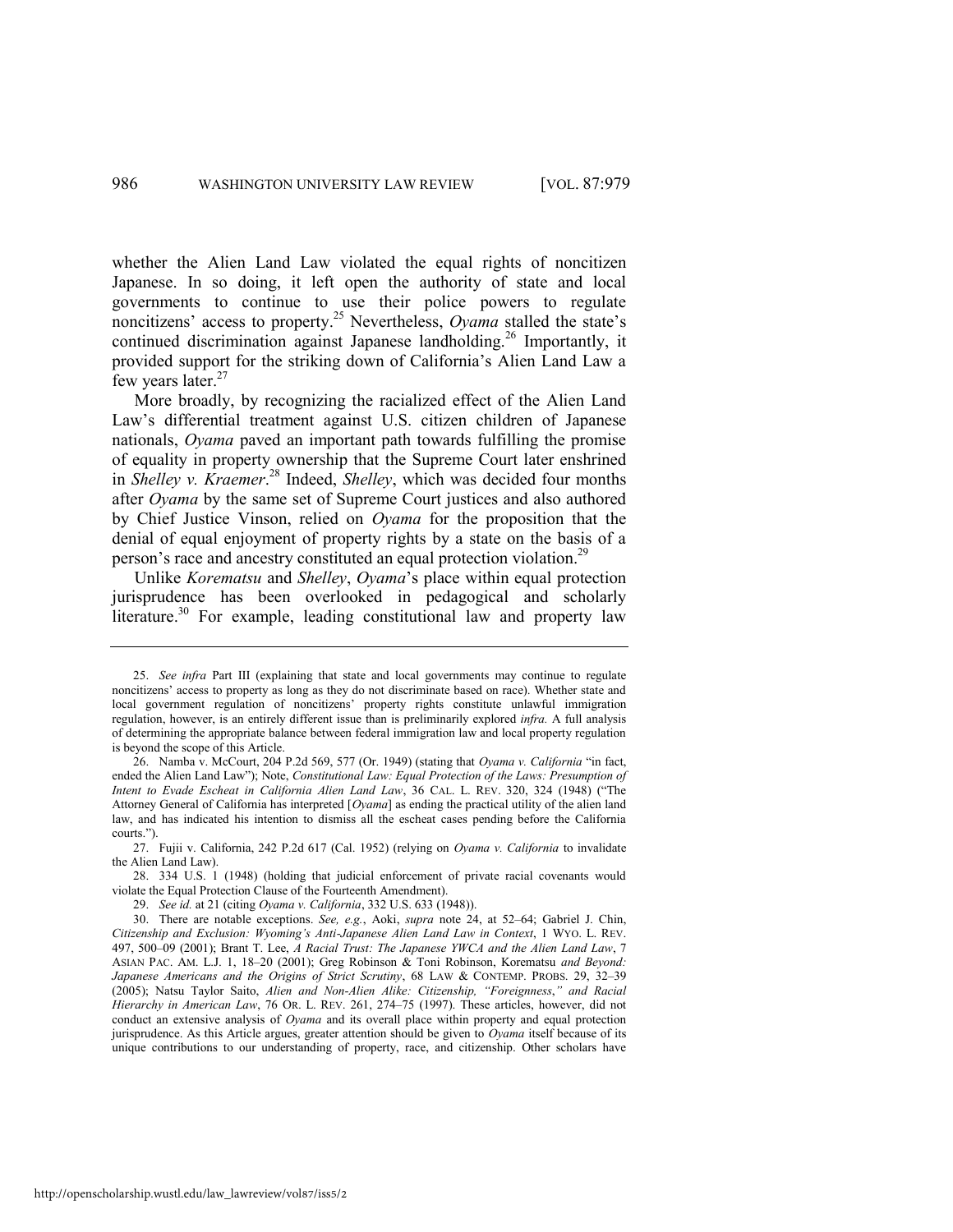whether the Alien Land Law violated the equal rights of noncitizen Japanese. In so doing, it left open the authority of state and local governments to continue to use their police powers to regulate noncitizens' access to property.[25] Nevertheless, *Oyama* stalled the state's continued discrimination against Japanese landholding.[26] Importantly, it provided support for the striking down of California's Alien Land Law a few years later.[27]

More broadly, by recognizing the racialized effect of the Alien Land Law's differential treatment against U.S. citizen children of Japanese nationals, *Oyama* paved an important path towards fulfilling the promise of equality in property ownership that the Supreme Court later enshrined in *Shelley v. Kraemer*.[28] Indeed, *Shelley*, which was decided four months after *Oyama* by the same set of Supreme Court justices and also authored by Chief Justice Vinson, relied on *Oyama* for the proposition that the denial of equal enjoyment of property rights by a state on the basis of a person's race and ancestry constituted an equal protection violation.[29]

Unlike *Korematsu* and *Shelley*, *Oyama*'s place within equal protection jurisprudence has been overlooked in pedagogical and scholarly literature.[30] For example, leading constitutional law and property law

---

25. *See infra* Part III (explaining that state and local governments may continue to regulate noncitizens' access to property as long as they do not discriminate based on race). Whether state and local government regulation of noncitizens' property rights constitute unlawful immigration regulation, however, is an entirely different issue than is preliminarily explored *infra.* A full analysis of determining the appropriate balance between federal immigration law and local property regulation is beyond the scope of this Article.

26. Namba v. McCourt, 204 P.2d 569, 577 (Or. 1949) (stating that *Oyama v. California* "in fact, ended the Alien Land Law"); Note, *Constitutional Law: Equal Protection of the Laws: Presumption of Intent to Evade Escheat in California Alien Land Law*, 36 CAL. L. REV. 320, 324 (1948) ("The Attorney General of California has interpreted [*Oyama*] as ending the practical utility of the alien land law, and has indicated his intention to dismiss all the escheat cases pending before the California courts.").

27. Fujii v. California, 242 P.2d 617 (Cal. 1952) (relying on *Oyama v. California* to invalidate the Alien Land Law).

28. 334 U.S. 1 (1948) (holding that judicial enforcement of private racial covenants would violate the Equal Protection Clause of the Fourteenth Amendment).

29. *See id.* at 21 (citing *Oyama v. California*, 332 U.S. 633 (1948)).

30. There are notable exceptions. *See, e.g.*, Aoki, *supra* note 24, at 52–64; Gabriel J. Chin, *Citizenship and Exclusion: Wyoming's Anti-Japanese Alien Land Law in Context*, 1 WYO. L. REV. 497, 500–09 (2001); Brant T. Lee, *A Racial Trust: The Japanese YWCA and the Alien Land Law*, 7 ASIAN PAC. AM. L.J. 1, 18–20 (2001); Greg Robinson & Toni Robinson, Korematsu *and Beyond: Japanese Americans and the Origins of Strict Scrutiny*, 68 LAW & CONTEMP. PROBS. 29, 32–39 (2005); Natsu Taylor Saito, *Alien and Non-Alien Alike: Citizenship, "Foreignness," and Racial Hierarchy in American Law*, 76 OR. L. REV. 261, 274–75 (1997). These articles, however, did not conduct an extensive analysis of *Oyama* and its overall place within property and equal protection jurisprudence. As this Article argues, greater attention should be given to *Oyama* itself because of its unique contributions to our understanding of property, race, and citizenship. Other scholars have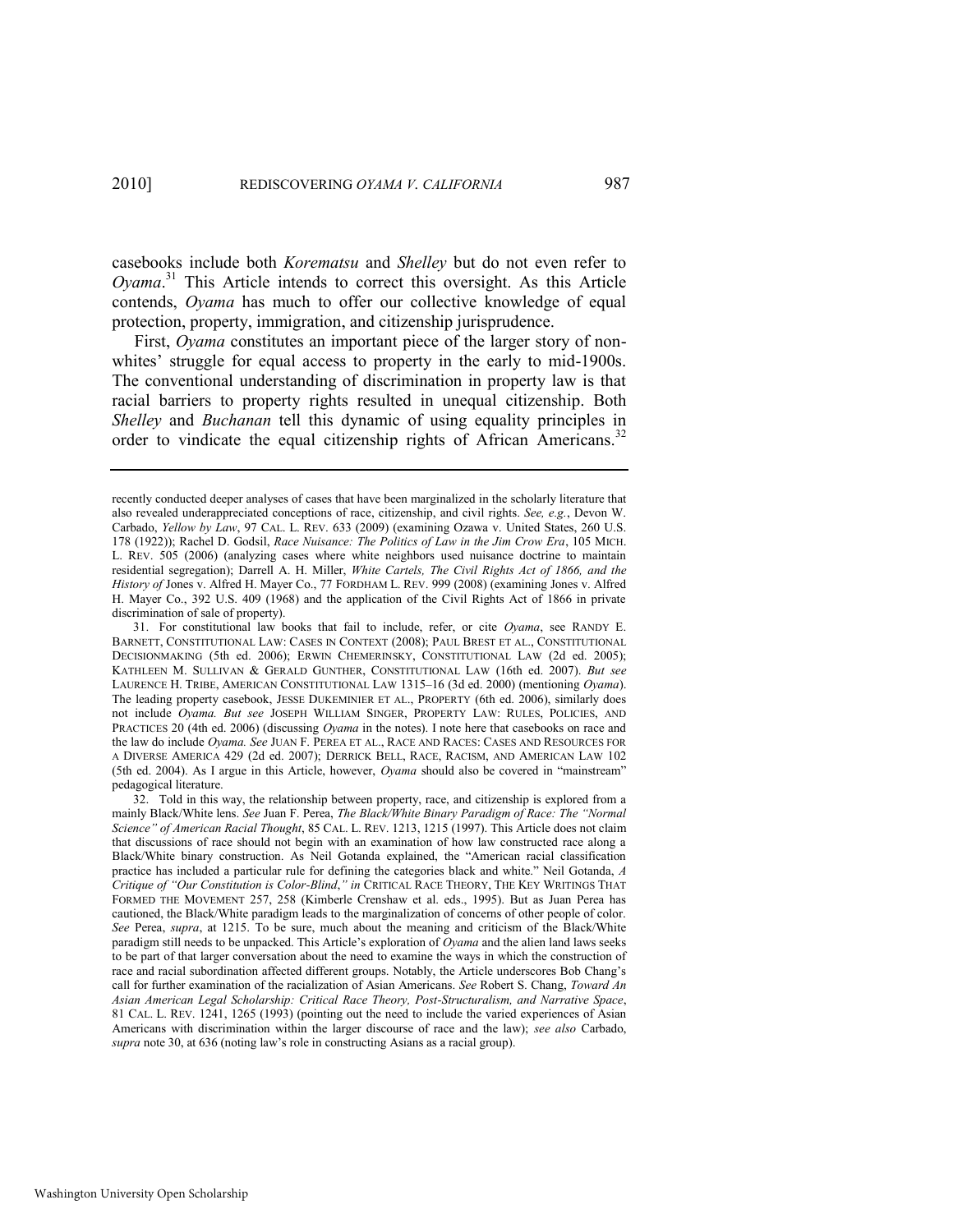casebooks include both *Korematsu* and *Shelley* but do not even refer to *Oyama*.[31] This Article intends to correct this oversight. As this Article contends, *Oyama* has much to offer our collective knowledge of equal protection, property, immigration, and citizenship jurisprudence.

First, *Oyama* constitutes an important piece of the larger story of non-whites' struggle for equal access to property in the early to mid-1900s. The conventional understanding of discrimination in property law is that racial barriers to property rights resulted in unequal citizenship. Both *Shelley* and *Buchanan* tell this dynamic of using equality principles in order to vindicate the equal citizenship rights of African Americans.[32]

---

recently conducted deeper analyses of cases that have been marginalized in the scholarly literature that also revealed underappreciated conceptions of race, citizenship, and civil rights. *See, e.g.*, Devon W. Carbado, *Yellow by Law*, 97 CAL. L. REV. 633 (2009) (examining Ozawa v. United States, 260 U.S. 178 (1922)); Rachel D. Godsil, *Race Nuisance: The Politics of Law in the Jim Crow Era*, 105 MICH. L. REV. 505 (2006) (analyzing cases where white neighbors used nuisance doctrine to maintain residential segregation); Darrell A. H. Miller, *White Cartels, The Civil Rights Act of 1866, and the History of* Jones v. Alfred H. Mayer Co., 77 FORDHAM L. REV. 999 (2008) (examining Jones v. Alfred H. Mayer Co., 392 U.S. 409 (1968) and the application of the Civil Rights Act of 1866 in private discrimination of sale of property).

31. For constitutional law books that fail to include, refer, or cite *Oyama*, see RANDY E. BARNETT, CONSTITUTIONAL LAW: CASES IN CONTEXT (2008); PAUL BREST ET AL., CONSTITUTIONAL DECISIONMAKING (5th ed. 2006); ERWIN CHEMERINSKY, CONSTITUTIONAL LAW (2d ed. 2005); KATHLEEN M. SULLIVAN & GERALD GUNTHER, CONSTITUTIONAL LAW (16th ed. 2007). *But see* LAURENCE H. TRIBE, AMERICAN CONSTITUTIONAL LAW 1315–16 (3d ed. 2000) (mentioning *Oyama*). The leading property casebook, JESSE DUKEMINIER ET AL., PROPERTY (6th ed. 2006), similarly does not include *Oyama. But see* JOSEPH WILLIAM SINGER, PROPERTY LAW: RULES, POLICIES, AND PRACTICES 20 (4th ed. 2006) (discussing *Oyama* in the notes). I note here that casebooks on race and the law do include *Oyama. See* JUAN F. PEREA ET AL., RACE AND RACES: CASES AND RESOURCES FOR A DIVERSE AMERICA 429 (2d ed. 2007); DERRICK BELL, RACE, RACISM, AND AMERICAN LAW 102 (5th ed. 2004). As I argue in this Article, however, *Oyama* should also be covered in "mainstream" pedagogical literature.

32. Told in this way, the relationship between property, race, and citizenship is explored from a mainly Black/White lens. *See* Juan F. Perea, *The Black/White Binary Paradigm of Race: The "Normal Science" of American Racial Thought*, 85 CAL. L. REV. 1213, 1215 (1997). This Article does not claim that discussions of race should not begin with an examination of how law constructed race along a Black/White binary construction. As Neil Gotanda explained, the "American racial classification practice has included a particular rule for defining the categories black and white." Neil Gotanda, *A Critique of "Our Constitution is Color-Blind*,*" in* CRITICAL RACE THEORY, THE KEY WRITINGS THAT FORMED THE MOVEMENT 257, 258 (Kimberle Crenshaw et al. eds., 1995). But as Juan Perea has cautioned, the Black/White paradigm leads to the marginalization of concerns of other people of color. *See* Perea, *supra*, at 1215. To be sure, much about the meaning and criticism of the Black/White paradigm still needs to be unpacked. This Article's exploration of *Oyama* and the alien land laws seeks to be part of that larger conversation about the need to examine the ways in which the construction of race and racial subordination affected different groups. Notably, the Article underscores Bob Chang's call for further examination of the racialization of Asian Americans. *See* Robert S. Chang, *Toward An Asian American Legal Scholarship: Critical Race Theory, Post-Structuralism, and Narrative Space*, 81 CAL. L. REV. 1241, 1265 (1993) (pointing out the need to include the varied experiences of Asian Americans with discrimination within the larger discourse of race and the law); *see also* Carbado, *supra* note 30, at 636 (noting law's role in constructing Asians as a racial group).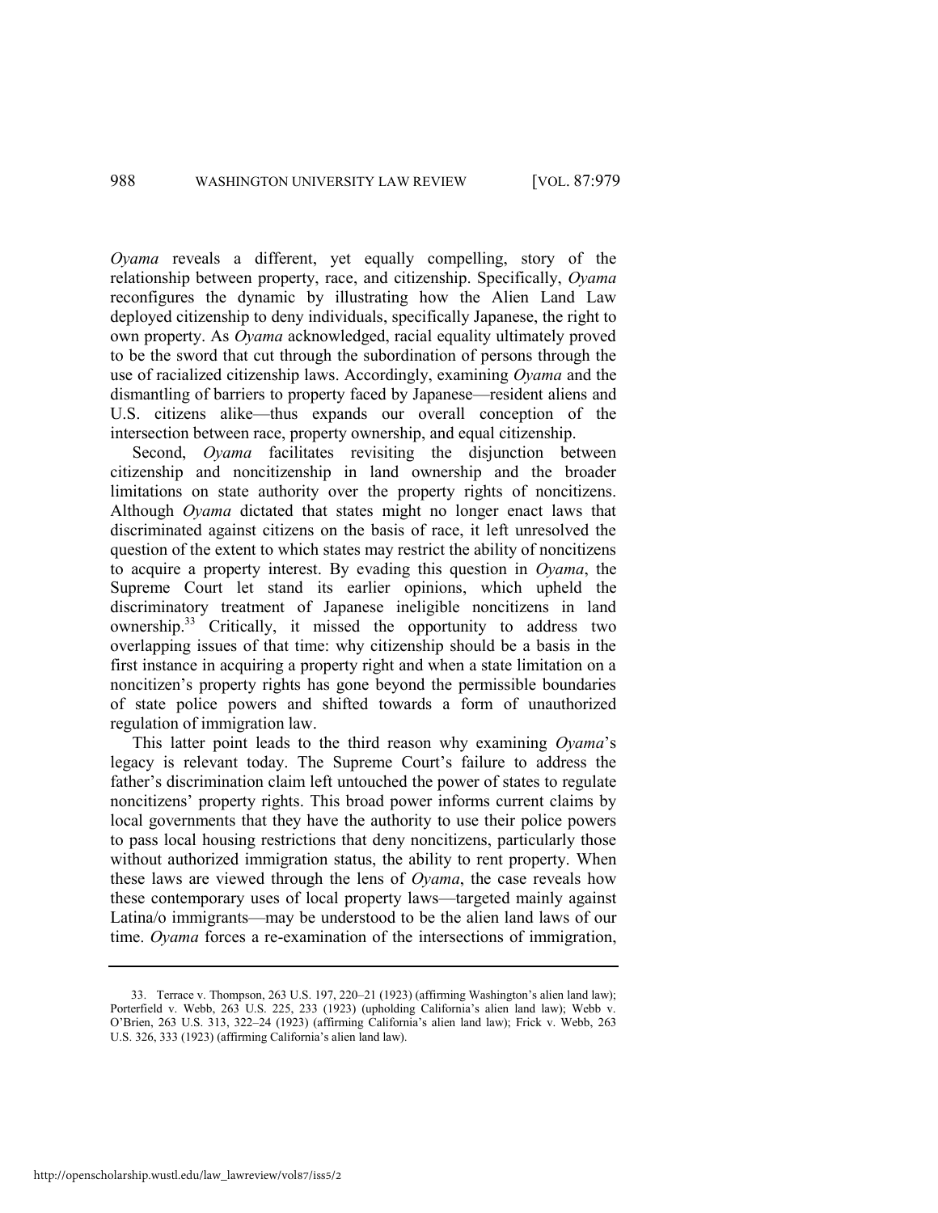*Oyama* reveals a different, yet equally compelling, story of the relationship between property, race, and citizenship. Specifically, *Oyama* reconfigures the dynamic by illustrating how the Alien Land Law deployed citizenship to deny individuals, specifically Japanese, the right to own property. As *Oyama* acknowledged, racial equality ultimately proved to be the sword that cut through the subordination of persons through the use of racialized citizenship laws. Accordingly, examining *Oyama* and the dismantling of barriers to property faced by Japanese—resident aliens and U.S. citizens alike—thus expands our overall conception of the intersection between race, property ownership, and equal citizenship.

Second, *Oyama* facilitates revisiting the disjunction between citizenship and noncitizenship in land ownership and the broader limitations on state authority over the property rights of noncitizens. Although *Oyama* dictated that states might no longer enact laws that discriminated against citizens on the basis of race, it left unresolved the question of the extent to which states may restrict the ability of noncitizens to acquire a property interest. By evading this question in *Oyama*, the Supreme Court let stand its earlier opinions, which upheld the discriminatory treatment of Japanese ineligible noncitizens in land ownership.[33] Critically, it missed the opportunity to address two overlapping issues of that time: why citizenship should be a basis in the first instance in acquiring a property right and when a state limitation on a noncitizen's property rights has gone beyond the permissible boundaries of state police powers and shifted towards a form of unauthorized regulation of immigration law.

This latter point leads to the third reason why examining *Oyama*'s legacy is relevant today. The Supreme Court's failure to address the father's discrimination claim left untouched the power of states to regulate noncitizens' property rights. This broad power informs current claims by local governments that they have the authority to use their police powers to pass local housing restrictions that deny noncitizens, particularly those without authorized immigration status, the ability to rent property. When these laws are viewed through the lens of *Oyama*, the case reveals how these contemporary uses of local property laws—targeted mainly against Latina/o immigrants—may be understood to be the alien land laws of our time. *Oyama* forces a re-examination of the intersections of immigration,

---

33. Terrace v. Thompson, 263 U.S. 197, 220–21 (1923) (affirming Washington's alien land law); Porterfield v. Webb, 263 U.S. 225, 233 (1923) (upholding California's alien land law); Webb v. O'Brien, 263 U.S. 313, 322–24 (1923) (affirming California's alien land law); Frick v. Webb, 263 U.S. 326, 333 (1923) (affirming California's alien land law).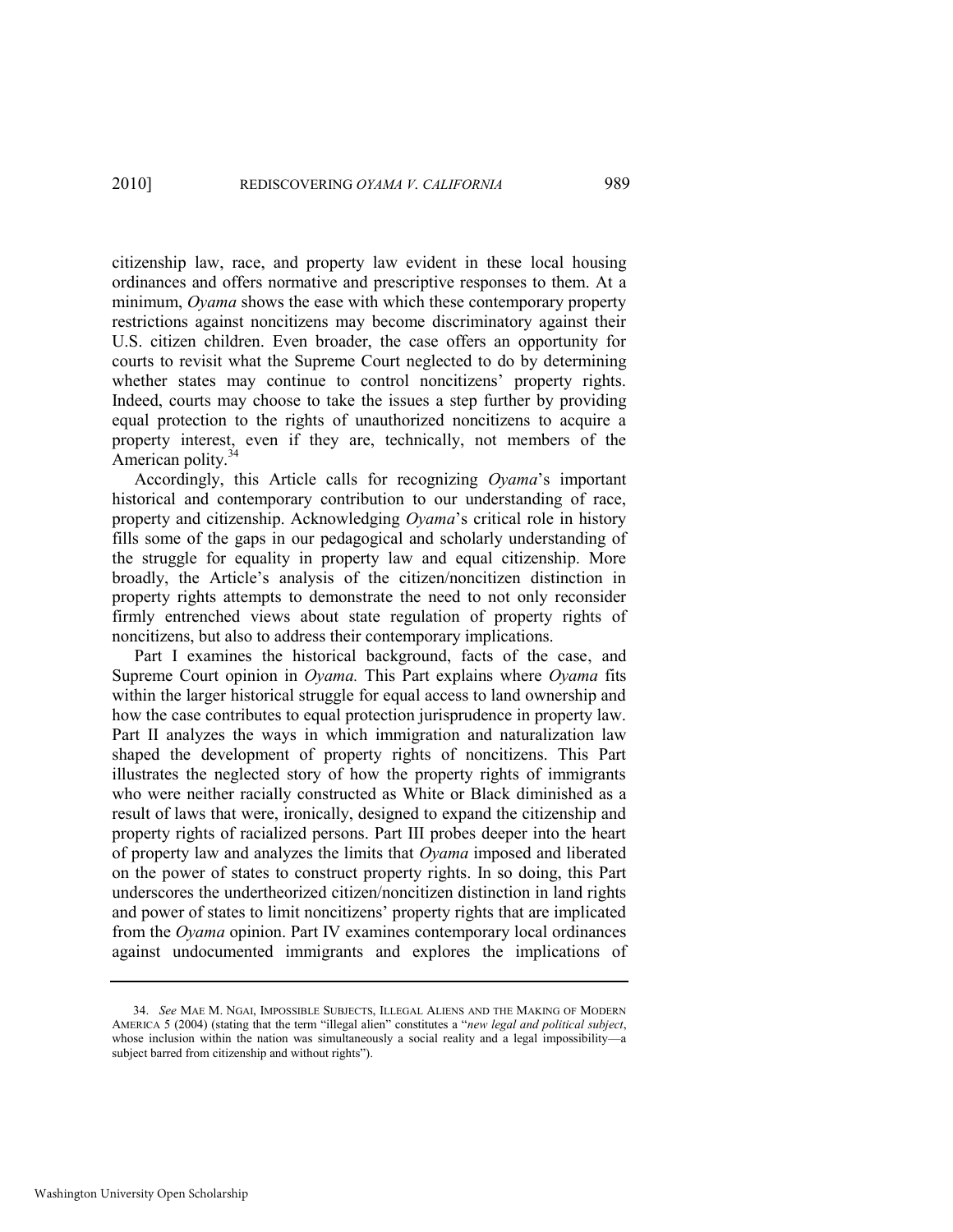citizenship law, race, and property law evident in these local housing ordinances and offers normative and prescriptive responses to them. At a minimum, *Oyama* shows the ease with which these contemporary property restrictions against noncitizens may become discriminatory against their U.S. citizen children. Even broader, the case offers an opportunity for courts to revisit what the Supreme Court neglected to do by determining whether states may continue to control noncitizens' property rights. Indeed, courts may choose to take the issues a step further by providing equal protection to the rights of unauthorized noncitizens to acquire a property interest, even if they are, technically, not members of the American polity.[34]

Accordingly, this Article calls for recognizing *Oyama*'s important historical and contemporary contribution to our understanding of race, property and citizenship. Acknowledging *Oyama*'s critical role in history fills some of the gaps in our pedagogical and scholarly understanding of the struggle for equality in property law and equal citizenship. More broadly, the Article's analysis of the citizen/noncitizen distinction in property rights attempts to demonstrate the need to not only reconsider firmly entrenched views about state regulation of property rights of noncitizens, but also to address their contemporary implications.

Part I examines the historical background, facts of the case, and Supreme Court opinion in *Oyama.* This Part explains where *Oyama* fits within the larger historical struggle for equal access to land ownership and how the case contributes to equal protection jurisprudence in property law. Part II analyzes the ways in which immigration and naturalization law shaped the development of property rights of noncitizens. This Part illustrates the neglected story of how the property rights of immigrants who were neither racially constructed as White or Black diminished as a result of laws that were, ironically, designed to expand the citizenship and property rights of racialized persons. Part III probes deeper into the heart of property law and analyzes the limits that *Oyama* imposed and liberated on the power of states to construct property rights. In so doing, this Part underscores the undertheorized citizen/noncitizen distinction in land rights and power of states to limit noncitizens' property rights that are implicated from the *Oyama* opinion. Part IV examines contemporary local ordinances against undocumented immigrants and explores the implications of

34. *See* MAE M. NGAI, IMPOSSIBLE SUBJECTS, ILLEGAL ALIENS AND THE MAKING OF MODERN AMERICA 5 (2004) (stating that the term "illegal alien" constitutes a "*new legal and political subject*, whose inclusion within the nation was simultaneously a social reality and a legal impossibility—a subject barred from citizenship and without rights").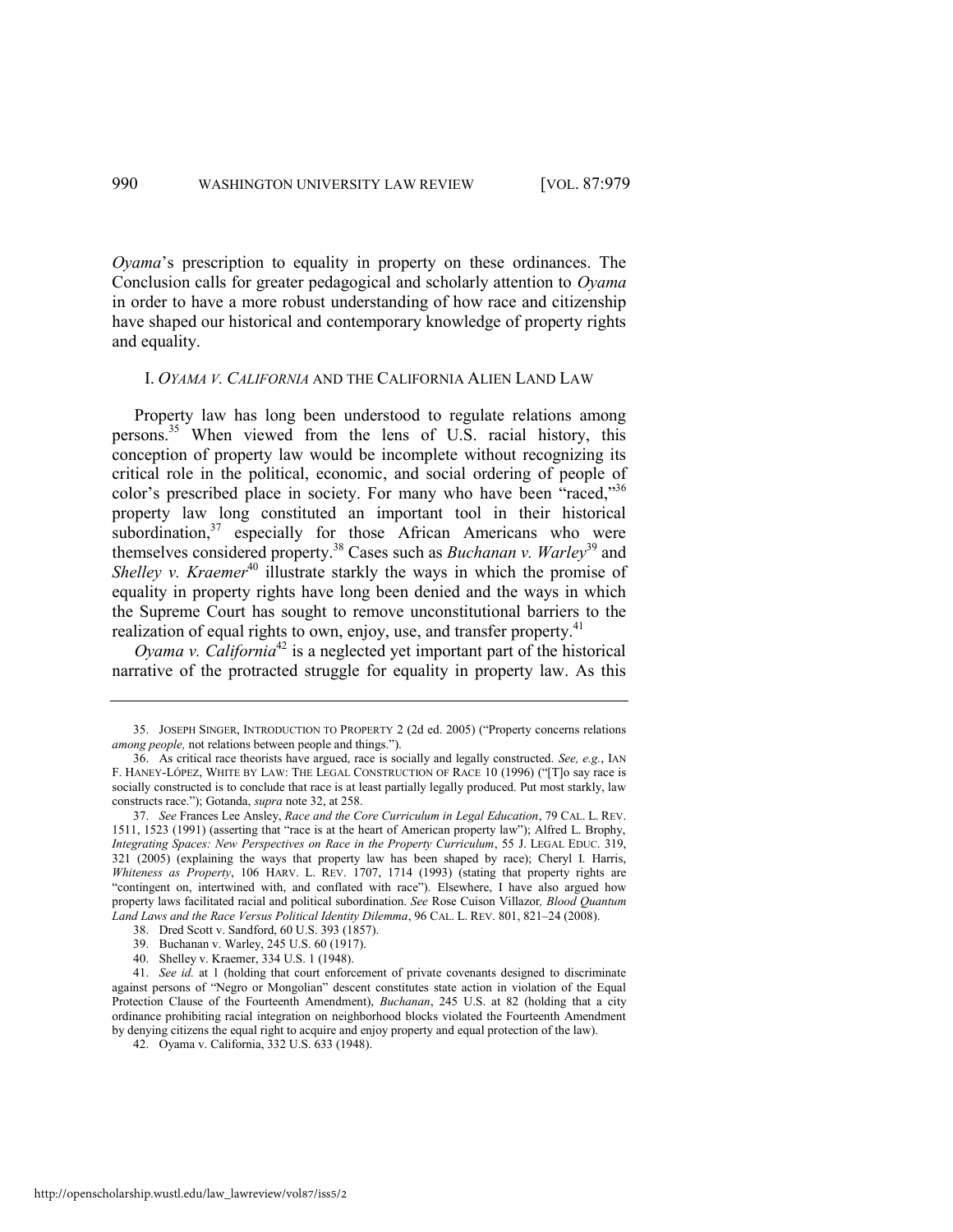*Oyama*'s prescription to equality in property on these ordinances. The Conclusion calls for greater pedagogical and scholarly attention to *Oyama* in order to have a more robust understanding of how race and citizenship have shaped our historical and contemporary knowledge of property rights and equality.

## I. *OYAMA V. CALIFORNIA* AND THE CALIFORNIA ALIEN LAND LAW

Property law has long been understood to regulate relations among persons.[35] When viewed from the lens of U.S. racial history, this conception of property law would be incomplete without recognizing its critical role in the political, economic, and social ordering of people of color's prescribed place in society. For many who have been "raced,"[36] property law long constituted an important tool in their historical subordination,[37] especially for those African Americans who were themselves considered property.[38] Cases such as *Buchanan v. Warley*[39] and *Shelley v. Kraemer*[40] illustrate starkly the ways in which the promise of equality in property rights have long been denied and the ways in which the Supreme Court has sought to remove unconstitutional barriers to the realization of equal rights to own, enjoy, use, and transfer property.[41]

*Oyama v. California*[42] is a neglected yet important part of the historical narrative of the protracted struggle for equality in property law. As this

---

35. JOSEPH SINGER, INTRODUCTION TO PROPERTY 2 (2d ed. 2005) ("Property concerns relations *among people,* not relations between people and things.").

36. As critical race theorists have argued, race is socially and legally constructed. *See, e.g.*, IAN F. HANEY-LÓPEZ, WHITE BY LAW: THE LEGAL CONSTRUCTION OF RACE 10 (1996) ("[T]o say race is socially constructed is to conclude that race is at least partially legally produced. Put most starkly, law constructs race."); Gotanda, *supra* note 32, at 258.

37. *See* Frances Lee Ansley, *Race and the Core Curriculum in Legal Education*, 79 CAL. L. REV. 1511, 1523 (1991) (asserting that "race is at the heart of American property law"); Alfred L. Brophy, *Integrating Spaces: New Perspectives on Race in the Property Curriculum*, 55 J. LEGAL EDUC. 319, 321 (2005) (explaining the ways that property law has been shaped by race); Cheryl I. Harris, *Whiteness as Property*, 106 HARV. L. REV. 1707, 1714 (1993) (stating that property rights are "contingent on, intertwined with, and conflated with race"). Elsewhere, I have also argued how property laws facilitated racial and political subordination. *See* Rose Cuison Villazor*, Blood Quantum Land Laws and the Race Versus Political Identity Dilemma*, 96 CAL. L. REV. 801, 821–24 (2008).

38. Dred Scott v. Sandford, 60 U.S. 393 (1857).

39. Buchanan v. Warley, 245 U.S. 60 (1917).

40. Shelley v. Kraemer, 334 U.S. 1 (1948).

41. *See id.* at 1 (holding that court enforcement of private covenants designed to discriminate against persons of "Negro or Mongolian" descent constitutes state action in violation of the Equal Protection Clause of the Fourteenth Amendment), *Buchanan*, 245 U.S. at 82 (holding that a city ordinance prohibiting racial integration on neighborhood blocks violated the Fourteenth Amendment by denying citizens the equal right to acquire and enjoy property and equal protection of the law).

42. Oyama v. California, 332 U.S. 633 (1948).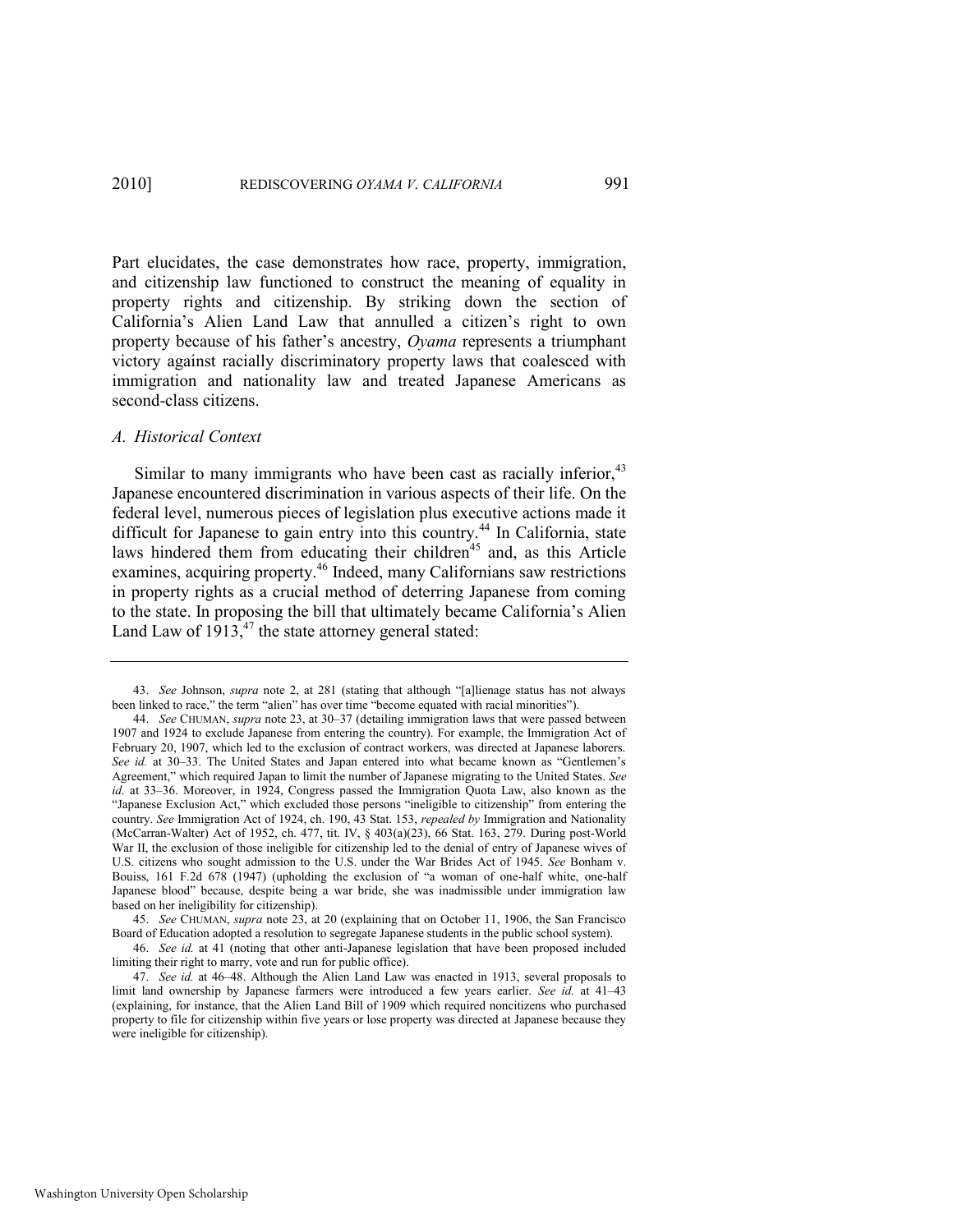Part elucidates, the case demonstrates how race, property, immigration, and citizenship law functioned to construct the meaning of equality in property rights and citizenship. By striking down the section of California's Alien Land Law that annulled a citizen's right to own property because of his father's ancestry, *Oyama* represents a triumphant victory against racially discriminatory property laws that coalesced with immigration and nationality law and treated Japanese Americans as second-class citizens.

### *A. Historical Context*

Similar to many immigrants who have been cast as racially inferior,[43] Japanese encountered discrimination in various aspects of their life. On the federal level, numerous pieces of legislation plus executive actions made it difficult for Japanese to gain entry into this country.[44] In California, state laws hindered them from educating their children[45] and, as this Article examines, acquiring property.[46] Indeed, many Californians saw restrictions in property rights as a crucial method of deterring Japanese from coming to the state. In proposing the bill that ultimately became California's Alien Land Law of 1913,[47] the state attorney general stated:

---

43. *See* Johnson, *supra* note 2, at 281 (stating that although "[a]lienage status has not always been linked to race," the term "alien" has over time "become equated with racial minorities").

44. *See* CHUMAN, *supra* note 23, at 30–37 (detailing immigration laws that were passed between 1907 and 1924 to exclude Japanese from entering the country). For example, the Immigration Act of February 20, 1907, which led to the exclusion of contract workers, was directed at Japanese laborers. *See id.* at 30–33. The United States and Japan entered into what became known as "Gentlemen's Agreement," which required Japan to limit the number of Japanese migrating to the United States. *See id.* at 33–36. Moreover, in 1924, Congress passed the Immigration Quota Law, also known as the "Japanese Exclusion Act," which excluded those persons "ineligible to citizenship" from entering the country. *See* Immigration Act of 1924, ch. 190, 43 Stat. 153, *repealed by* Immigration and Nationality (McCarran-Walter) Act of 1952, ch. 477, tit. IV, § 403(a)(23), 66 Stat. 163, 279. During post-World War II, the exclusion of those ineligible for citizenship led to the denial of entry of Japanese wives of U.S. citizens who sought admission to the U.S. under the War Brides Act of 1945. *See* Bonham v. Bouiss, 161 F.2d 678 (1947) (upholding the exclusion of "a woman of one-half white, one-half Japanese blood" because, despite being a war bride, she was inadmissible under immigration law based on her ineligibility for citizenship).

45. *See* CHUMAN, *supra* note 23, at 20 (explaining that on October 11, 1906, the San Francisco Board of Education adopted a resolution to segregate Japanese students in the public school system).

46. *See id.* at 41 (noting that other anti-Japanese legislation that have been proposed included limiting their right to marry, vote and run for public office).

47. *See id.* at 46–48. Although the Alien Land Law was enacted in 1913, several proposals to limit land ownership by Japanese farmers were introduced a few years earlier. *See id.* at 41–43 (explaining, for instance, that the Alien Land Bill of 1909 which required noncitizens who purchased property to file for citizenship within five years or lose property was directed at Japanese because they were ineligible for citizenship).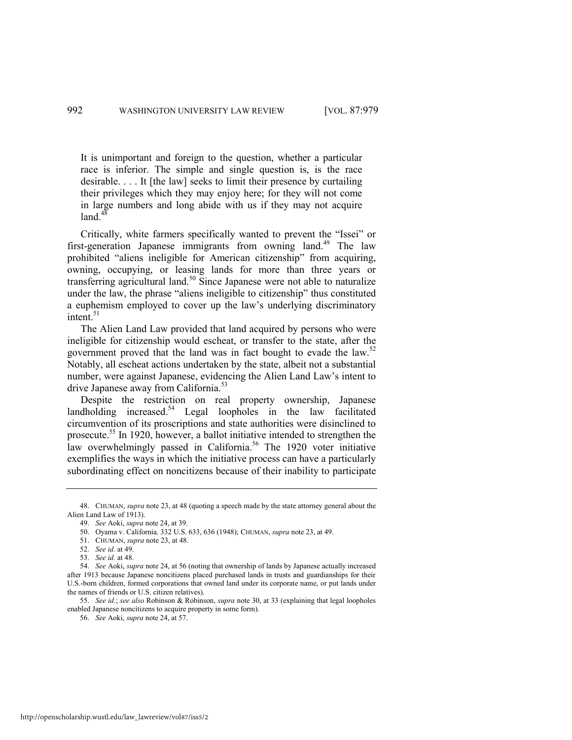> It is unimportant and foreign to the question, whether a particular race is inferior. The simple and single question is, is the race desirable. . . . It [the law] seeks to limit their presence by curtailing their privileges which they may enjoy here; for they will not come in large numbers and long abide with us if they may not acquire land.[48]

Critically, white farmers specifically wanted to prevent the "Issei" or first-generation Japanese immigrants from owning land.[49] The law prohibited "aliens ineligible for American citizenship" from acquiring, owning, occupying, or leasing lands for more than three years or transferring agricultural land.[50] Since Japanese were not able to naturalize under the law, the phrase "aliens ineligible to citizenship" thus constituted a euphemism employed to cover up the law's underlying discriminatory intent.[51]

The Alien Land Law provided that land acquired by persons who were ineligible for citizenship would escheat, or transfer to the state, after the government proved that the land was in fact bought to evade the law.[52] Notably, all escheat actions undertaken by the state, albeit not a substantial number, were against Japanese, evidencing the Alien Land Law's intent to drive Japanese away from California.[53]

Despite the restriction on real property ownership, Japanese landholding increased.[54] Legal loopholes in the law facilitated circumvention of its proscriptions and state authorities were disinclined to prosecute.[55] In 1920, however, a ballot initiative intended to strengthen the law overwhelmingly passed in California.[56] The 1920 voter initiative exemplifies the ways in which the initiative process can have a particularly subordinating effect on noncitizens because of their inability to participate

---

48. CHUMAN, *supra* note 23, at 48 (quoting a speech made by the state attorney general about the Alien Land Law of 1913).

49. *See* Aoki, *supra* note 24, at 39.

50. Oyama v. California*,* 332 U.S. 633, 636 (1948); CHUMAN, *supra* note 23, at 49.

51. CHUMAN, *supra* note 23, at 48.

52. *See id.* at 49.

53. *See id.* at 48.

54. *See* Aoki, *supra* note 24, at 56 (noting that ownership of lands by Japanese actually increased after 1913 because Japanese noncitizens placed purchased lands in trusts and guardianships for their U.S.-born children, formed corporations that owned land under its corporate name, or put lands under the names of friends or U.S. citizen relatives).

55. *See id.*; *see also* Robinson & Robinson, *supra* note 30, at 33 (explaining that legal loopholes enabled Japanese noncitizens to acquire property in some form).

56. *See* Aoki, *supra* note 24, at 57.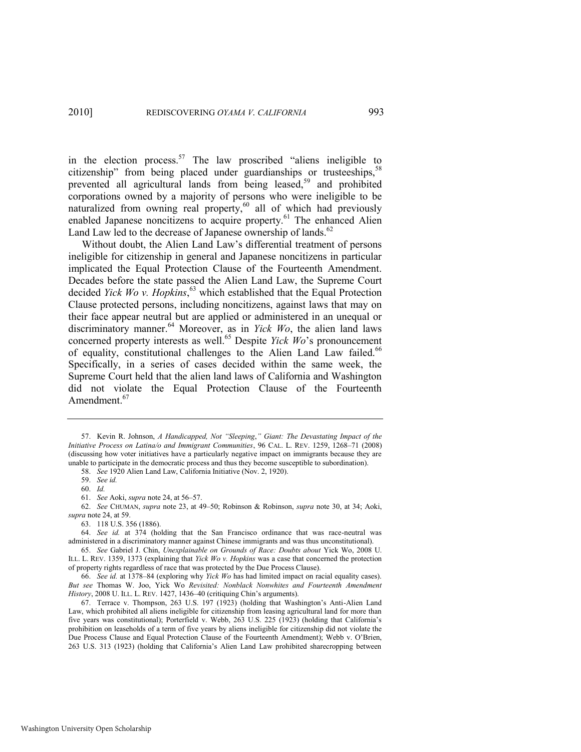in the election process.[57] The law proscribed "aliens ineligible to citizenship" from being placed under guardianships or trusteeships,[58] prevented all agricultural lands from being leased,[59] and prohibited corporations owned by a majority of persons who were ineligible to be naturalized from owning real property,[60] all of which had previously enabled Japanese noncitizens to acquire property.[61] The enhanced Alien Land Law led to the decrease of Japanese ownership of lands.[62]

Without doubt, the Alien Land Law's differential treatment of persons ineligible for citizenship in general and Japanese noncitizens in particular implicated the Equal Protection Clause of the Fourteenth Amendment. Decades before the state passed the Alien Land Law, the Supreme Court decided *Yick Wo v. Hopkins*,[63] which established that the Equal Protection Clause protected persons, including noncitizens, against laws that may on their face appear neutral but are applied or administered in an unequal or discriminatory manner.[64] Moreover, as in *Yick Wo*, the alien land laws concerned property interests as well.[65] Despite *Yick Wo*'s pronouncement of equality, constitutional challenges to the Alien Land Law failed.[66] Specifically, in a series of cases decided within the same week, the Supreme Court held that the alien land laws of California and Washington did not violate the Equal Protection Clause of the Fourteenth Amendment.[67]

---

57. Kevin R. Johnson, *A Handicapped, Not "Sleeping," Giant: The Devastating Impact of the Initiative Process on Latina/o and Immigrant Communities*, 96 CAL. L. REV. 1259, 1268–71 (2008) (discussing how voter initiatives have a particularly negative impact on immigrants because they are unable to participate in the democratic process and thus they become susceptible to subordination).

58. *See* 1920 Alien Land Law, California Initiative (Nov. 2, 1920).

59. *See id.*

60. *Id.*

61. *See* Aoki, *supra* note 24, at 56–57.

62. *See* CHUMAN, *supra* note 23, at 49–50; Robinson & Robinson, *supra* note 30, at 34; Aoki, *supra* note 24, at 59.

63. 118 U.S. 356 (1886).

64. *See id.* at 374 (holding that the San Francisco ordinance that was race-neutral was administered in a discriminatory manner against Chinese immigrants and was thus unconstitutional).

65. *See* Gabriel J. Chin, *Unexplainable on Grounds of Race: Doubts about* Yick Wo, 2008 U. ILL. L. REV. 1359, 1373 (explaining that *Yick Wo v. Hopkins* was a case that concerned the protection of property rights regardless of race that was protected by the Due Process Clause).

66. *See id.* at 1378–84 (exploring why *Yick Wo* has had limited impact on racial equality cases). *But see* Thomas W. Joo, Yick Wo *Revisited: Nonblack Nonwhites and Fourteenth Amendment History*, 2008 U. ILL. L. REV. 1427, 1436–40 (critiquing Chin's arguments).

67. Terrace v. Thompson, 263 U.S. 197 (1923) (holding that Washington's Anti-Alien Land Law, which prohibited all aliens ineligible for citizenship from leasing agricultural land for more than five years was constitutional); Porterfield v. Webb, 263 U.S. 225 (1923) (holding that California's prohibition on leaseholds of a term of five years by aliens ineligible for citizenship did not violate the Due Process Clause and Equal Protection Clause of the Fourteenth Amendment); Webb v. O'Brien, 263 U.S. 313 (1923) (holding that California's Alien Land Law prohibited sharecropping between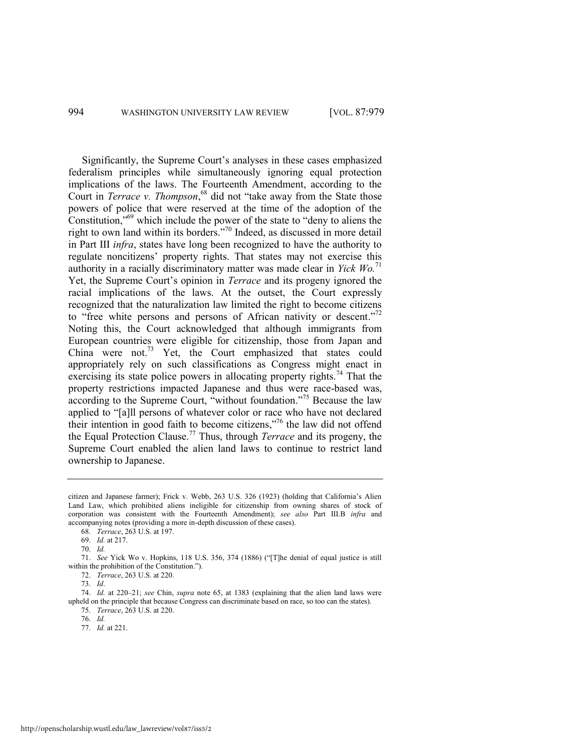Significantly, the Supreme Court's analyses in these cases emphasized federalism principles while simultaneously ignoring equal protection implications of the laws. The Fourteenth Amendment, according to the Court in *Terrace v. Thompson*,[68] did not "take away from the State those powers of police that were reserved at the time of the adoption of the Constitution,"[69] which include the power of the state to "deny to aliens the right to own land within its borders."[70] Indeed, as discussed in more detail in Part III *infra*, states have long been recognized to have the authority to regulate noncitizens' property rights. That states may not exercise this authority in a racially discriminatory matter was made clear in *Yick Wo.*[71] Yet, the Supreme Court's opinion in *Terrace* and its progeny ignored the racial implications of the laws. At the outset, the Court expressly recognized that the naturalization law limited the right to become citizens to "free white persons and persons of African nativity or descent."[72] Noting this, the Court acknowledged that although immigrants from European countries were eligible for citizenship, those from Japan and China were not.[73] Yet, the Court emphasized that states could appropriately rely on such classifications as Congress might enact in exercising its state police powers in allocating property rights.[74] That the property restrictions impacted Japanese and thus were race-based was, according to the Supreme Court, "without foundation."[75] Because the law applied to "[a]ll persons of whatever color or race who have not declared their intention in good faith to become citizens,"[76] the law did not offend the Equal Protection Clause.[77] Thus, through *Terrace* and its progeny, the Supreme Court enabled the alien land laws to continue to restrict land ownership to Japanese.

---

citizen and Japanese farmer); Frick v. Webb, 263 U.S. 326 (1923) (holding that California's Alien Land Law, which prohibited aliens ineligible for citizenship from owning shares of stock of corporation was consistent with the Fourteenth Amendment); *see also* Part III.B *infra* and accompanying notes (providing a more in-depth discussion of these cases).

68. *Terrace*, 263 U.S. at 197.

69. *Id.* at 217.

70. *Id.*

71. *See* Yick Wo v. Hopkins, 118 U.S. 356, 374 (1886) ("[T]he denial of equal justice is still within the prohibition of the Constitution.").

72. *Terrace*, 263 U.S. at 220.

73. *Id*.

74. *Id.* at 220–21; *see* Chin, *supra* note 65, at 1383 (explaining that the alien land laws were upheld on the principle that because Congress can discriminate based on race, so too can the states).

75. *Terrace*, 263 U.S. at 220.

76. *Id.*

77. *Id.* at 221.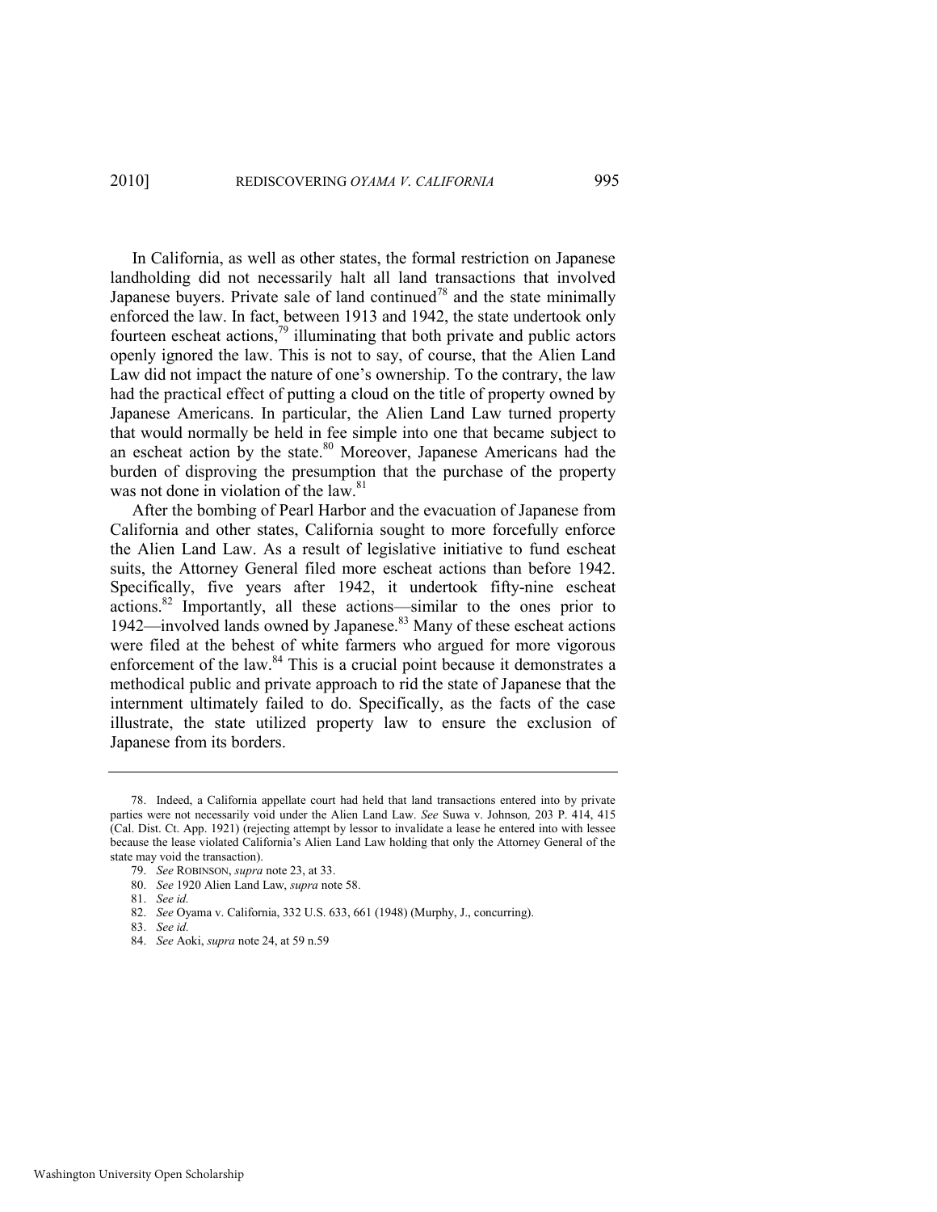In California, as well as other states, the formal restriction on Japanese landholding did not necessarily halt all land transactions that involved Japanese buyers. Private sale of land continued[78] and the state minimally enforced the law. In fact, between 1913 and 1942, the state undertook only fourteen escheat actions,[79] illuminating that both private and public actors openly ignored the law. This is not to say, of course, that the Alien Land Law did not impact the nature of one's ownership. To the contrary, the law had the practical effect of putting a cloud on the title of property owned by Japanese Americans. In particular, the Alien Land Law turned property that would normally be held in fee simple into one that became subject to an escheat action by the state.[80] Moreover, Japanese Americans had the burden of disproving the presumption that the purchase of the property was not done in violation of the law.[81]

After the bombing of Pearl Harbor and the evacuation of Japanese from California and other states, California sought to more forcefully enforce the Alien Land Law. As a result of legislative initiative to fund escheat suits, the Attorney General filed more escheat actions than before 1942. Specifically, five years after 1942, it undertook fifty-nine escheat actions.[82] Importantly, all these actions—similar to the ones prior to 1942—involved lands owned by Japanese.[83] Many of these escheat actions were filed at the behest of white farmers who argued for more vigorous enforcement of the law.[84] This is a crucial point because it demonstrates a methodical public and private approach to rid the state of Japanese that the internment ultimately failed to do. Specifically, as the facts of the case illustrate, the state utilized property law to ensure the exclusion of Japanese from its borders.

---

78. Indeed, a California appellate court had held that land transactions entered into by private parties were not necessarily void under the Alien Land Law. *See* Suwa v. Johnson, 203 P. 414, 415 (Cal. Dist. Ct. App. 1921) (rejecting attempt by lessor to invalidate a lease he entered into with lessee because the lease violated California's Alien Land Law holding that only the Attorney General of the state may void the transaction).

79. *See* ROBINSON, *supra* note 23, at 33.

80. *See* 1920 Alien Land Law, *supra* note 58.

81. *See id.*

82. *See* Oyama v. California, 332 U.S. 633, 661 (1948) (Murphy, J., concurring).

83. *See id.*

84. *See* Aoki, *supra* note 24, at 59 n.59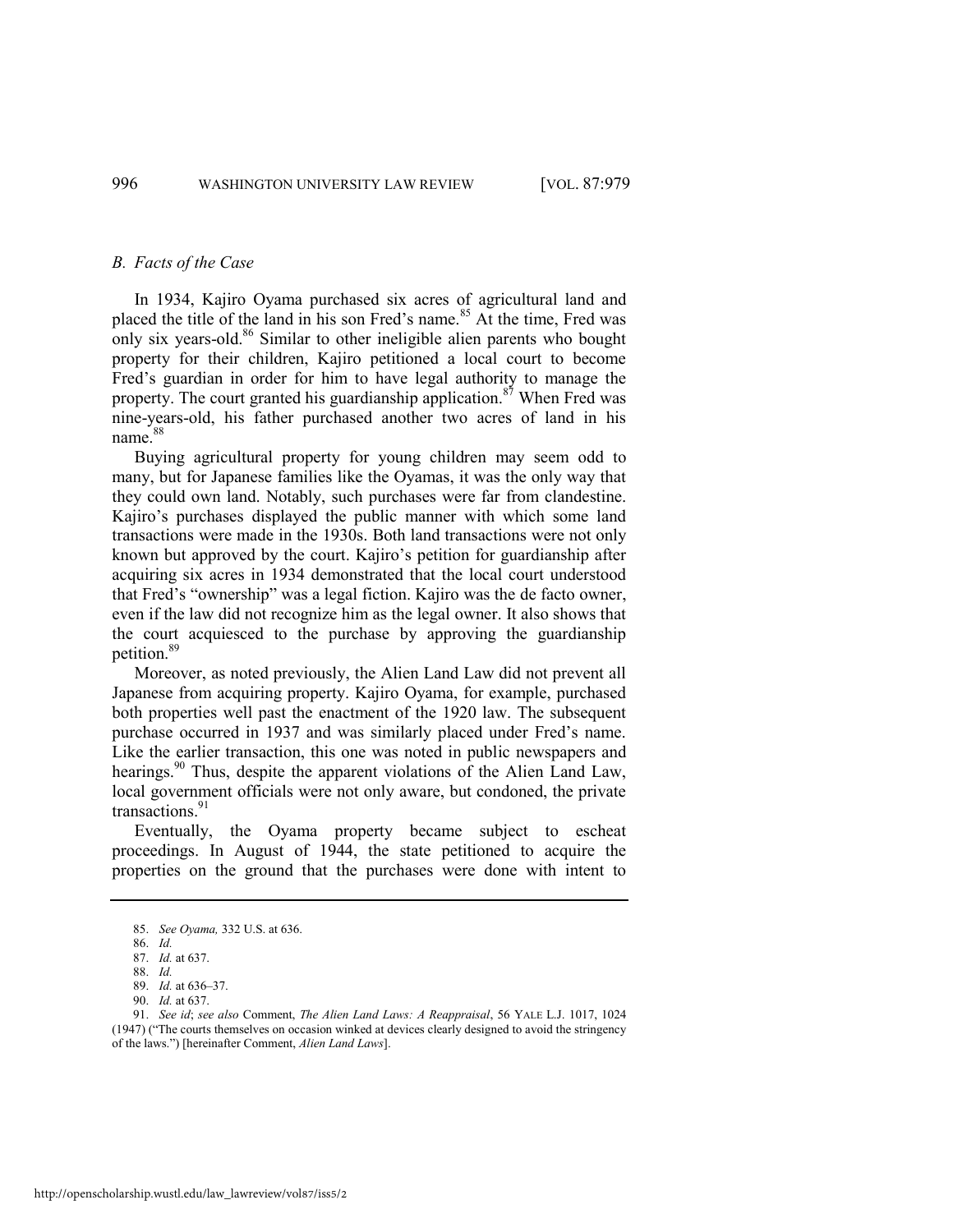### *B. Facts of the Case*

In 1934, Kajiro Oyama purchased six acres of agricultural land and placed the title of the land in his son Fred's name.[85] At the time, Fred was only six years-old.[86] Similar to other ineligible alien parents who bought property for their children, Kajiro petitioned a local court to become Fred's guardian in order for him to have legal authority to manage the property. The court granted his guardianship application.[87] When Fred was nine-years-old, his father purchased another two acres of land in his name.[88]

Buying agricultural property for young children may seem odd to many, but for Japanese families like the Oyamas, it was the only way that they could own land. Notably, such purchases were far from clandestine. Kajiro's purchases displayed the public manner with which some land transactions were made in the 1930s. Both land transactions were not only known but approved by the court. Kajiro's petition for guardianship after acquiring six acres in 1934 demonstrated that the local court understood that Fred's "ownership" was a legal fiction. Kajiro was the de facto owner, even if the law did not recognize him as the legal owner. It also shows that the court acquiesced to the purchase by approving the guardianship petition.[89]

Moreover, as noted previously, the Alien Land Law did not prevent all Japanese from acquiring property. Kajiro Oyama, for example, purchased both properties well past the enactment of the 1920 law. The subsequent purchase occurred in 1937 and was similarly placed under Fred's name. Like the earlier transaction, this one was noted in public newspapers and hearings.[90] Thus, despite the apparent violations of the Alien Land Law, local government officials were not only aware, but condoned, the private transactions.[91]

Eventually, the Oyama property became subject to escheat proceedings. In August of 1944, the state petitioned to acquire the properties on the ground that the purchases were done with intent to

---

85. *See Oyama,* 332 U.S. at 636.

86. *Id.*

87. *Id.* at 637.

88. *Id.*

89. *Id.* at 636–37.

90. *Id.* at 637.

91. *See id*; *see also* Comment, *The Alien Land Laws: A Reappraisal*, 56 YALE L.J. 1017, 1024 (1947) ("The courts themselves on occasion winked at devices clearly designed to avoid the stringency of the laws.") [hereinafter Comment, *Alien Land Laws*].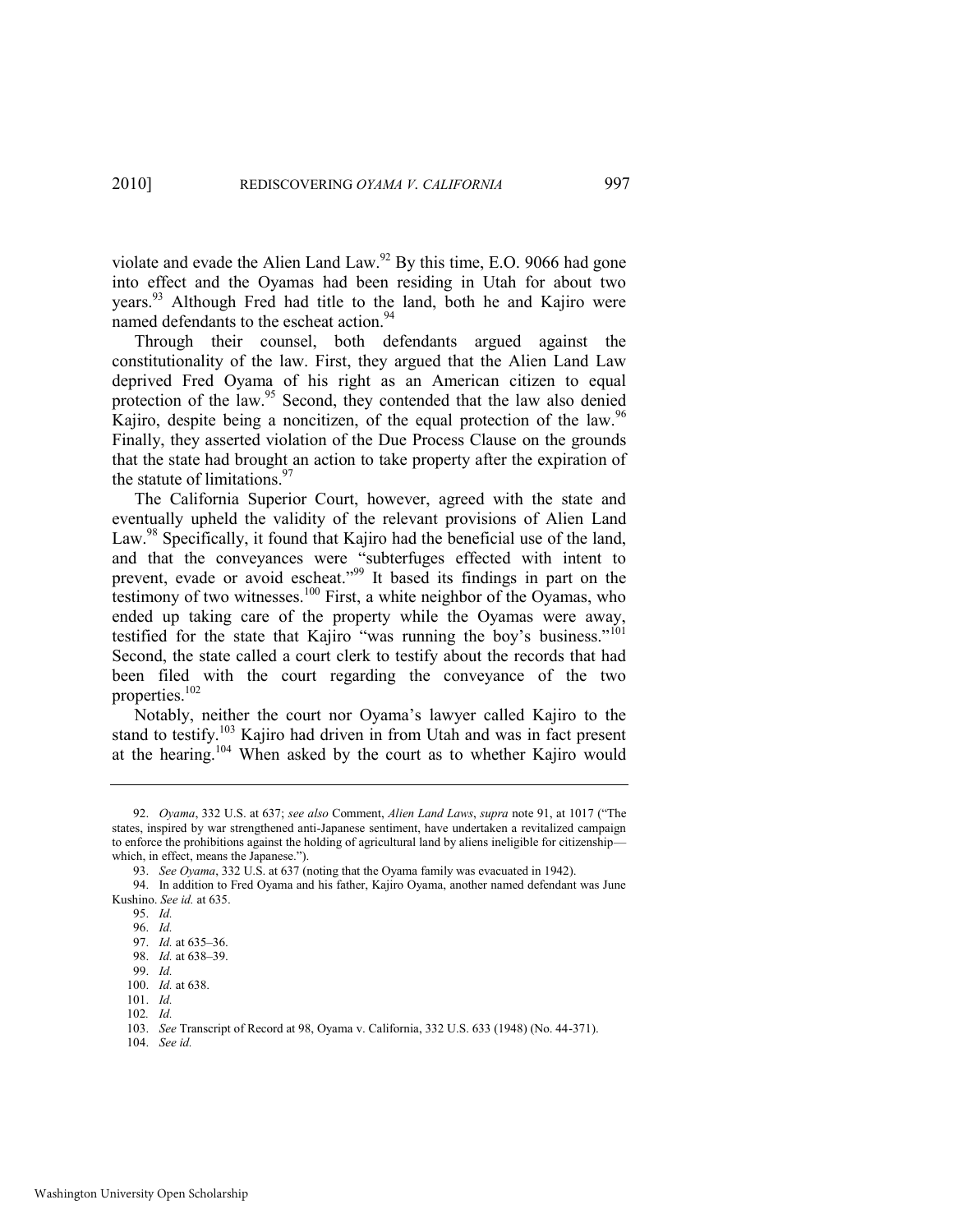violate and evade the Alien Land Law.[92] By this time, E.O. 9066 had gone into effect and the Oyamas had been residing in Utah for about two years.[93] Although Fred had title to the land, both he and Kajiro were named defendants to the escheat action.[94]

Through their counsel, both defendants argued against the constitutionality of the law. First, they argued that the Alien Land Law deprived Fred Oyama of his right as an American citizen to equal protection of the law.[95] Second, they contended that the law also denied Kajiro, despite being a noncitizen, of the equal protection of the law.[96] Finally, they asserted violation of the Due Process Clause on the grounds that the state had brought an action to take property after the expiration of the statute of limitations.[97]

The California Superior Court, however, agreed with the state and eventually upheld the validity of the relevant provisions of Alien Land Law.[98] Specifically, it found that Kajiro had the beneficial use of the land, and that the conveyances were "subterfuges effected with intent to prevent, evade or avoid escheat."[99] It based its findings in part on the testimony of two witnesses.[100] First, a white neighbor of the Oyamas, who ended up taking care of the property while the Oyamas were away, testified for the state that Kajiro "was running the boy's business."[101] Second, the state called a court clerk to testify about the records that had been filed with the court regarding the conveyance of the two properties.[102]

Notably, neither the court nor Oyama's lawyer called Kajiro to the stand to testify.[103] Kajiro had driven in from Utah and was in fact present at the hearing.[104] When asked by the court as to whether Kajiro would

---

92. *Oyama*, 332 U.S. at 637; *see also* Comment, *Alien Land Laws*, *supra* note 91, at 1017 ("The states, inspired by war strengthened anti-Japanese sentiment, have undertaken a revitalized campaign to enforce the prohibitions against the holding of agricultural land by aliens ineligible for citizenship—which, in effect, means the Japanese.").

93. *See Oyama*, 332 U.S. at 637 (noting that the Oyama family was evacuated in 1942).

94. In addition to Fred Oyama and his father, Kajiro Oyama, another named defendant was June Kushino. *See id.* at 635.

95. *Id.*

96. *Id.*

97. *Id.* at 635–36.

98. *Id.* at 638–39.

99. *Id.*

100. *Id.* at 638.

101. *Id.*

102. *Id.*

103. *See* Transcript of Record at 98, Oyama v. California, 332 U.S. 633 (1948) (No. 44-371).

104. *See id.*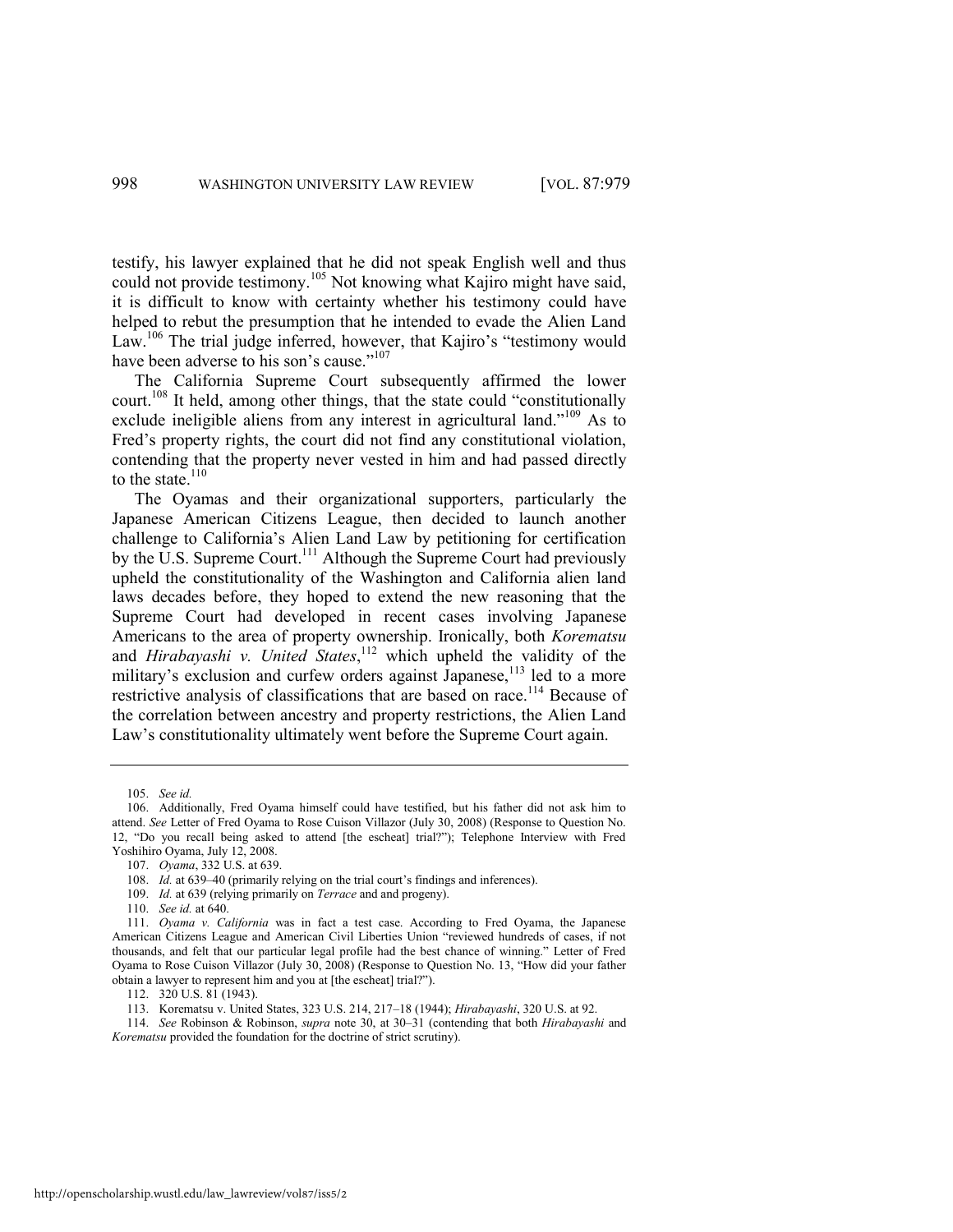testify, his lawyer explained that he did not speak English well and thus could not provide testimony.[105] Not knowing what Kajiro might have said, it is difficult to know with certainty whether his testimony could have helped to rebut the presumption that he intended to evade the Alien Land Law.[106] The trial judge inferred, however, that Kajiro's "testimony would have been adverse to his son's cause."[107]

The California Supreme Court subsequently affirmed the lower court.[108] It held, among other things, that the state could "constitutionally exclude ineligible aliens from any interest in agricultural land."[109] As to Fred's property rights, the court did not find any constitutional violation, contending that the property never vested in him and had passed directly to the state.[110]

The Oyamas and their organizational supporters, particularly the Japanese American Citizens League, then decided to launch another challenge to California's Alien Land Law by petitioning for certification by the U.S. Supreme Court.[111] Although the Supreme Court had previously upheld the constitutionality of the Washington and California alien land laws decades before, they hoped to extend the new reasoning that the Supreme Court had developed in recent cases involving Japanese Americans to the area of property ownership. Ironically, both *Korematsu* and *Hirabayashi v. United States*,[112] which upheld the validity of the military's exclusion and curfew orders against Japanese,[113] led to a more restrictive analysis of classifications that are based on race.[114] Because of the correlation between ancestry and property restrictions, the Alien Land Law's constitutionality ultimately went before the Supreme Court again.

---

105. *See id.*

106. Additionally, Fred Oyama himself could have testified, but his father did not ask him to attend. *See* Letter of Fred Oyama to Rose Cuison Villazor (July 30, 2008) (Response to Question No. 12, "Do you recall being asked to attend [the escheat] trial?"); Telephone Interview with Fred Yoshihiro Oyama, July 12, 2008.

107. *Oyama*, 332 U.S. at 639.

108. *Id.* at 639–40 (primarily relying on the trial court's findings and inferences).

109. *Id.* at 639 (relying primarily on *Terrace* and and progeny).

110. *See id.* at 640.

111. *Oyama v. California* was in fact a test case. According to Fred Oyama, the Japanese American Citizens League and American Civil Liberties Union "reviewed hundreds of cases, if not thousands, and felt that our particular legal profile had the best chance of winning." Letter of Fred Oyama to Rose Cuison Villazor (July 30, 2008) (Response to Question No. 13, "How did your father obtain a lawyer to represent him and you at [the escheat] trial?").

112. 320 U.S. 81 (1943).

113. Korematsu v. United States, 323 U.S. 214, 217–18 (1944); *Hirabayashi*, 320 U.S. at 92.

114. *See* Robinson & Robinson, *supra* note 30, at 30–31 (contending that both *Hirabayashi* and *Korematsu* provided the foundation for the doctrine of strict scrutiny).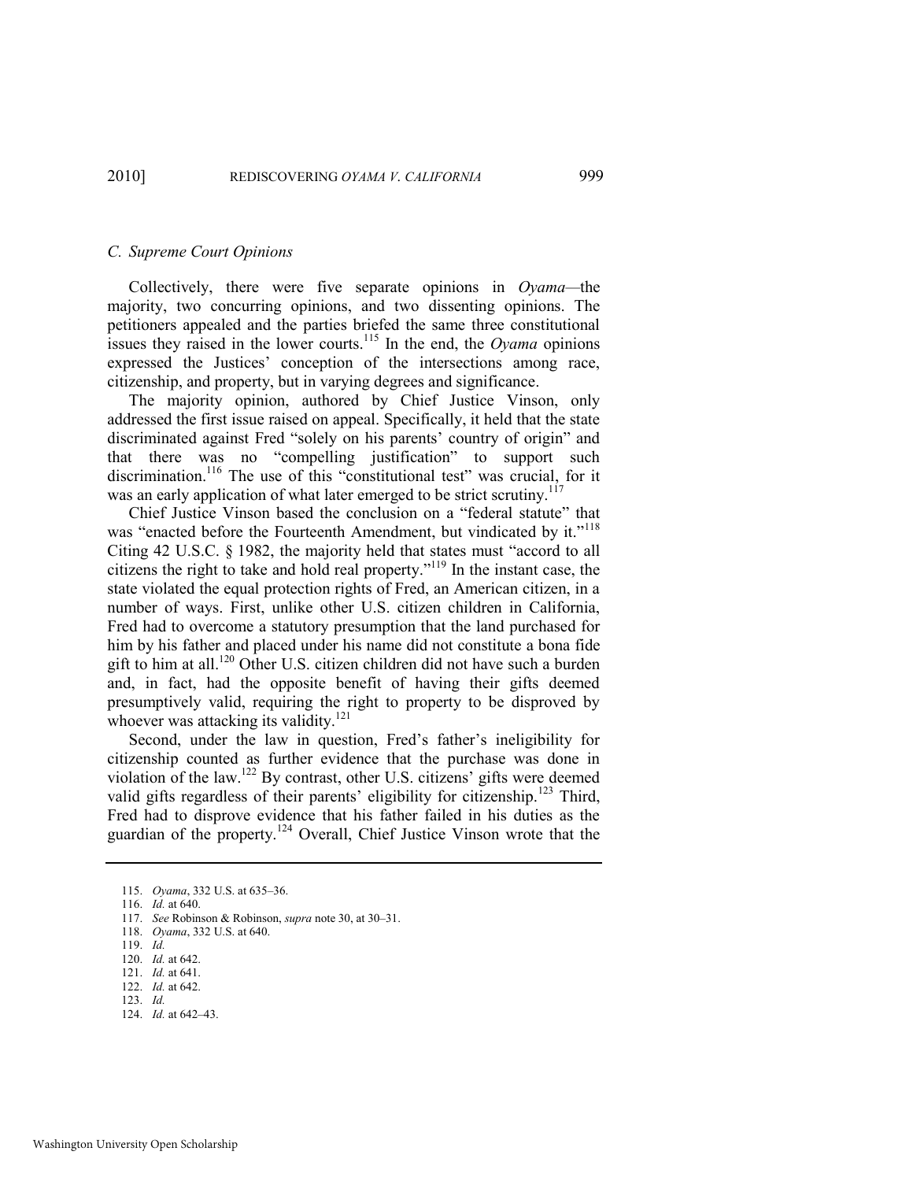### *C. Supreme Court Opinions*

Collectively, there were five separate opinions in *Oyama*—the majority, two concurring opinions, and two dissenting opinions. The petitioners appealed and the parties briefed the same three constitutional issues they raised in the lower courts.[115] In the end, the *Oyama* opinions expressed the Justices' conception of the intersections among race, citizenship, and property, but in varying degrees and significance.

The majority opinion, authored by Chief Justice Vinson, only addressed the first issue raised on appeal. Specifically, it held that the state discriminated against Fred "solely on his parents' country of origin" and that there was no "compelling justification" to support such discrimination.[116] The use of this "constitutional test" was crucial, for it was an early application of what later emerged to be strict scrutiny.[117]

Chief Justice Vinson based the conclusion on a "federal statute" that was "enacted before the Fourteenth Amendment, but vindicated by it."[118] Citing 42 U.S.C. § 1982, the majority held that states must "accord to all citizens the right to take and hold real property."[119] In the instant case, the state violated the equal protection rights of Fred, an American citizen, in a number of ways. First, unlike other U.S. citizen children in California, Fred had to overcome a statutory presumption that the land purchased for him by his father and placed under his name did not constitute a bona fide gift to him at all.[120] Other U.S. citizen children did not have such a burden and, in fact, had the opposite benefit of having their gifts deemed presumptively valid, requiring the right to property to be disproved by whoever was attacking its validity.[121]

Second, under the law in question, Fred's father's ineligibility for citizenship counted as further evidence that the purchase was done in violation of the law.[122] By contrast, other U.S. citizens' gifts were deemed valid gifts regardless of their parents' eligibility for citizenship.[123] Third, Fred had to disprove evidence that his father failed in his duties as the guardian of the property.[124] Overall, Chief Justice Vinson wrote that the

---

115. *Oyama*, 332 U.S. at 635–36.

116. *Id.* at 640.

117. *See* Robinson & Robinson, *supra* note 30, at 30–31.

118. *Oyama*, 332 U.S. at 640.

119. *Id.*

120. *Id.* at 642.

121. *Id.* at 641.

122. *Id.* at 642.

123. *Id.*

124. *Id.* at 642–43.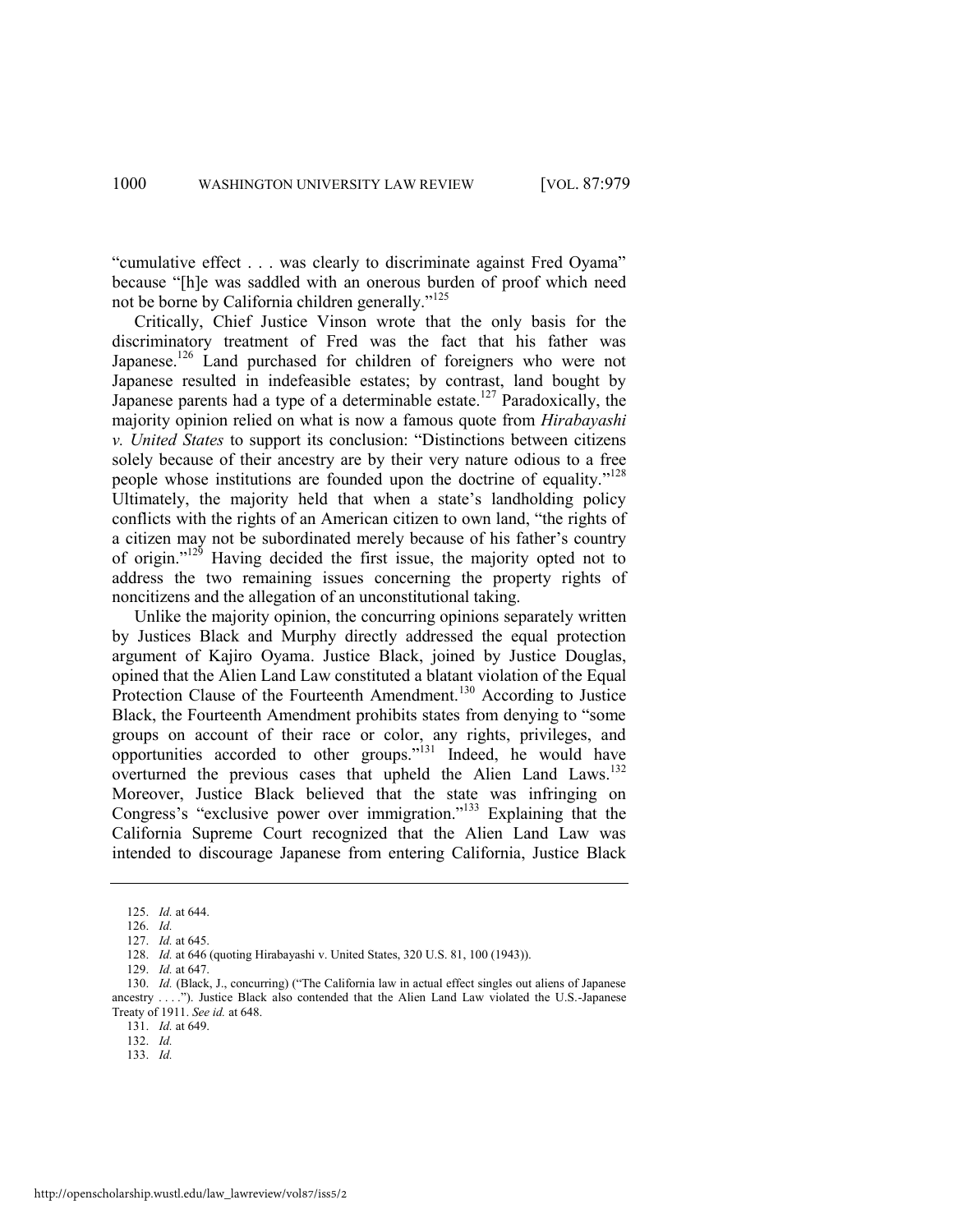"cumulative effect . . . was clearly to discriminate against Fred Oyama" because "[h]e was saddled with an onerous burden of proof which need not be borne by California children generally."[125]

Critically, Chief Justice Vinson wrote that the only basis for the discriminatory treatment of Fred was the fact that his father was Japanese.[126] Land purchased for children of foreigners who were not Japanese resulted in indefeasible estates; by contrast, land bought by Japanese parents had a type of a determinable estate.[127] Paradoxically, the majority opinion relied on what is now a famous quote from *Hirabayashi v. United States* to support its conclusion: "Distinctions between citizens solely because of their ancestry are by their very nature odious to a free people whose institutions are founded upon the doctrine of equality."[128] Ultimately, the majority held that when a state's landholding policy conflicts with the rights of an American citizen to own land, "the rights of a citizen may not be subordinated merely because of his father's country of origin."[129] Having decided the first issue, the majority opted not to address the two remaining issues concerning the property rights of noncitizens and the allegation of an unconstitutional taking.

Unlike the majority opinion, the concurring opinions separately written by Justices Black and Murphy directly addressed the equal protection argument of Kajiro Oyama. Justice Black, joined by Justice Douglas, opined that the Alien Land Law constituted a blatant violation of the Equal Protection Clause of the Fourteenth Amendment.[130] According to Justice Black, the Fourteenth Amendment prohibits states from denying to "some groups on account of their race or color, any rights, privileges, and opportunities accorded to other groups."[131] Indeed, he would have overturned the previous cases that upheld the Alien Land Laws.[132] Moreover, Justice Black believed that the state was infringing on Congress's "exclusive power over immigration."[133] Explaining that the California Supreme Court recognized that the Alien Land Law was intended to discourage Japanese from entering California, Justice Black

---

125. *Id.* at 644.

126. *Id.*

127. *Id.* at 645.

128. *Id.* at 646 (quoting Hirabayashi v. United States, 320 U.S. 81, 100 (1943)).

129. *Id.* at 647.

130. *Id.* (Black, J., concurring) ("The California law in actual effect singles out aliens of Japanese ancestry . . . ."). Justice Black also contended that the Alien Land Law violated the U.S.-Japanese Treaty of 1911. *See id.* at 648.

131. *Id.* at 649.

132. *Id.*

133. *Id.*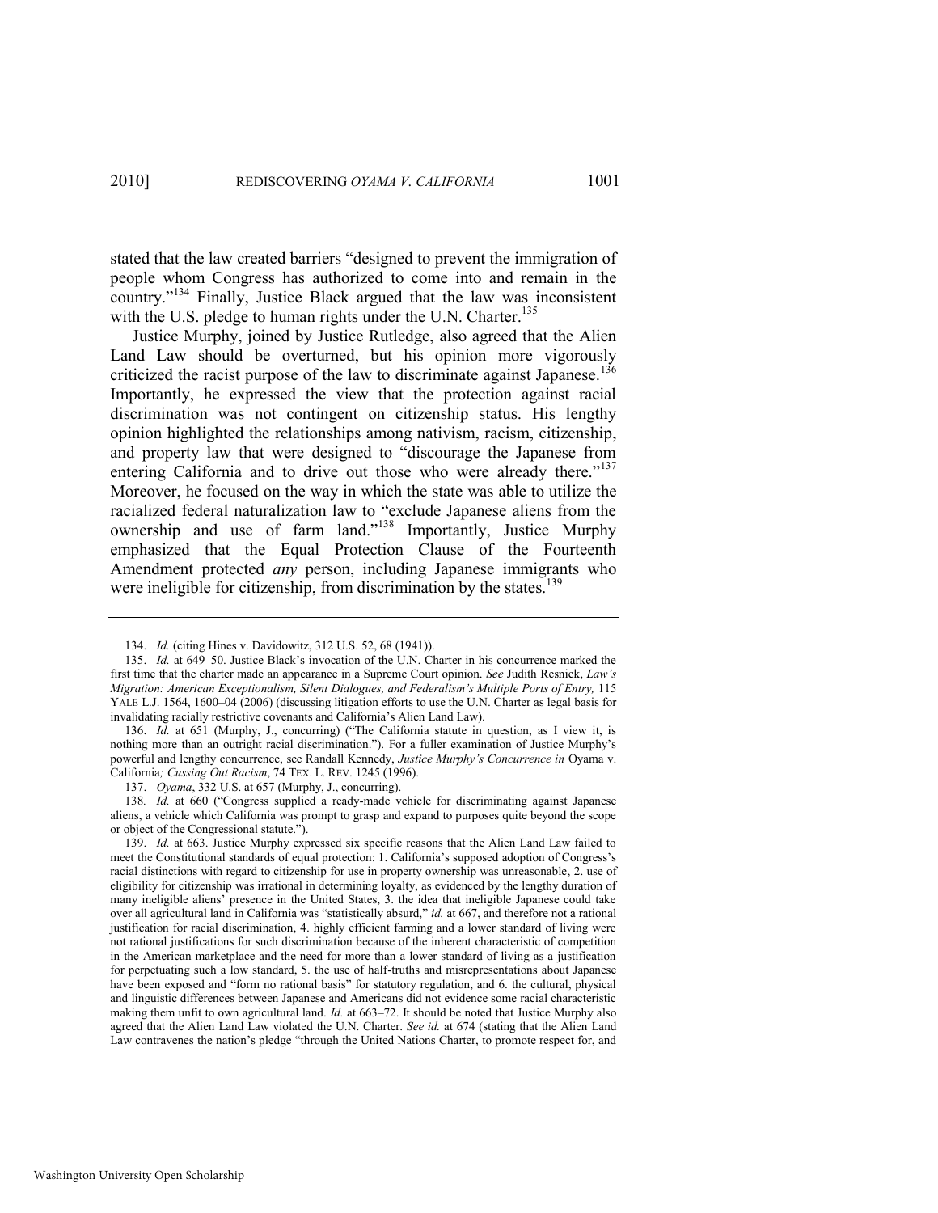stated that the law created barriers "designed to prevent the immigration of people whom Congress has authorized to come into and remain in the country."[134] Finally, Justice Black argued that the law was inconsistent with the U.S. pledge to human rights under the U.N. Charter.[135]

Justice Murphy, joined by Justice Rutledge, also agreed that the Alien Land Law should be overturned, but his opinion more vigorously criticized the racist purpose of the law to discriminate against Japanese.[136] Importantly, he expressed the view that the protection against racial discrimination was not contingent on citizenship status. His lengthy opinion highlighted the relationships among nativism, racism, citizenship, and property law that were designed to "discourage the Japanese from entering California and to drive out those who were already there."[137] Moreover, he focused on the way in which the state was able to utilize the racialized federal naturalization law to "exclude Japanese aliens from the ownership and use of farm land."[138] Importantly, Justice Murphy emphasized that the Equal Protection Clause of the Fourteenth Amendment protected *any* person, including Japanese immigrants who were ineligible for citizenship, from discrimination by the states.[139]

---

134. *Id.* (citing Hines v. Davidowitz, 312 U.S. 52, 68 (1941)).

135. *Id.* at 649–50. Justice Black's invocation of the U.N. Charter in his concurrence marked the first time that the charter made an appearance in a Supreme Court opinion. *See* Judith Resnick, *Law's Migration: American Exceptionalism, Silent Dialogues, and Federalism's Multiple Ports of Entry,* 115 YALE L.J. 1564, 1600–04 (2006) (discussing litigation efforts to use the U.N. Charter as legal basis for invalidating racially restrictive covenants and California's Alien Land Law).

136. *Id.* at 651 (Murphy, J., concurring) ("The California statute in question, as I view it, is nothing more than an outright racial discrimination."). For a fuller examination of Justice Murphy's powerful and lengthy concurrence, see Randall Kennedy, *Justice Murphy's Concurrence in* Oyama v. California*; Cussing Out Racism*, 74 TEX. L. REV. 1245 (1996).

137. *Oyama*, 332 U.S. at 657 (Murphy, J., concurring).

138. *Id.* at 660 ("Congress supplied a ready-made vehicle for discriminating against Japanese aliens, a vehicle which California was prompt to grasp and expand to purposes quite beyond the scope or object of the Congressional statute.").

139. *Id.* at 663. Justice Murphy expressed six specific reasons that the Alien Land Law failed to meet the Constitutional standards of equal protection: 1. California's supposed adoption of Congress's racial distinctions with regard to citizenship for use in property ownership was unreasonable, 2. use of eligibility for citizenship was irrational in determining loyalty, as evidenced by the lengthy duration of many ineligible aliens' presence in the United States, 3. the idea that ineligible Japanese could take over all agricultural land in California was "statistically absurd," *id.* at 667, and therefore not a rational justification for racial discrimination, 4. highly efficient farming and a lower standard of living were not rational justifications for such discrimination because of the inherent characteristic of competition in the American marketplace and the need for more than a lower standard of living as a justification for perpetuating such a low standard, 5. the use of half-truths and misrepresentations about Japanese have been exposed and "form no rational basis" for statutory regulation, and 6. the cultural, physical and linguistic differences between Japanese and Americans did not evidence some racial characteristic making them unfit to own agricultural land. *Id.* at 663–72. It should be noted that Justice Murphy also agreed that the Alien Land Law violated the U.N. Charter. *See id.* at 674 (stating that the Alien Land Law contravenes the nation's pledge "through the United Nations Charter, to promote respect for, and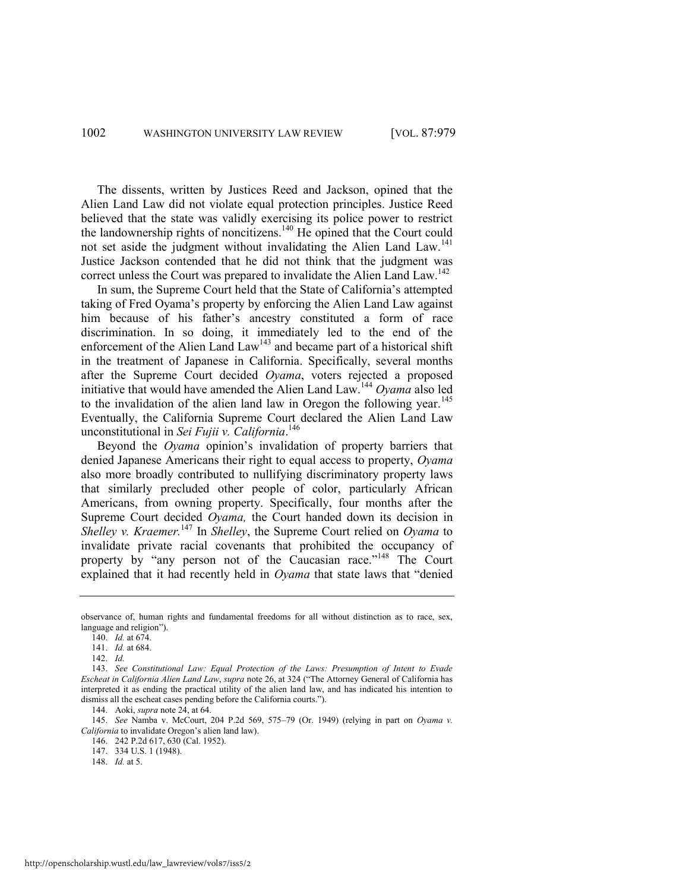The dissents, written by Justices Reed and Jackson, opined that the Alien Land Law did not violate equal protection principles. Justice Reed believed that the state was validly exercising its police power to restrict the landownership rights of noncitizens.[140] He opined that the Court could not set aside the judgment without invalidating the Alien Land Law.[141] Justice Jackson contended that he did not think that the judgment was correct unless the Court was prepared to invalidate the Alien Land Law.[142]

In sum, the Supreme Court held that the State of California's attempted taking of Fred Oyama's property by enforcing the Alien Land Law against him because of his father's ancestry constituted a form of race discrimination. In so doing, it immediately led to the end of the enforcement of the Alien Land Law[143] and became part of a historical shift in the treatment of Japanese in California. Specifically, several months after the Supreme Court decided *Oyama*, voters rejected a proposed initiative that would have amended the Alien Land Law.[144] *Oyama* also led to the invalidation of the alien land law in Oregon the following year.[145] Eventually, the California Supreme Court declared the Alien Land Law unconstitutional in *Sei Fujii v. California*.[146]

Beyond the *Oyama* opinion's invalidation of property barriers that denied Japanese Americans their right to equal access to property, *Oyama* also more broadly contributed to nullifying discriminatory property laws that similarly precluded other people of color, particularly African Americans, from owning property. Specifically, four months after the Supreme Court decided *Oyama,* the Court handed down its decision in *Shelley v. Kraemer.*[147] In *Shelley*, the Supreme Court relied on *Oyama* to invalidate private racial covenants that prohibited the occupancy of property by "any person not of the Caucasian race."[148] The Court explained that it had recently held in *Oyama* that state laws that "denied

---

observance of, human rights and fundamental freedoms for all without distinction as to race, sex, language and religion").

140. *Id.* at 674.

141. *Id.* at 684.

142. *Id.*

143. *See Constitutional Law: Equal Protection of the Laws: Presumption of Intent to Evade Escheat in California Alien Land Law*, *supra* note 26, at 324 ("The Attorney General of California has interpreted it as ending the practical utility of the alien land law, and has indicated his intention to dismiss all the escheat cases pending before the California courts.").

144. Aoki, *supra* note 24, at 64.

145. *See* Namba v. McCourt, 204 P.2d 569, 575–79 (Or. 1949) (relying in part on *Oyama v. California* to invalidate Oregon's alien land law).

146. 242 P.2d 617, 630 (Cal. 1952).

147. 334 U.S. 1 (1948).

148. *Id.* at 5.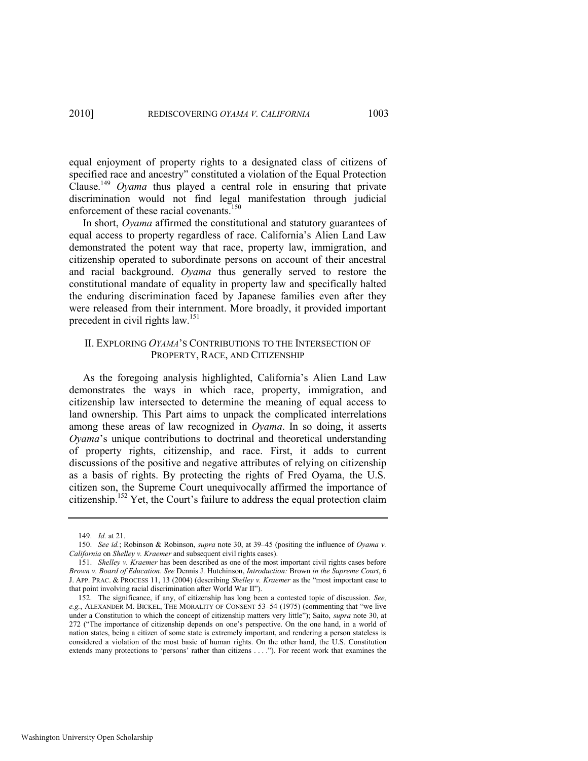equal enjoyment of property rights to a designated class of citizens of specified race and ancestry" constituted a violation of the Equal Protection Clause.[149] *Oyama* thus played a central role in ensuring that private discrimination would not find legal manifestation through judicial enforcement of these racial covenants.[150]

In short, *Oyama* affirmed the constitutional and statutory guarantees of equal access to property regardless of race. California's Alien Land Law demonstrated the potent way that race, property law, immigration, and citizenship operated to subordinate persons on account of their ancestral and racial background. *Oyama* thus generally served to restore the constitutional mandate of equality in property law and specifically halted the enduring discrimination faced by Japanese families even after they were released from their internment. More broadly, it provided important precedent in civil rights law.[151]

## II. EXPLORING *OYAMA*'S CONTRIBUTIONS TO THE INTERSECTION OF PROPERTY, RACE, AND CITIZENSHIP

As the foregoing analysis highlighted, California's Alien Land Law demonstrates the ways in which race, property, immigration, and citizenship law intersected to determine the meaning of equal access to land ownership. This Part aims to unpack the complicated interrelations among these areas of law recognized in *Oyama*. In so doing, it asserts *Oyama*'s unique contributions to doctrinal and theoretical understanding of property rights, citizenship, and race. First, it adds to current discussions of the positive and negative attributes of relying on citizenship as a basis of rights. By protecting the rights of Fred Oyama, the U.S. citizen son, the Supreme Court unequivocally affirmed the importance of citizenship.[152] Yet, the Court's failure to address the equal protection claim

---

149. *Id.* at 21.

150. *See id.*; Robinson & Robinson, *supra* note 30, at 39–45 (positing the influence of *Oyama v. California* on *Shelley v. Kraemer* and subsequent civil rights cases).

151. *Shelley v. Kraemer* has been described as one of the most important civil rights cases before *Brown v. Board of Education*. *See* Dennis J. Hutchinson, *Introduction:* Brown *in the Supreme Court*, 6 J. APP. PRAC. & PROCESS 11, 13 (2004) (describing *Shelley v. Kraemer* as the "most important case to that point involving racial discrimination after World War II").

152. The significance, if any, of citizenship has long been a contested topic of discussion. *See, e.g.*, ALEXANDER M. BICKEL, THE MORALITY OF CONSENT 53–54 (1975) (commenting that "we live under a Constitution to which the concept of citizenship matters very little"); Saito, *supra* note 30, at 272 ("The importance of citizenship depends on one's perspective. On the one hand, in a world of nation states, being a citizen of some state is extremely important, and rendering a person stateless is considered a violation of the most basic of human rights. On the other hand, the U.S. Constitution extends many protections to 'persons' rather than citizens . . . ."). For recent work that examines the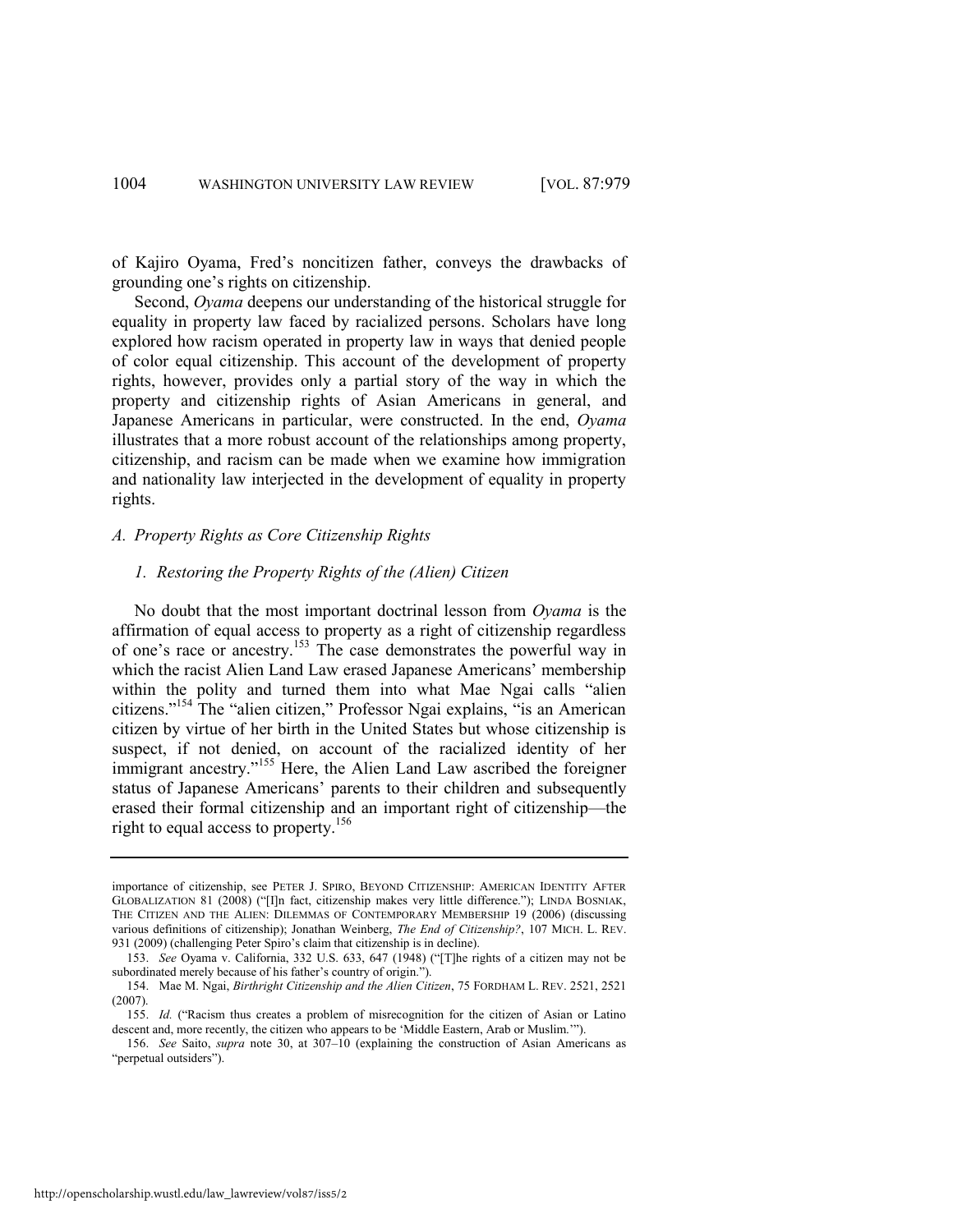of Kajiro Oyama, Fred's noncitizen father, conveys the drawbacks of grounding one's rights on citizenship.

Second, *Oyama* deepens our understanding of the historical struggle for equality in property law faced by racialized persons. Scholars have long explored how racism operated in property law in ways that denied people of color equal citizenship. This account of the development of property rights, however, provides only a partial story of the way in which the property and citizenship rights of Asian Americans in general, and Japanese Americans in particular, were constructed. In the end, *Oyama* illustrates that a more robust account of the relationships among property, citizenship, and racism can be made when we examine how immigration and nationality law interjected in the development of equality in property rights.

### *A. Property Rights as Core Citizenship Rights*

#### *1. Restoring the Property Rights of the (Alien) Citizen*

No doubt that the most important doctrinal lesson from *Oyama* is the affirmation of equal access to property as a right of citizenship regardless of one's race or ancestry.[153] The case demonstrates the powerful way in which the racist Alien Land Law erased Japanese Americans' membership within the polity and turned them into what Mae Ngai calls "alien citizens."[154] The "alien citizen," Professor Ngai explains, "is an American citizen by virtue of her birth in the United States but whose citizenship is suspect, if not denied, on account of the racialized identity of her immigrant ancestry."[155] Here, the Alien Land Law ascribed the foreigner status of Japanese Americans' parents to their children and subsequently erased their formal citizenship and an important right of citizenship—the right to equal access to property.[156]

---

importance of citizenship, see PETER J. SPIRO, BEYOND CITIZENSHIP: AMERICAN IDENTITY AFTER GLOBALIZATION 81 (2008) ("[I]n fact, citizenship makes very little difference."); LINDA BOSNIAK, THE CITIZEN AND THE ALIEN: DILEMMAS OF CONTEMPORARY MEMBERSHIP 19 (2006) (discussing various definitions of citizenship); Jonathan Weinberg, *The End of Citizenship?*, 107 MICH. L. REV. 931 (2009) (challenging Peter Spiro's claim that citizenship is in decline).

153. *See* Oyama v. California, 332 U.S. 633, 647 (1948) ("[T]he rights of a citizen may not be subordinated merely because of his father's country of origin.").

154. Mae M. Ngai, *Birthright Citizenship and the Alien Citizen*, 75 FORDHAM L. REV. 2521, 2521 (2007).

155. *Id.* ("Racism thus creates a problem of misrecognition for the citizen of Asian or Latino descent and, more recently, the citizen who appears to be 'Middle Eastern, Arab or Muslim.'").

156. *See* Saito, *supra* note 30, at 307–10 (explaining the construction of Asian Americans as "perpetual outsiders").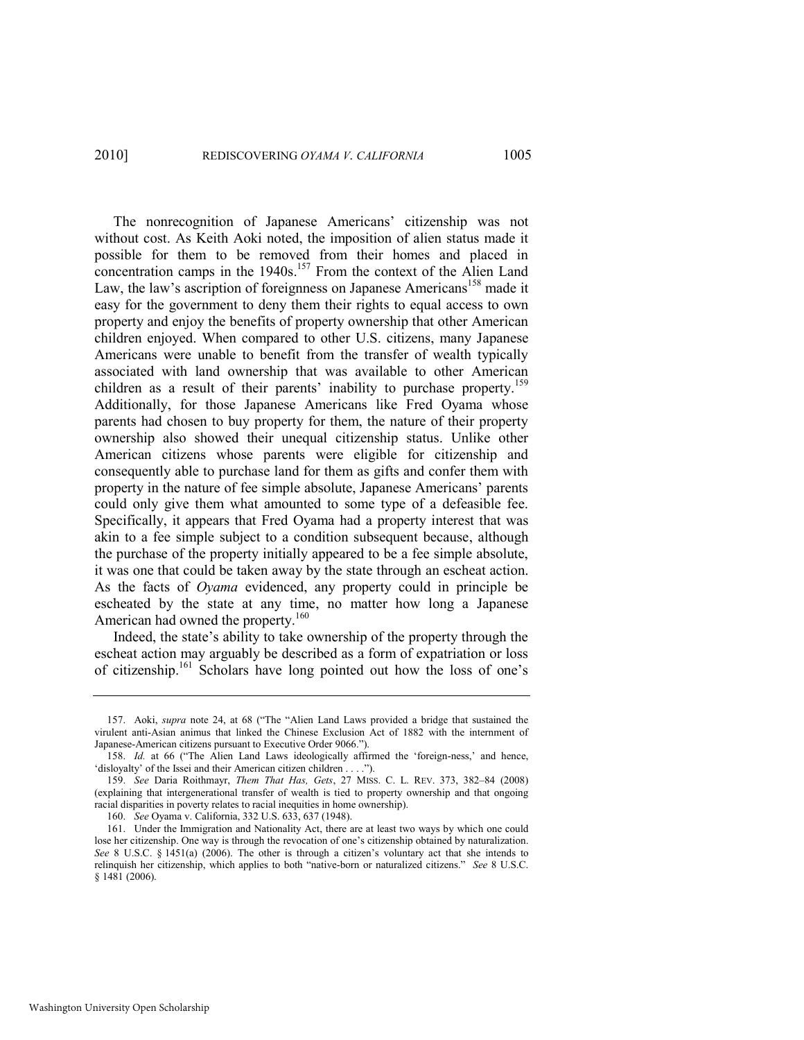The nonrecognition of Japanese Americans' citizenship was not without cost. As Keith Aoki noted, the imposition of alien status made it possible for them to be removed from their homes and placed in concentration camps in the 1940s.[157] From the context of the Alien Land Law, the law's ascription of foreignness on Japanese Americans[158] made it easy for the government to deny them their rights to equal access to own property and enjoy the benefits of property ownership that other American children enjoyed. When compared to other U.S. citizens, many Japanese Americans were unable to benefit from the transfer of wealth typically associated with land ownership that was available to other American children as a result of their parents' inability to purchase property.[159] Additionally, for those Japanese Americans like Fred Oyama whose parents had chosen to buy property for them, the nature of their property ownership also showed their unequal citizenship status. Unlike other American citizens whose parents were eligible for citizenship and consequently able to purchase land for them as gifts and confer them with property in the nature of fee simple absolute, Japanese Americans' parents could only give them what amounted to some type of a defeasible fee. Specifically, it appears that Fred Oyama had a property interest that was akin to a fee simple subject to a condition subsequent because, although the purchase of the property initially appeared to be a fee simple absolute, it was one that could be taken away by the state through an escheat action. As the facts of *Oyama* evidenced, any property could in principle be escheated by the state at any time, no matter how long a Japanese American had owned the property.[160]

Indeed, the state's ability to take ownership of the property through the escheat action may arguably be described as a form of expatriation or loss of citizenship.[161] Scholars have long pointed out how the loss of one's

---

157. Aoki, *supra* note 24, at 68 ("The "Alien Land Laws provided a bridge that sustained the virulent anti-Asian animus that linked the Chinese Exclusion Act of 1882 with the internment of Japanese-American citizens pursuant to Executive Order 9066.").

158. *Id.* at 66 ("The Alien Land Laws ideologically affirmed the 'foreign-ness,' and hence, 'disloyalty' of the Issei and their American citizen children . . . .").

159. *See* Daria Roithmayr, *Them That Has, Gets*, 27 MISS. C. L. REV. 373, 382–84 (2008) (explaining that intergenerational transfer of wealth is tied to property ownership and that ongoing racial disparities in poverty relates to racial inequities in home ownership).

160. *See* Oyama v. California, 332 U.S. 633, 637 (1948).

161. Under the Immigration and Nationality Act, there are at least two ways by which one could lose her citizenship. One way is through the revocation of one's citizenship obtained by naturalization. *See* 8 U.S.C. § 1451(a) (2006). The other is through a citizen's voluntary act that she intends to relinquish her citizenship, which applies to both "native-born or naturalized citizens." *See* 8 U.S.C. § 1481 (2006).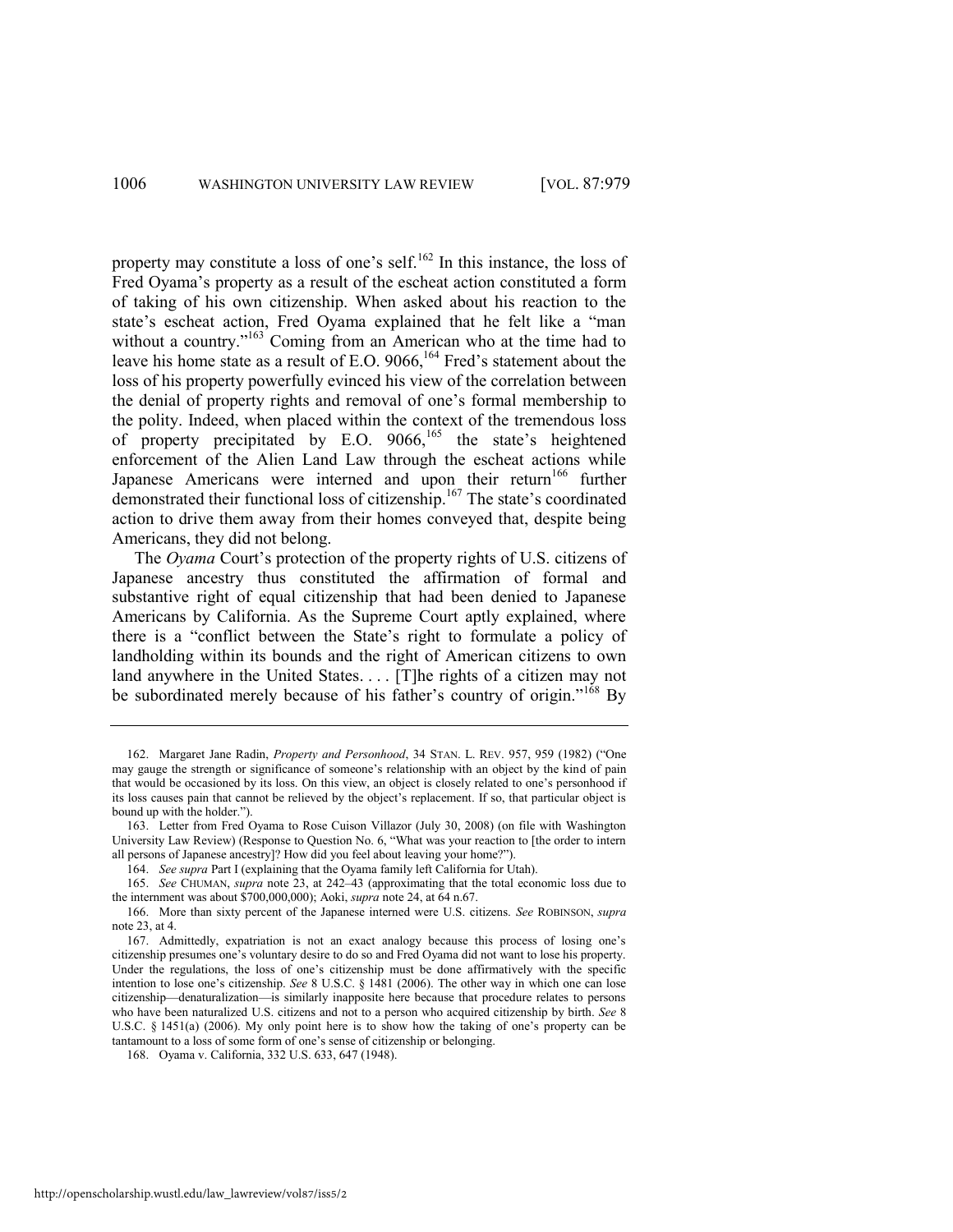property may constitute a loss of one's self.[162] In this instance, the loss of Fred Oyama's property as a result of the escheat action constituted a form of taking of his own citizenship. When asked about his reaction to the state's escheat action, Fred Oyama explained that he felt like a "man without a country."[163] Coming from an American who at the time had to leave his home state as a result of E.O. 9066,[164] Fred's statement about the loss of his property powerfully evinced his view of the correlation between the denial of property rights and removal of one's formal membership to the polity. Indeed, when placed within the context of the tremendous loss of property precipitated by E.O. 9066,[165] the state's heightened enforcement of the Alien Land Law through the escheat actions while Japanese Americans were interned and upon their return[166] further demonstrated their functional loss of citizenship.[167] The state's coordinated action to drive them away from their homes conveyed that, despite being Americans, they did not belong.

The *Oyama* Court's protection of the property rights of U.S. citizens of Japanese ancestry thus constituted the affirmation of formal and substantive right of equal citizenship that had been denied to Japanese Americans by California. As the Supreme Court aptly explained, where there is a "conflict between the State's right to formulate a policy of landholding within its bounds and the right of American citizens to own land anywhere in the United States. . . . [T]he rights of a citizen may not be subordinated merely because of his father's country of origin."[168] By

---

162. Margaret Jane Radin, *Property and Personhood*, 34 STAN. L. REV. 957, 959 (1982) ("One may gauge the strength or significance of someone's relationship with an object by the kind of pain that would be occasioned by its loss. On this view, an object is closely related to one's personhood if its loss causes pain that cannot be relieved by the object's replacement. If so, that particular object is bound up with the holder.").

163. Letter from Fred Oyama to Rose Cuison Villazor (July 30, 2008) (on file with Washington University Law Review) (Response to Question No. 6, "What was your reaction to [the order to intern all persons of Japanese ancestry]? How did you feel about leaving your home?").

164. *See supra* Part I (explaining that the Oyama family left California for Utah).

165. *See* CHUMAN, *supra* note 23, at 242–43 (approximating that the total economic loss due to the internment was about $700,000,000); Aoki, *supra* note 24, at 64 n.67.

166. More than sixty percent of the Japanese interned were U.S. citizens. *See* ROBINSON, *supra* note 23, at 4.

167. Admittedly, expatriation is not an exact analogy because this process of losing one's citizenship presumes one's voluntary desire to do so and Fred Oyama did not want to lose his property. Under the regulations, the loss of one's citizenship must be done affirmatively with the specific intention to lose one's citizenship. *See* 8 U.S.C. § 1481 (2006). The other way in which one can lose citizenship—denaturalization—is similarly inapposite here because that procedure relates to persons who have been naturalized U.S. citizens and not to a person who acquired citizenship by birth. *See* 8 U.S.C. § 1451(a) (2006). My only point here is to show how the taking of one's property can be tantamount to a loss of some form of one's sense of citizenship or belonging.

168. Oyama v. California, 332 U.S. 633, 647 (1948).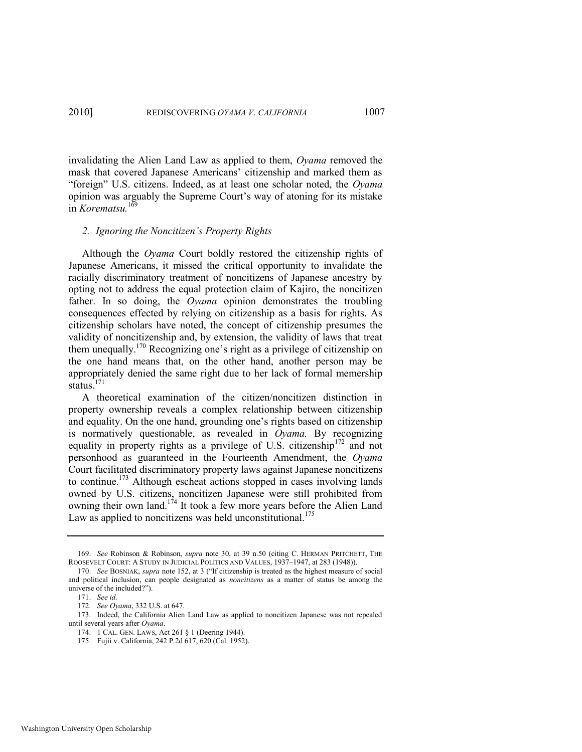invalidating the Alien Land Law as applied to them, *Oyama* removed the mask that covered Japanese Americans' citizenship and marked them as "foreign" U.S. citizens. Indeed, as at least one scholar noted, the *Oyama* opinion was arguably the Supreme Court's way of atoning for its mistake in *Korematsu.*[169]

### *2. Ignoring the Noncitizen's Property Rights*

Although the *Oyama* Court boldly restored the citizenship rights of Japanese Americans, it missed the critical opportunity to invalidate the racially discriminatory treatment of noncitizens of Japanese ancestry by opting not to address the equal protection claim of Kajiro, the noncitizen father. In so doing, the *Oyama* opinion demonstrates the troubling consequences effected by relying on citizenship as a basis for rights. As citizenship scholars have noted, the concept of citizenship presumes the validity of noncitizenship and, by extension, the validity of laws that treat them unequally.[170] Recognizing one's right as a privilege of citizenship on the one hand means that, on the other hand, another person may be appropriately denied the same right due to her lack of formal memership status.[171]

A theoretical examination of the citizen/noncitizen distinction in property ownership reveals a complex relationship between citizenship and equality. On the one hand, grounding one's rights based on citizenship is normatively questionable, as revealed in *Oyama.* By recognizing equality in property rights as a privilege of U.S. citizenship[172] and not personhood as guaranteed in the Fourteenth Amendment, the *Oyama* Court facilitated discriminatory property laws against Japanese noncitizens to continue.[173] Although escheat actions stopped in cases involving lands owned by U.S. citizens, noncitizen Japanese were still prohibited from owning their own land.[174] It took a few more years before the Alien Land Law as applied to noncitizens was held unconstitutional.[175]

---

169. *See* Robinson & Robinson, *supra* note 30, at 39 n.50 (citing C. HERMAN PRITCHETT, THE ROOSEVELT COURT: A STUDY IN JUDICIAL POLITICS AND VALUES, 1937–1947, at 283 (1948)).

170. *See* BOSNIAK, *supra* note 152, at 3 ("If citizenship is treated as the highest measure of social and political inclusion, can people designated as *noncitizens* as a matter of status be among the universe of the included?").

171. *See id.*

172. *See Oyama*, 332 U.S. at 647.

173. Indeed, the California Alien Land Law as applied to noncitizen Japanese was not repealed until several years after *Oyama*.

174. 1 CAL. GEN. LAWS, Act 261 § 1 (Deering 1944).

175. Fujii v. California, 242 P.2d 617, 620 (Cal. 1952).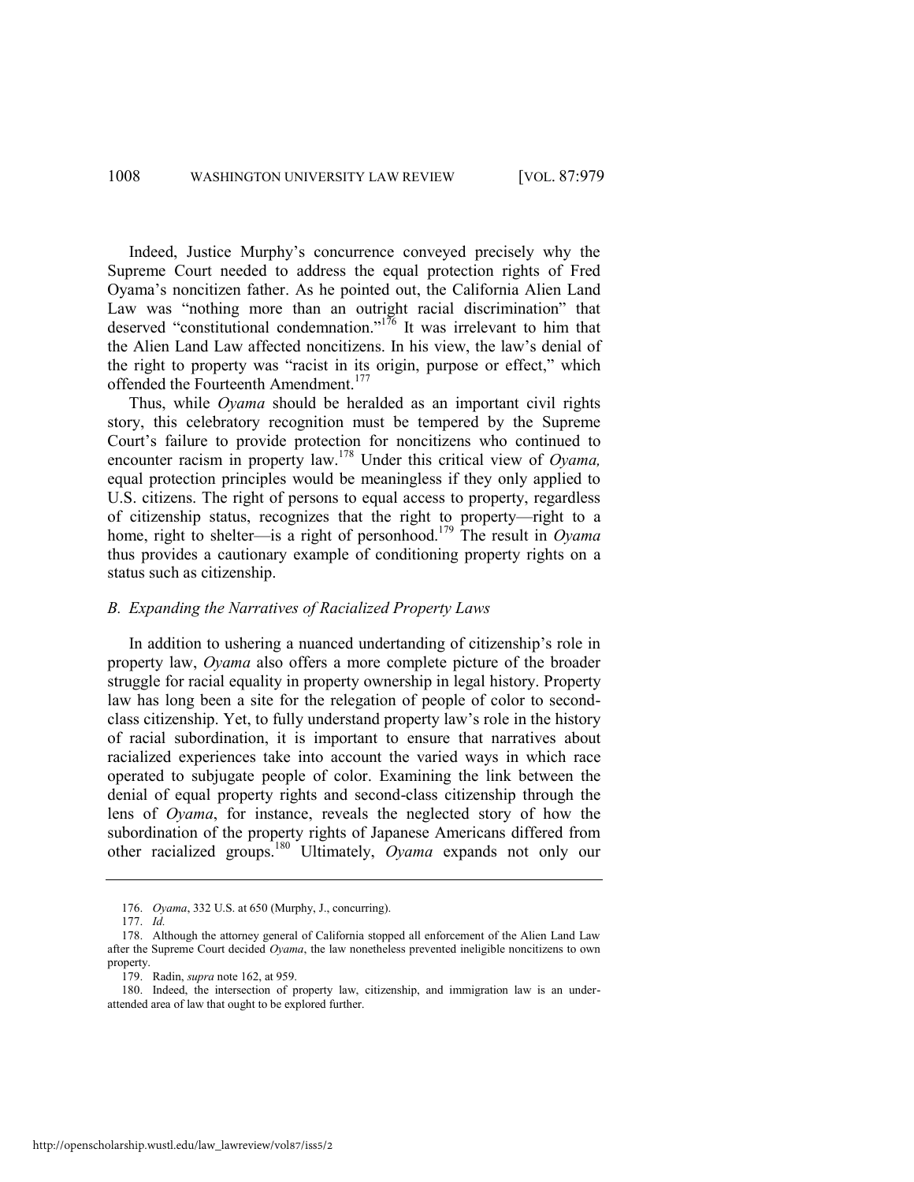Indeed, Justice Murphy's concurrence conveyed precisely why the Supreme Court needed to address the equal protection rights of Fred Oyama's noncitizen father. As he pointed out, the California Alien Land Law was "nothing more than an outright racial discrimination" that deserved "constitutional condemnation."[176] It was irrelevant to him that the Alien Land Law affected noncitizens. In his view, the law's denial of the right to property was "racist in its origin, purpose or effect," which offended the Fourteenth Amendment.[177]

Thus, while *Oyama* should be heralded as an important civil rights story, this celebratory recognition must be tempered by the Supreme Court's failure to provide protection for noncitizens who continued to encounter racism in property law.[178] Under this critical view of *Oyama,* equal protection principles would be meaningless if they only applied to U.S. citizens. The right of persons to equal access to property, regardless of citizenship status, recognizes that the right to property—right to a home, right to shelter—is a right of personhood.[179] The result in *Oyama* thus provides a cautionary example of conditioning property rights on a status such as citizenship.

### *B. Expanding the Narratives of Racialized Property Laws*

In addition to ushering a nuanced undertanding of citizenship's role in property law, *Oyama* also offers a more complete picture of the broader struggle for racial equality in property ownership in legal history. Property law has long been a site for the relegation of people of color to second-class citizenship. Yet, to fully understand property law's role in the history of racial subordination, it is important to ensure that narratives about racialized experiences take into account the varied ways in which race operated to subjugate people of color. Examining the link between the denial of equal property rights and second-class citizenship through the lens of *Oyama*, for instance, reveals the neglected story of how the subordination of the property rights of Japanese Americans differed from other racialized groups.[180] Ultimately, *Oyama* expands not only our

---

176. *Oyama*, 332 U.S. at 650 (Murphy, J., concurring).

177. *Id.*

178. Although the attorney general of California stopped all enforcement of the Alien Land Law after the Supreme Court decided *Oyama*, the law nonetheless prevented ineligible noncitizens to own property.

179. Radin, *supra* note 162, at 959.

180. Indeed, the intersection of property law, citizenship, and immigration law is an under-attended area of law that ought to be explored further.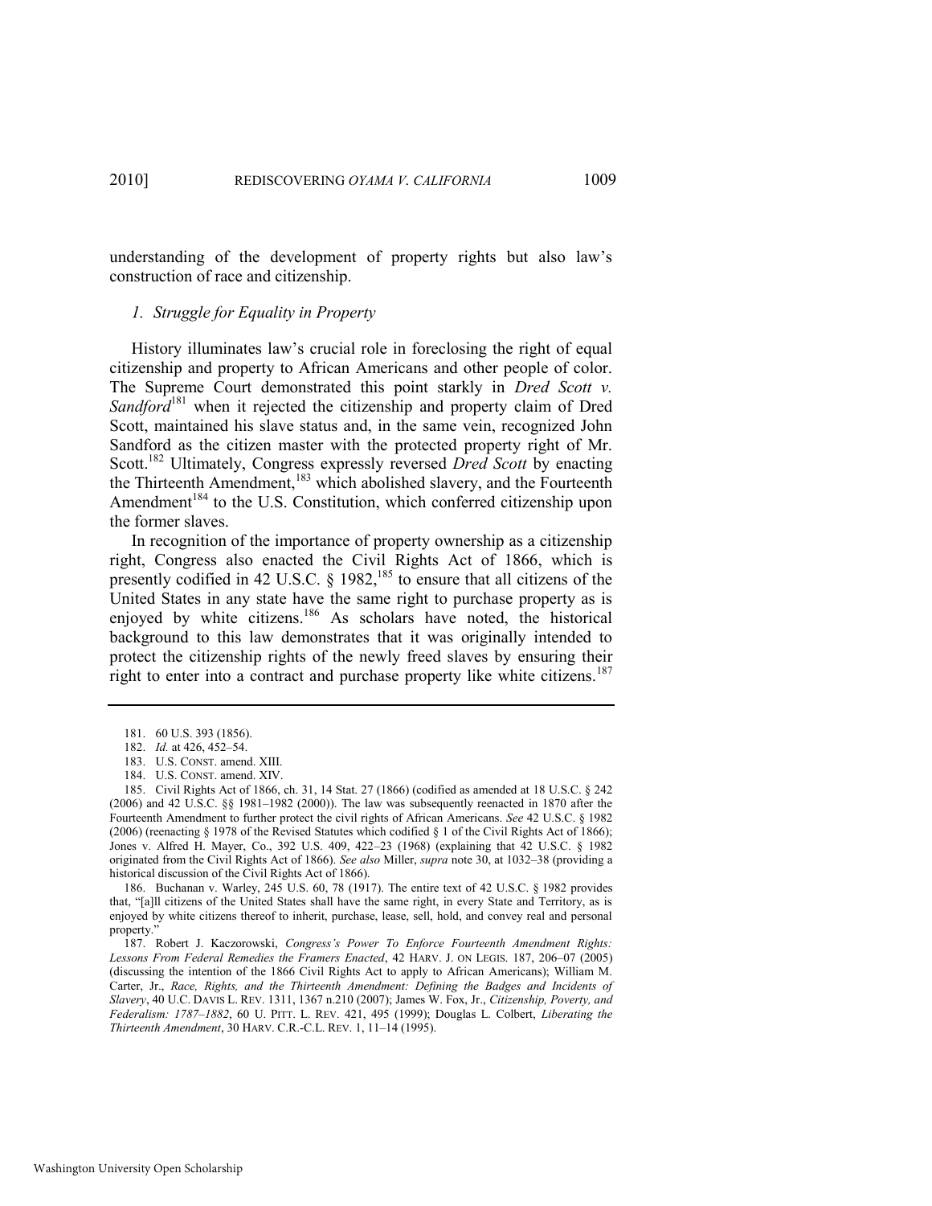understanding of the development of property rights but also law's construction of race and citizenship.

### *1. Struggle for Equality in Property*

History illuminates law's crucial role in foreclosing the right of equal citizenship and property to African Americans and other people of color. The Supreme Court demonstrated this point starkly in *Dred Scott v. Sandford*[181] when it rejected the citizenship and property claim of Dred Scott, maintained his slave status and, in the same vein, recognized John Sandford as the citizen master with the protected property right of Mr. Scott.[182] Ultimately, Congress expressly reversed *Dred Scott* by enacting the Thirteenth Amendment,[183] which abolished slavery, and the Fourteenth Amendment[184] to the U.S. Constitution, which conferred citizenship upon the former slaves.

In recognition of the importance of property ownership as a citizenship right, Congress also enacted the Civil Rights Act of 1866, which is presently codified in 42 U.S.C. § 1982,[185] to ensure that all citizens of the United States in any state have the same right to purchase property as is enjoyed by white citizens.[186] As scholars have noted, the historical background to this law demonstrates that it was originally intended to protect the citizenship rights of the newly freed slaves by ensuring their right to enter into a contract and purchase property like white citizens.[187]

---

181. 60 U.S. 393 (1856).

182. *Id.* at 426, 452–54.

183. U.S. CONST. amend. XIII.

184. U.S. CONST. amend. XIV.

185. Civil Rights Act of 1866, ch. 31, 14 Stat. 27 (1866) (codified as amended at 18 U.S.C. § 242 (2006) and 42 U.S.C. §§ 1981–1982 (2000)). The law was subsequently reenacted in 1870 after the Fourteenth Amendment to further protect the civil rights of African Americans. *See* 42 U.S.C. § 1982 (2006) (reenacting § 1978 of the Revised Statutes which codified § 1 of the Civil Rights Act of 1866); Jones v. Alfred H. Mayer, Co., 392 U.S. 409, 422–23 (1968) (explaining that 42 U.S.C. § 1982 originated from the Civil Rights Act of 1866). *See also* Miller, *supra* note 30, at 1032–38 (providing a historical discussion of the Civil Rights Act of 1866).

186. Buchanan v. Warley, 245 U.S. 60, 78 (1917). The entire text of 42 U.S.C. § 1982 provides that, "[a]ll citizens of the United States shall have the same right, in every State and Territory, as is enjoyed by white citizens thereof to inherit, purchase, lease, sell, hold, and convey real and personal property."

187. Robert J. Kaczorowski, *Congress's Power To Enforce Fourteenth Amendment Rights: Lessons From Federal Remedies the Framers Enacted*, 42 HARV. J. ON LEGIS. 187, 206–07 (2005) (discussing the intention of the 1866 Civil Rights Act to apply to African Americans); William M. Carter, Jr., *Race, Rights, and the Thirteenth Amendment: Defining the Badges and Incidents of Slavery*, 40 U.C. DAVIS L. REV. 1311, 1367 n.210 (2007); James W. Fox, Jr., *Citizenship, Poverty, and Federalism: 1787–1882*, 60 U. PITT. L. REV. 421, 495 (1999); Douglas L. Colbert, *Liberating the Thirteenth Amendment*, 30 HARV. C.R.-C.L. REV. 1, 11–14 (1995).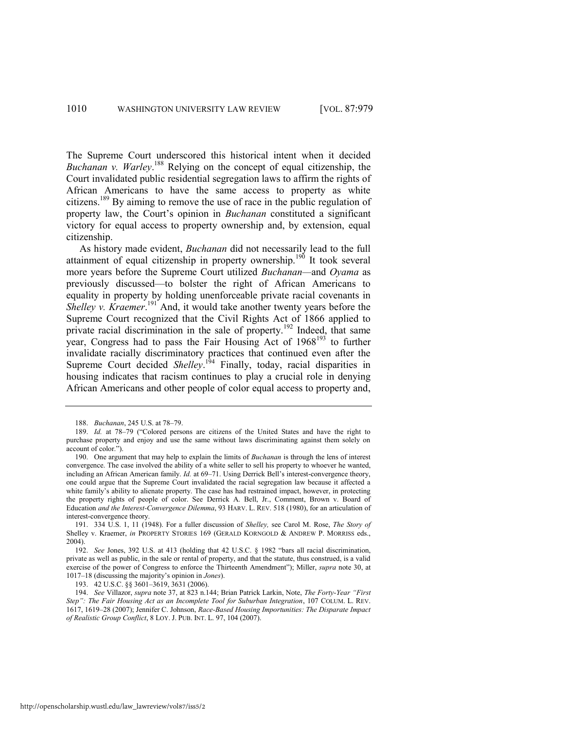The Supreme Court underscored this historical intent when it decided *Buchanan v. Warley*.[188] Relying on the concept of equal citizenship, the Court invalidated public residential segregation laws to affirm the rights of African Americans to have the same access to property as white citizens.[189] By aiming to remove the use of race in the public regulation of property law, the Court's opinion in *Buchanan* constituted a significant victory for equal access to property ownership and, by extension, equal citizenship.

As history made evident, *Buchanan* did not necessarily lead to the full attainment of equal citizenship in property ownership.[190] It took several more years before the Supreme Court utilized *Buchanan*—and *Oyama* as previously discussed—to bolster the right of African Americans to equality in property by holding unenforceable private racial covenants in *Shelley v. Kraemer*.[191] And, it would take another twenty years before the Supreme Court recognized that the Civil Rights Act of 1866 applied to private racial discrimination in the sale of property.[192] Indeed, that same year, Congress had to pass the Fair Housing Act of 1968[193] to further invalidate racially discriminatory practices that continued even after the Supreme Court decided *Shelley*.[194] Finally, today, racial disparities in housing indicates that racism continues to play a crucial role in denying African Americans and other people of color equal access to property and,

---

188. *Buchanan*, 245 U.S. at 78–79.

189. *Id.* at 78–79 ("Colored persons are citizens of the United States and have the right to purchase property and enjoy and use the same without laws discriminating against them solely on account of color.").

190. One argument that may help to explain the limits of *Buchanan* is through the lens of interest convergence. The case involved the ability of a white seller to sell his property to whoever he wanted, including an African American family. *Id.* at 69–71. Using Derrick Bell's interest-convergence theory, one could argue that the Supreme Court invalidated the racial segregation law because it affected a white family's ability to alienate property. The case has had restrained impact, however, in protecting the property rights of people of color. See Derrick A. Bell, Jr., Comment, Brown v. Board of Education *and the Interest-Convergence Dilemma*, 93 HARV. L. REV. 518 (1980), for an articulation of interest-convergence theory.

191. 334 U.S. 1, 11 (1948). For a fuller discussion of *Shelley,* see Carol M. Rose, *The Story of* Shelley v. Kraemer, *in* PROPERTY STORIES 169 (GERALD KORNGOLD & ANDREW P. MORRISS eds., 2004).

192. *See* Jones, 392 U.S. at 413 (holding that 42 U.S.C. § 1982 "bars all racial discrimination, private as well as public, in the sale or rental of property, and that the statute, thus construed, is a valid exercise of the power of Congress to enforce the Thirteenth Amendment"); Miller, *supra* note 30, at 1017–18 (discussing the majority's opinion in *Jones*).

193. 42 U.S.C. §§ 3601–3619, 3631 (2006).

194. *See* Villazor, *supra* note 37, at 823 n.144; Brian Patrick Larkin, Note, *The Forty-Year "First Step": The Fair Housing Act as an Incomplete Tool for Suburban Integration*, 107 COLUM. L. REV. 1617, 1619–28 (2007); Jennifer C. Johnson, *Race-Based Housing Importunities: The Disparate Impact of Realistic Group Conflict*, 8 LOY. J. PUB. INT. L. 97, 104 (2007).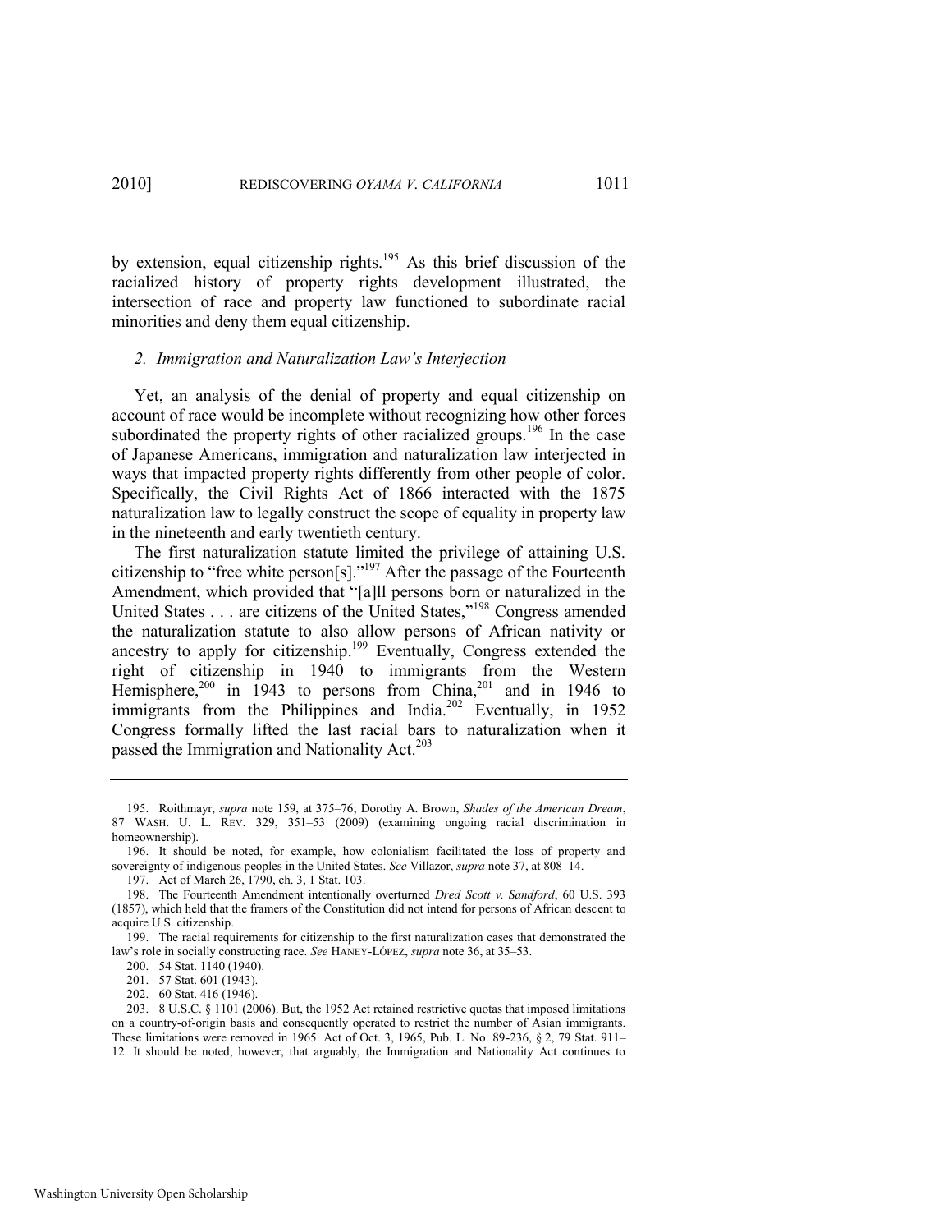by extension, equal citizenship rights.[195] As this brief discussion of the racialized history of property rights development illustrated, the intersection of race and property law functioned to subordinate racial minorities and deny them equal citizenship.

### *2. Immigration and Naturalization Law's Interjection*

Yet, an analysis of the denial of property and equal citizenship on account of race would be incomplete without recognizing how other forces subordinated the property rights of other racialized groups.[196] In the case of Japanese Americans, immigration and naturalization law interjected in ways that impacted property rights differently from other people of color. Specifically, the Civil Rights Act of 1866 interacted with the 1875 naturalization law to legally construct the scope of equality in property law in the nineteenth and early twentieth century.

The first naturalization statute limited the privilege of attaining U.S. citizenship to "free white person[s]."[197] After the passage of the Fourteenth Amendment, which provided that "[a]ll persons born or naturalized in the United States . . . are citizens of the United States,"[198] Congress amended the naturalization statute to also allow persons of African nativity or ancestry to apply for citizenship.[199] Eventually, Congress extended the right of citizenship in 1940 to immigrants from the Western Hemisphere,[200] in 1943 to persons from China,[201] and in 1946 to immigrants from the Philippines and India.[202] Eventually, in 1952 Congress formally lifted the last racial bars to naturalization when it passed the Immigration and Nationality Act.[203]

---

195. Roithmayr, *supra* note 159, at 375–76; Dorothy A. Brown, *Shades of the American Dream*, 87 WASH. U. L. REV. 329, 351–53 (2009) (examining ongoing racial discrimination in homeownership).

196. It should be noted, for example, how colonialism facilitated the loss of property and sovereignty of indigenous peoples in the United States. *See* Villazor, *supra* note 37, at 808–14.

197. Act of March 26, 1790, ch. 3, 1 Stat. 103.

198. The Fourteenth Amendment intentionally overturned *Dred Scott v. Sandford*, 60 U.S. 393 (1857), which held that the framers of the Constitution did not intend for persons of African descent to acquire U.S. citizenship.

199. The racial requirements for citizenship to the first naturalization cases that demonstrated the law's role in socially constructing race. *See* HANEY-LÓPEZ, *supra* note 36, at 35–53.

200. 54 Stat. 1140 (1940).

201. 57 Stat. 601 (1943).

202. 60 Stat. 416 (1946).

203. 8 U.S.C. § 1101 (2006). But, the 1952 Act retained restrictive quotas that imposed limitations on a country-of-origin basis and consequently operated to restrict the number of Asian immigrants. These limitations were removed in 1965. Act of Oct. 3, 1965, Pub. L. No. 89-236, § 2, 79 Stat. 911–12. It should be noted, however, that arguably, the Immigration and Nationality Act continues to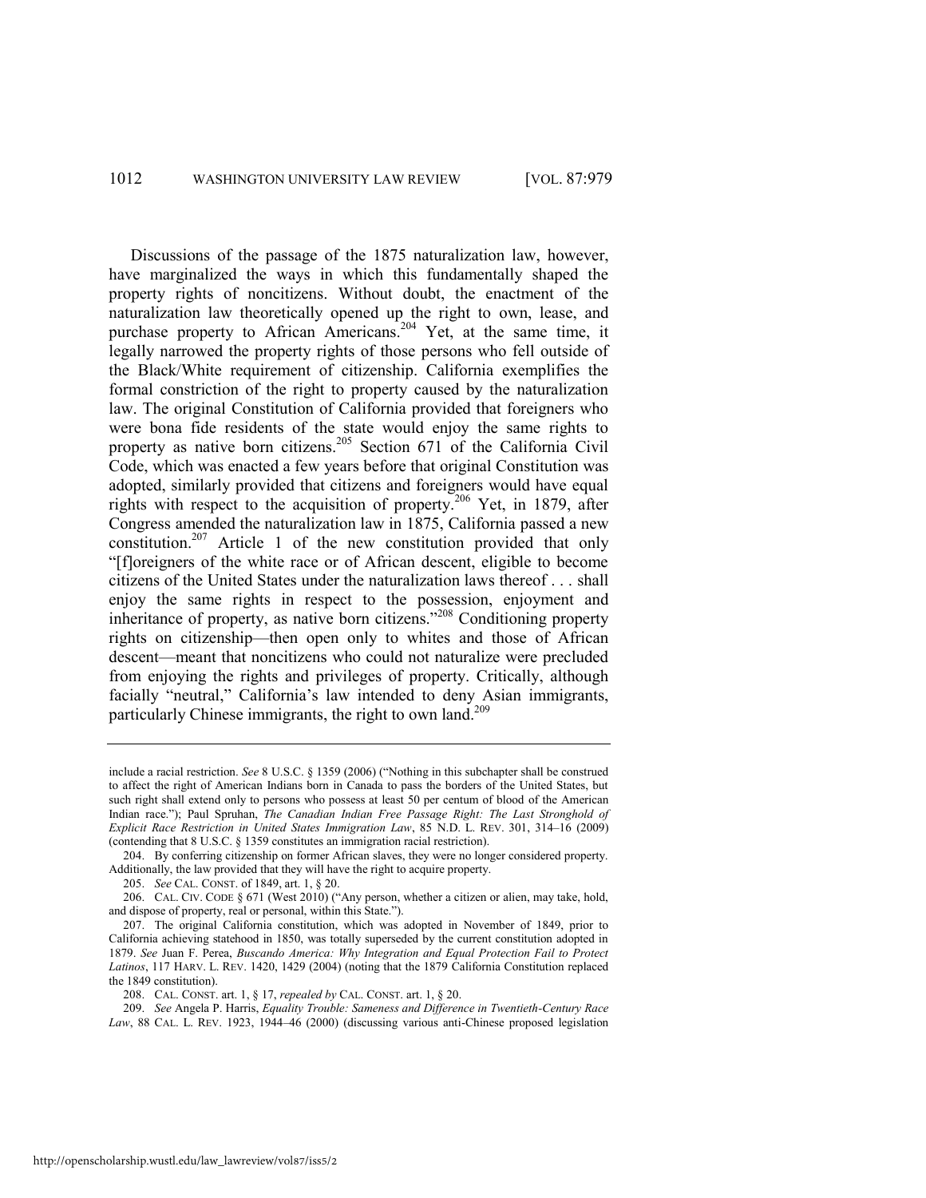Discussions of the passage of the 1875 naturalization law, however, have marginalized the ways in which this fundamentally shaped the property rights of noncitizens. Without doubt, the enactment of the naturalization law theoretically opened up the right to own, lease, and purchase property to African Americans.[204] Yet, at the same time, it legally narrowed the property rights of those persons who fell outside of the Black/White requirement of citizenship. California exemplifies the formal constriction of the right to property caused by the naturalization law. The original Constitution of California provided that foreigners who were bona fide residents of the state would enjoy the same rights to property as native born citizens.[205] Section 671 of the California Civil Code, which was enacted a few years before that original Constitution was adopted, similarly provided that citizens and foreigners would have equal rights with respect to the acquisition of property.[206] Yet, in 1879, after Congress amended the naturalization law in 1875, California passed a new constitution.[207] Article 1 of the new constitution provided that only "[f]oreigners of the white race or of African descent, eligible to become citizens of the United States under the naturalization laws thereof . . . shall enjoy the same rights in respect to the possession, enjoyment and inheritance of property, as native born citizens."[208] Conditioning property rights on citizenship—then open only to whites and those of African descent—meant that noncitizens who could not naturalize were precluded from enjoying the rights and privileges of property. Critically, although facially "neutral," California's law intended to deny Asian immigrants, particularly Chinese immigrants, the right to own land.[209]

---

include a racial restriction. *See* 8 U.S.C. § 1359 (2006) ("Nothing in this subchapter shall be construed to affect the right of American Indians born in Canada to pass the borders of the United States, but such right shall extend only to persons who possess at least 50 per centum of blood of the American Indian race."); Paul Spruhan, *The Canadian Indian Free Passage Right: The Last Stronghold of Explicit Race Restriction in United States Immigration Law*, 85 N.D. L. REV. 301, 314–16 (2009) (contending that 8 U.S.C. § 1359 constitutes an immigration racial restriction).

204. By conferring citizenship on former African slaves, they were no longer considered property. Additionally, the law provided that they will have the right to acquire property.

205. *See* CAL. CONST. of 1849, art. 1, § 20.

206. CAL. CIV. CODE § 671 (West 2010) ("Any person, whether a citizen or alien, may take, hold, and dispose of property, real or personal, within this State.").

207. The original California constitution, which was adopted in November of 1849, prior to California achieving statehood in 1850, was totally superseded by the current constitution adopted in 1879. *See* Juan F. Perea, *Buscando America: Why Integration and Equal Protection Fail to Protect Latinos*, 117 HARV. L. REV. 1420, 1429 (2004) (noting that the 1879 California Constitution replaced the 1849 constitution).

208. CAL. CONST. art. 1, § 17, *repealed by* CAL. CONST. art. 1, § 20.

209. *See* Angela P. Harris, *Equality Trouble: Sameness and Difference in Twentieth-Century Race Law*, 88 CAL. L. REV. 1923, 1944–46 (2000) (discussing various anti-Chinese proposed legislation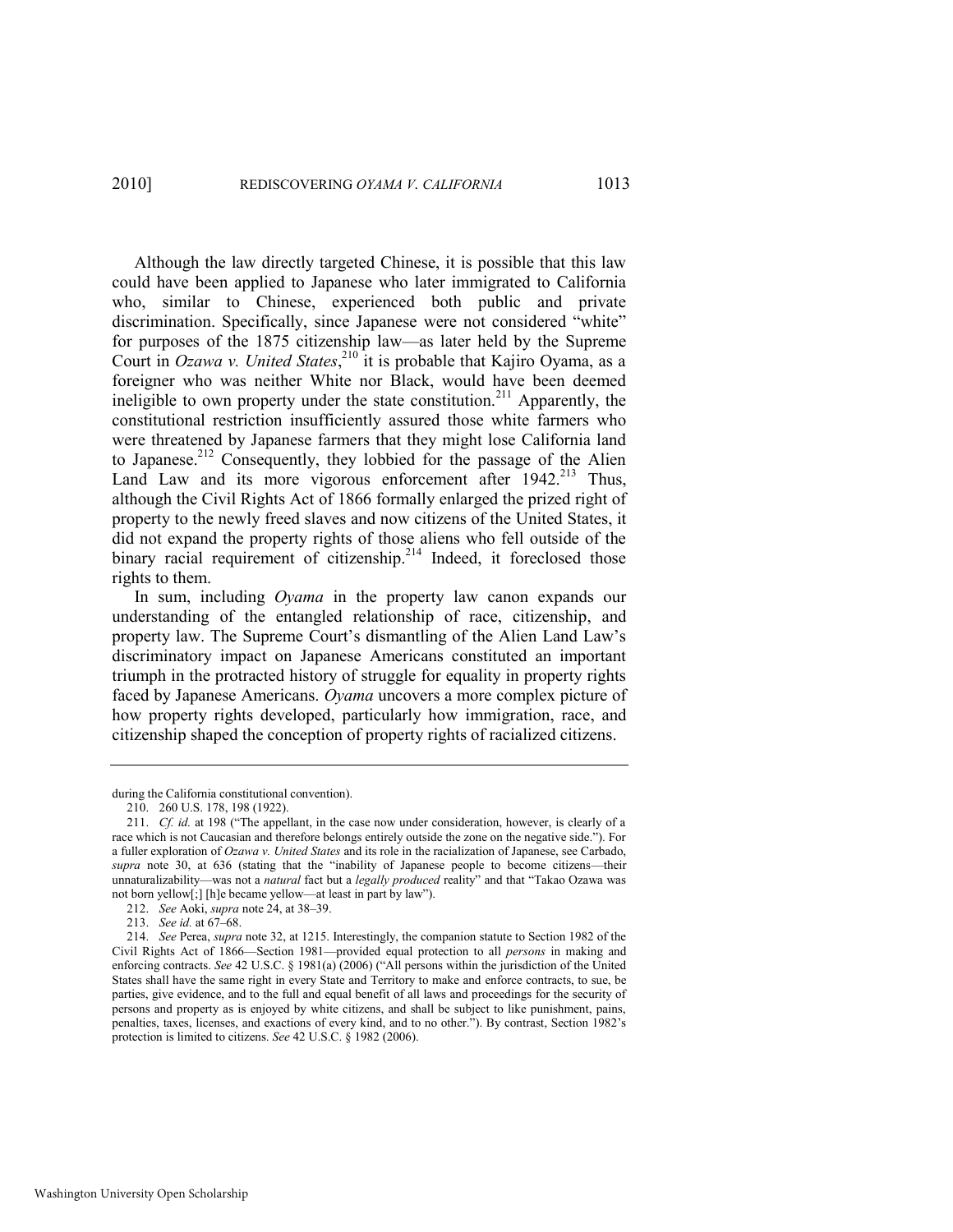Although the law directly targeted Chinese, it is possible that this law could have been applied to Japanese who later immigrated to California who, similar to Chinese, experienced both public and private discrimination. Specifically, since Japanese were not considered "white" for purposes of the 1875 citizenship law—as later held by the Supreme Court in *Ozawa v. United States*,[210] it is probable that Kajiro Oyama, as a foreigner who was neither White nor Black, would have been deemed ineligible to own property under the state constitution.[211] Apparently, the constitutional restriction insufficiently assured those white farmers who were threatened by Japanese farmers that they might lose California land to Japanese.[212] Consequently, they lobbied for the passage of the Alien Land Law and its more vigorous enforcement after 1942.[213] Thus, although the Civil Rights Act of 1866 formally enlarged the prized right of property to the newly freed slaves and now citizens of the United States, it did not expand the property rights of those aliens who fell outside of the binary racial requirement of citizenship.[214] Indeed, it foreclosed those rights to them.

In sum, including *Oyama* in the property law canon expands our understanding of the entangled relationship of race, citizenship, and property law. The Supreme Court's dismantling of the Alien Land Law's discriminatory impact on Japanese Americans constituted an important triumph in the protracted history of struggle for equality in property rights faced by Japanese Americans. *Oyama* uncovers a more complex picture of how property rights developed, particularly how immigration, race, and citizenship shaped the conception of property rights of racialized citizens.

---

during the California constitutional convention).

210. 260 U.S. 178, 198 (1922).

211. *Cf. id.* at 198 ("The appellant, in the case now under consideration, however, is clearly of a race which is not Caucasian and therefore belongs entirely outside the zone on the negative side."). For a fuller exploration of *Ozawa v. United States* and its role in the racialization of Japanese, see Carbado, *supra* note 30, at 636 (stating that the "inability of Japanese people to become citizens—their unnaturalizability—was not a *natural* fact but a *legally produced* reality" and that "Takao Ozawa was not born yellow[;] [h]e became yellow—at least in part by law").

212. *See* Aoki, *supra* note 24, at 38–39.

213. *See id.* at 67–68.

214. *See* Perea, *supra* note 32, at 1215. Interestingly, the companion statute to Section 1982 of the Civil Rights Act of 1866—Section 1981—provided equal protection to all *persons* in making and enforcing contracts. *See* 42 U.S.C. § 1981(a) (2006) ("All persons within the jurisdiction of the United States shall have the same right in every State and Territory to make and enforce contracts, to sue, be parties, give evidence, and to the full and equal benefit of all laws and proceedings for the security of persons and property as is enjoyed by white citizens, and shall be subject to like punishment, pains, penalties, taxes, licenses, and exactions of every kind, and to no other."). By contrast, Section 1982's protection is limited to citizens. *See* 42 U.S.C. § 1982 (2006).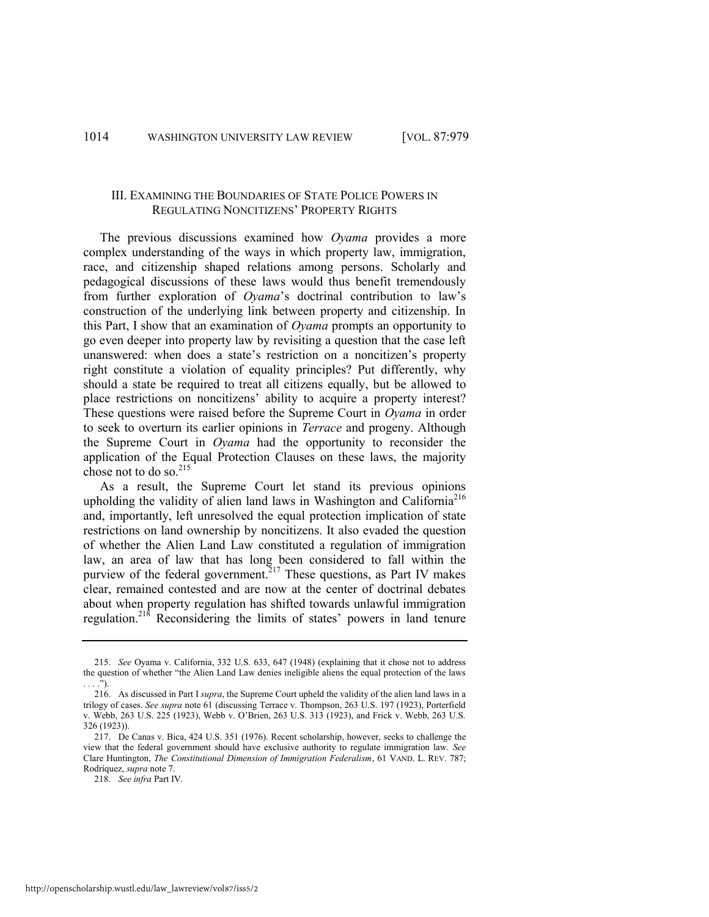## III. EXAMINING THE BOUNDARIES OF STATE POLICE POWERS IN REGULATING NONCITIZENS' PROPERTY RIGHTS

The previous discussions examined how *Oyama* provides a more complex understanding of the ways in which property law, immigration, race, and citizenship shaped relations among persons. Scholarly and pedagogical discussions of these laws would thus benefit tremendously from further exploration of *Oyama*'s doctrinal contribution to law's construction of the underlying link between property and citizenship. In this Part, I show that an examination of *Oyama* prompts an opportunity to go even deeper into property law by revisiting a question that the case left unanswered: when does a state's restriction on a noncitizen's property right constitute a violation of equality principles? Put differently, why should a state be required to treat all citizens equally, but be allowed to place restrictions on noncitizens' ability to acquire a property interest? These questions were raised before the Supreme Court in *Oyama* in order to seek to overturn its earlier opinions in *Terrace* and progeny. Although the Supreme Court in *Oyama* had the opportunity to reconsider the application of the Equal Protection Clauses on these laws, the majority chose not to do so.[215]

As a result, the Supreme Court let stand its previous opinions upholding the validity of alien land laws in Washington and California[216] and, importantly, left unresolved the equal protection implication of state restrictions on land ownership by noncitizens. It also evaded the question of whether the Alien Land Law constituted a regulation of immigration law, an area of law that has long been considered to fall within the purview of the federal government.[217] These questions, as Part IV makes clear, remained contested and are now at the center of doctrinal debates about when property regulation has shifted towards unlawful immigration regulation.[218] Reconsidering the limits of states' powers in land tenure

---

215. *See* Oyama v. California, 332 U.S. 633, 647 (1948) (explaining that it chose not to address the question of whether "the Alien Land Law denies ineligible aliens the equal protection of the laws . . . .").

216. As discussed in Part I *supra*, the Supreme Court upheld the validity of the alien land laws in a trilogy of cases. *See supra* note 61 (discussing Terrace v. Thompson, 263 U.S. 197 (1923), Porterfield v. Webb, 263 U.S. 225 (1923), Webb v. O'Brien, 263 U.S. 313 (1923), and Frick v. Webb, 263 U.S. 326 (1923)).

217. De Canas v. Bica, 424 U.S. 351 (1976). Recent scholarship, however, seeks to challenge the view that the federal government should have exclusive authority to regulate immigration law. *See* Clare Huntington, *The Constitutional Dimension of Immigration Federalism*, 61 VAND. L. REV. 787; Rodríquez, *supra* note 7.

218. *See infra* Part IV.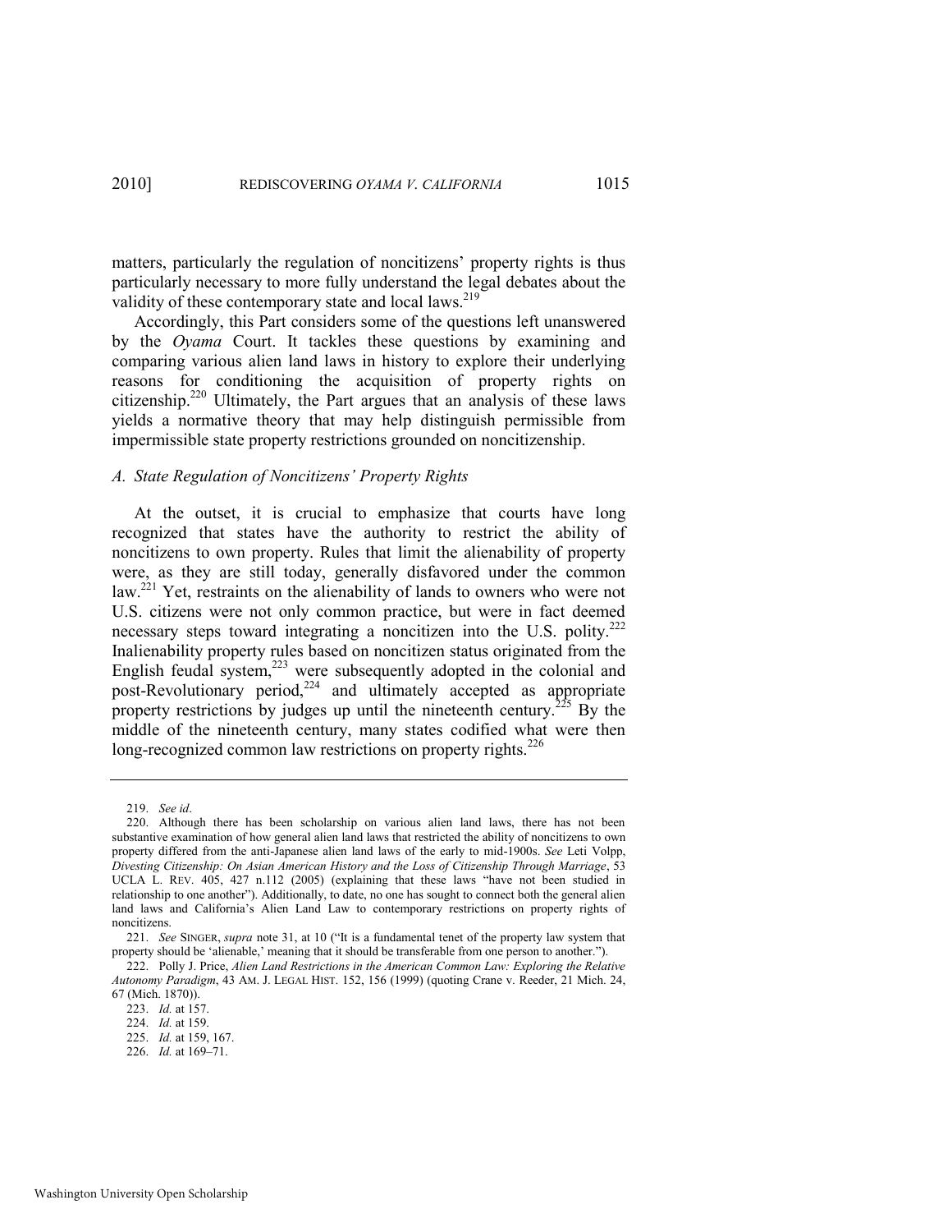matters, particularly the regulation of noncitizens' property rights is thus particularly necessary to more fully understand the legal debates about the validity of these contemporary state and local laws.[219]

Accordingly, this Part considers some of the questions left unanswered by the *Oyama* Court. It tackles these questions by examining and comparing various alien land laws in history to explore their underlying reasons for conditioning the acquisition of property rights on citizenship.[220] Ultimately, the Part argues that an analysis of these laws yields a normative theory that may help distinguish permissible from impermissible state property restrictions grounded on noncitizenship.

### *A. State Regulation of Noncitizens' Property Rights*

At the outset, it is crucial to emphasize that courts have long recognized that states have the authority to restrict the ability of noncitizens to own property. Rules that limit the alienability of property were, as they are still today, generally disfavored under the common law.[221] Yet, restraints on the alienability of lands to owners who were not U.S. citizens were not only common practice, but were in fact deemed necessary steps toward integrating a noncitizen into the U.S. polity.[222] Inalienability property rules based on noncitizen status originated from the English feudal system,[223] were subsequently adopted in the colonial and post-Revolutionary period,[224] and ultimately accepted as appropriate property restrictions by judges up until the nineteenth century.[225] By the middle of the nineteenth century, many states codified what were then long-recognized common law restrictions on property rights.[226]

---

219. *See id*.

220. Although there has been scholarship on various alien land laws, there has not been substantive examination of how general alien land laws that restricted the ability of noncitizens to own property differed from the anti-Japanese alien land laws of the early to mid-1900s. *See* Leti Volpp, *Divesting Citizenship: On Asian American History and the Loss of Citizenship Through Marriage*, 53 UCLA L. REV. 405, 427 n.112 (2005) (explaining that these laws "have not been studied in relationship to one another"). Additionally, to date, no one has sought to connect both the general alien land laws and California's Alien Land Law to contemporary restrictions on property rights of noncitizens.

221. *See* SINGER, *supra* note 31, at 10 ("It is a fundamental tenet of the property law system that property should be 'alienable,' meaning that it should be transferable from one person to another.").

222. Polly J. Price, *Alien Land Restrictions in the American Common Law: Exploring the Relative Autonomy Paradigm*, 43 AM. J. LEGAL HIST. 152, 156 (1999) (quoting Crane v. Reeder, 21 Mich. 24, 67 (Mich. 1870)).

223. *Id.* at 157.

224. *Id.* at 159.

225. *Id.* at 159, 167.

226. *Id.* at 169–71.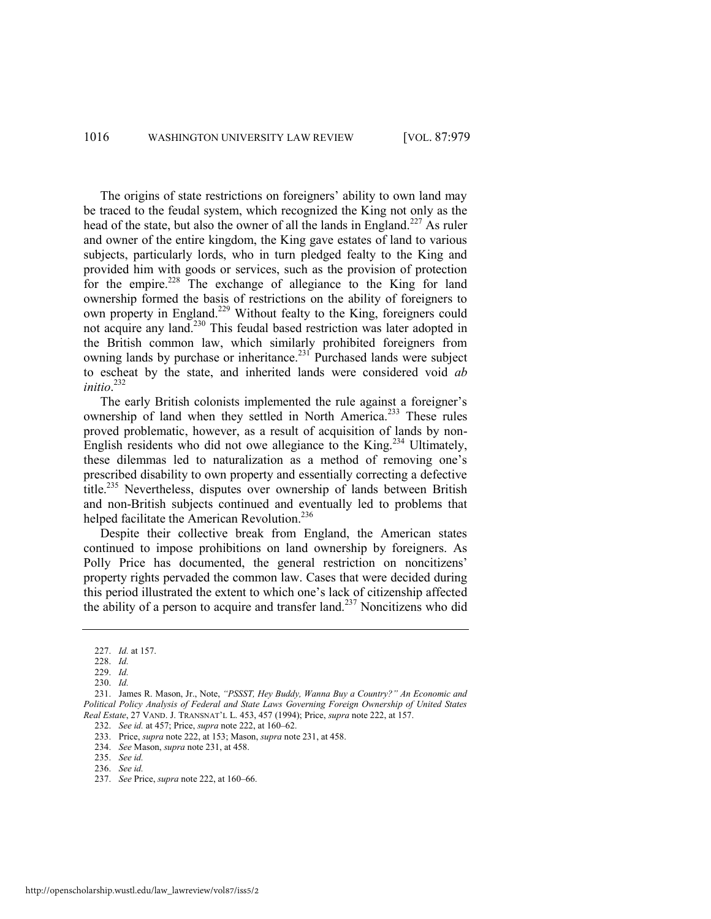The origins of state restrictions on foreigners' ability to own land may be traced to the feudal system, which recognized the King not only as the head of the state, but also the owner of all the lands in England.[227] As ruler and owner of the entire kingdom, the King gave estates of land to various subjects, particularly lords, who in turn pledged fealty to the King and provided him with goods or services, such as the provision of protection for the empire.[228] The exchange of allegiance to the King for land ownership formed the basis of restrictions on the ability of foreigners to own property in England.[229] Without fealty to the King, foreigners could not acquire any land.[230] This feudal based restriction was later adopted in the British common law, which similarly prohibited foreigners from owning lands by purchase or inheritance.[231] Purchased lands were subject to escheat by the state, and inherited lands were considered void *ab initio*.[232]

The early British colonists implemented the rule against a foreigner's ownership of land when they settled in North America.[233] These rules proved problematic, however, as a result of acquisition of lands by non-English residents who did not owe allegiance to the King.[234] Ultimately, these dilemmas led to naturalization as a method of removing one's prescribed disability to own property and essentially correcting a defective title.[235] Nevertheless, disputes over ownership of lands between British and non-British subjects continued and eventually led to problems that helped facilitate the American Revolution.[236]

Despite their collective break from England, the American states continued to impose prohibitions on land ownership by foreigners. As Polly Price has documented, the general restriction on noncitizens' property rights pervaded the common law. Cases that were decided during this period illustrated the extent to which one's lack of citizenship affected the ability of a person to acquire and transfer land.[237] Noncitizens who did

---

227. *Id.* at 157.

228. *Id.*

229. *Id.*

230. *Id.*

231. James R. Mason, Jr., Note, *"PSSST, Hey Buddy, Wanna Buy a Country?" An Economic and Political Policy Analysis of Federal and State Laws Governing Foreign Ownership of United States Real Estate*, 27 VAND. J. TRANSNAT'L L. 453, 457 (1994); Price, *supra* note 222, at 157.

232. *See id.* at 457; Price, *supra* note 222, at 160–62.

233. Price, *supra* note 222, at 153; Mason, *supra* note 231, at 458.

234. *See* Mason, *supra* note 231, at 458.

235. *See id.*

236. *See id.*

237. *See* Price, *supra* note 222, at 160–66.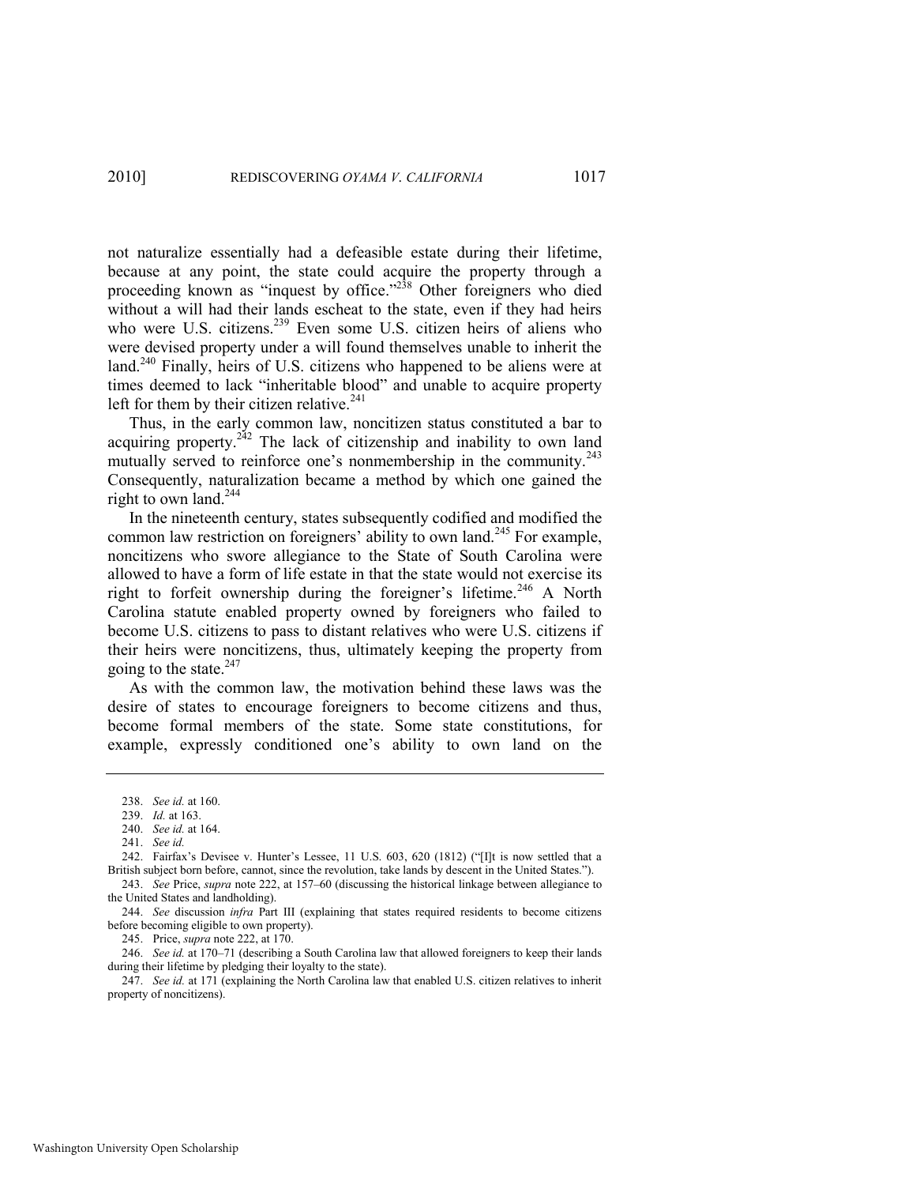not naturalize essentially had a defeasible estate during their lifetime, because at any point, the state could acquire the property through a proceeding known as "inquest by office."[238] Other foreigners who died without a will had their lands escheat to the state, even if they had heirs who were U.S. citizens.[239] Even some U.S. citizen heirs of aliens who were devised property under a will found themselves unable to inherit the land.[240] Finally, heirs of U.S. citizens who happened to be aliens were at times deemed to lack "inheritable blood" and unable to acquire property left for them by their citizen relative.[241]

Thus, in the early common law, noncitizen status constituted a bar to acquiring property.[242] The lack of citizenship and inability to own land mutually served to reinforce one's nonmembership in the community.[243] Consequently, naturalization became a method by which one gained the right to own land.[244]

In the nineteenth century, states subsequently codified and modified the common law restriction on foreigners' ability to own land.[245] For example, noncitizens who swore allegiance to the State of South Carolina were allowed to have a form of life estate in that the state would not exercise its right to forfeit ownership during the foreigner's lifetime.[246] A North Carolina statute enabled property owned by foreigners who failed to become U.S. citizens to pass to distant relatives who were U.S. citizens if their heirs were noncitizens, thus, ultimately keeping the property from going to the state.[247]

As with the common law, the motivation behind these laws was the desire of states to encourage foreigners to become citizens and thus, become formal members of the state. Some state constitutions, for example, expressly conditioned one's ability to own land on the

---

238. *See id.* at 160.

239. *Id.* at 163.

240. *See id.* at 164.

241. *See id.*

242. Fairfax's Devisee v. Hunter's Lessee, 11 U.S. 603, 620 (1812) ("[I]t is now settled that a British subject born before, cannot, since the revolution, take lands by descent in the United States.").

243. *See* Price, *supra* note 222, at 157–60 (discussing the historical linkage between allegiance to the United States and landholding).

244. *See* discussion *infra* Part III (explaining that states required residents to become citizens before becoming eligible to own property).

245. Price, *supra* note 222, at 170.

246. *See id.* at 170–71 (describing a South Carolina law that allowed foreigners to keep their lands during their lifetime by pledging their loyalty to the state).

247. *See id.* at 171 (explaining the North Carolina law that enabled U.S. citizen relatives to inherit property of noncitizens).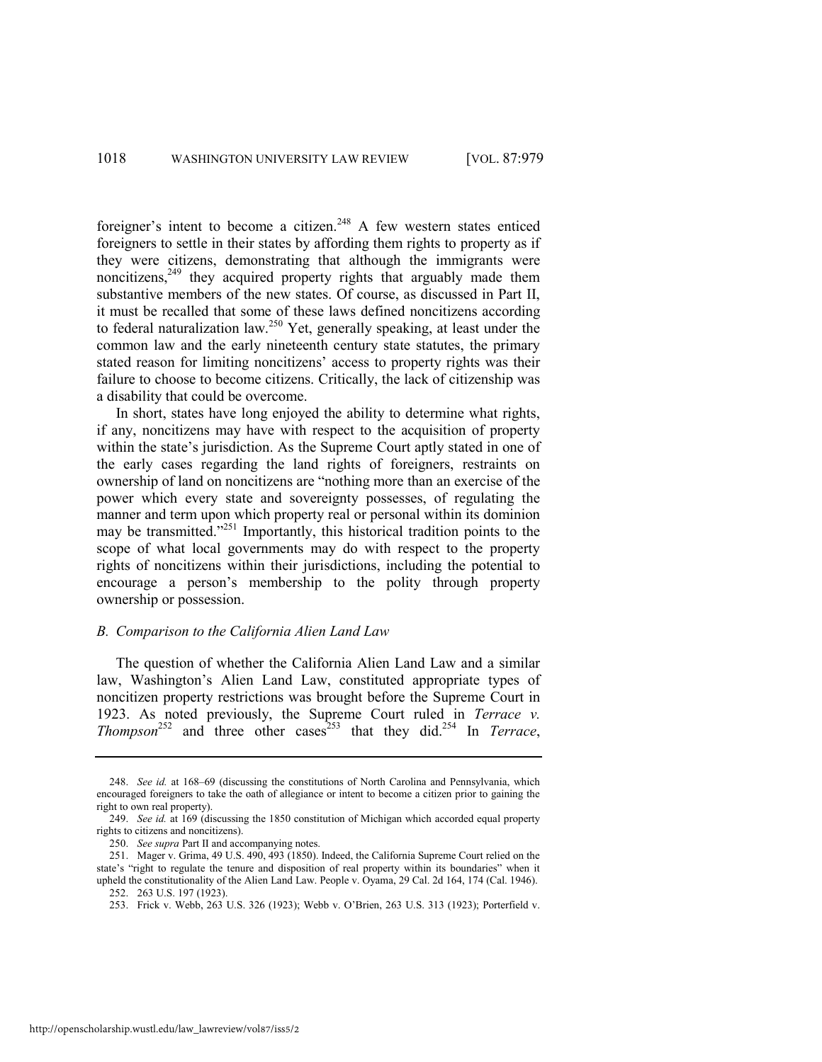foreigner's intent to become a citizen.[248] A few western states enticed foreigners to settle in their states by affording them rights to property as if they were citizens, demonstrating that although the immigrants were noncitizens,[249] they acquired property rights that arguably made them substantive members of the new states. Of course, as discussed in Part II, it must be recalled that some of these laws defined noncitizens according to federal naturalization law.[250] Yet, generally speaking, at least under the common law and the early nineteenth century state statutes, the primary stated reason for limiting noncitizens' access to property rights was their failure to choose to become citizens. Critically, the lack of citizenship was a disability that could be overcome.

In short, states have long enjoyed the ability to determine what rights, if any, noncitizens may have with respect to the acquisition of property within the state's jurisdiction. As the Supreme Court aptly stated in one of the early cases regarding the land rights of foreigners, restraints on ownership of land on noncitizens are "nothing more than an exercise of the power which every state and sovereignty possesses, of regulating the manner and term upon which property real or personal within its dominion may be transmitted."[251] Importantly, this historical tradition points to the scope of what local governments may do with respect to the property rights of noncitizens within their jurisdictions, including the potential to encourage a person's membership to the polity through property ownership or possession.

### *B. Comparison to the California Alien Land Law*

The question of whether the California Alien Land Law and a similar law, Washington's Alien Land Law, constituted appropriate types of noncitizen property restrictions was brought before the Supreme Court in 1923. As noted previously, the Supreme Court ruled in *Terrace v. Thompson*[252] and three other cases[253] that they did.[254] In *Terrace*,

---

248. *See id.* at 168–69 (discussing the constitutions of North Carolina and Pennsylvania, which encouraged foreigners to take the oath of allegiance or intent to become a citizen prior to gaining the right to own real property).

249. *See id.* at 169 (discussing the 1850 constitution of Michigan which accorded equal property rights to citizens and noncitizens).

250. *See supra* Part II and accompanying notes.

251. Mager v. Grima, 49 U.S. 490, 493 (1850). Indeed, the California Supreme Court relied on the state's "right to regulate the tenure and disposition of real property within its boundaries" when it upheld the constitutionality of the Alien Land Law. People v. Oyama, 29 Cal. 2d 164, 174 (Cal. 1946).

252. 263 U.S. 197 (1923).

253. Frick v. Webb, 263 U.S. 326 (1923); Webb v. O'Brien, 263 U.S. 313 (1923); Porterfield v.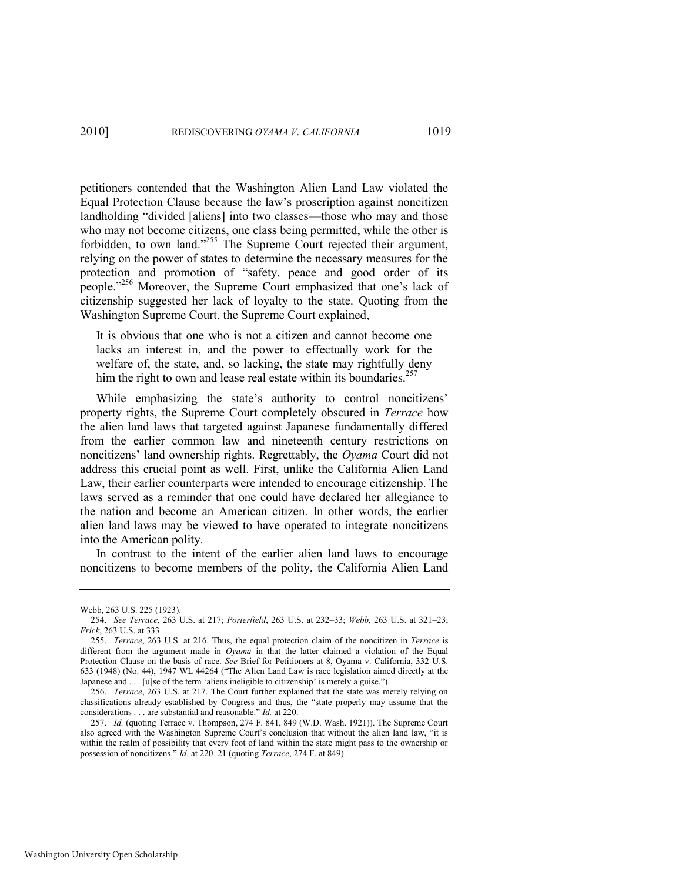petitioners contended that the Washington Alien Land Law violated the Equal Protection Clause because the law's proscription against noncitizen landholding "divided [aliens] into two classes—those who may and those who may not become citizens, one class being permitted, while the other is forbidden, to own land."[255] The Supreme Court rejected their argument, relying on the power of states to determine the necessary measures for the protection and promotion of "safety, peace and good order of its people."[256] Moreover, the Supreme Court emphasized that one's lack of citizenship suggested her lack of loyalty to the state. Quoting from the Washington Supreme Court, the Supreme Court explained,

> It is obvious that one who is not a citizen and cannot become one lacks an interest in, and the power to effectually work for the welfare of, the state, and, so lacking, the state may rightfully deny him the right to own and lease real estate within its boundaries.[257]

While emphasizing the state's authority to control noncitizens' property rights, the Supreme Court completely obscured in *Terrace* how the alien land laws that targeted against Japanese fundamentally differed from the earlier common law and nineteenth century restrictions on noncitizens' land ownership rights. Regrettably, the *Oyama* Court did not address this crucial point as well. First, unlike the California Alien Land Law, their earlier counterparts were intended to encourage citizenship. The laws served as a reminder that one could have declared her allegiance to the nation and become an American citizen. In other words, the earlier alien land laws may be viewed to have operated to integrate noncitizens into the American polity.

In contrast to the intent of the earlier alien land laws to encourage noncitizens to become members of the polity, the California Alien Land

---

Webb, 263 U.S. 225 (1923).

254. *See Terrace*, 263 U.S. at 217; *Porterfield*, 263 U.S. at 232–33; *Webb,* 263 U.S. at 321–23; *Frick*, 263 U.S. at 333.

255. *Terrace*, 263 U.S. at 216. Thus, the equal protection claim of the noncitizen in *Terrace* is different from the argument made in *Oyama* in that the latter claimed a violation of the Equal Protection Clause on the basis of race. *See* Brief for Petitioners at 8, Oyama v. California, 332 U.S. 633 (1948) (No. 44), 1947 WL 44264 ("The Alien Land Law is race legislation aimed directly at the Japanese and . . . [u]se of the term 'aliens ineligible to citizenship' is merely a guise.").

256. *Terrace*, 263 U.S. at 217. The Court further explained that the state was merely relying on classifications already established by Congress and thus, the "state properly may assume that the considerations . . . are substantial and reasonable." *Id.* at 220.

257. *Id.* (quoting Terrace v. Thompson, 274 F. 841, 849 (W.D. Wash. 1921)). The Supreme Court also agreed with the Washington Supreme Court's conclusion that without the alien land law, "it is within the realm of possibility that every foot of land within the state might pass to the ownership or possession of noncitizens." *Id.* at 220–21 (quoting *Terrace*, 274 F. at 849).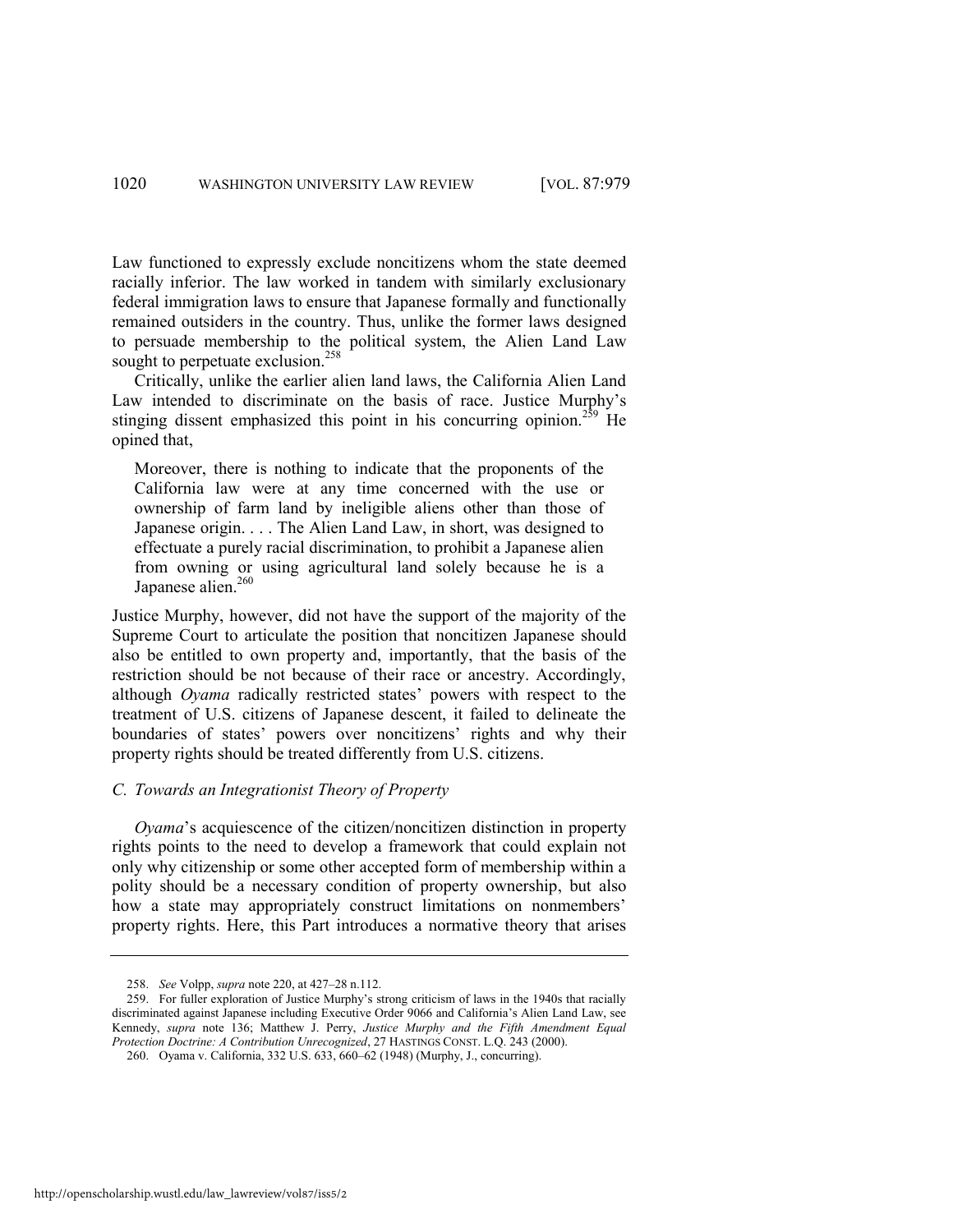Law functioned to expressly exclude noncitizens whom the state deemed racially inferior. The law worked in tandem with similarly exclusionary federal immigration laws to ensure that Japanese formally and functionally remained outsiders in the country. Thus, unlike the former laws designed to persuade membership to the political system, the Alien Land Law sought to perpetuate exclusion.[258]

Critically, unlike the earlier alien land laws, the California Alien Land Law intended to discriminate on the basis of race. Justice Murphy's stinging dissent emphasized this point in his concurring opinion.[259] He opined that,

> Moreover, there is nothing to indicate that the proponents of the California law were at any time concerned with the use or ownership of farm land by ineligible aliens other than those of Japanese origin. . . . The Alien Land Law, in short, was designed to effectuate a purely racial discrimination, to prohibit a Japanese alien from owning or using agricultural land solely because he is a Japanese alien.[260]

Justice Murphy, however, did not have the support of the majority of the Supreme Court to articulate the position that noncitizen Japanese should also be entitled to own property and, importantly, that the basis of the restriction should be not because of their race or ancestry. Accordingly, although *Oyama* radically restricted states' powers with respect to the treatment of U.S. citizens of Japanese descent, it failed to delineate the boundaries of states' powers over noncitizens' rights and why their property rights should be treated differently from U.S. citizens.

### *C. Towards an Integrationist Theory of Property*

*Oyama*'s acquiescence of the citizen/noncitizen distinction in property rights points to the need to develop a framework that could explain not only why citizenship or some other accepted form of membership within a polity should be a necessary condition of property ownership, but also how a state may appropriately construct limitations on nonmembers' property rights. Here, this Part introduces a normative theory that arises

---

258. *See* Volpp, *supra* note 220, at 427–28 n.112.

259. For fuller exploration of Justice Murphy's strong criticism of laws in the 1940s that racially discriminated against Japanese including Executive Order 9066 and California's Alien Land Law, see Kennedy, *supra* note 136; Matthew J. Perry, *Justice Murphy and the Fifth Amendment Equal Protection Doctrine: A Contribution Unrecognized*, 27 HASTINGS CONST. L.Q. 243 (2000).

260. Oyama v. California, 332 U.S. 633, 660–62 (1948) (Murphy, J., concurring).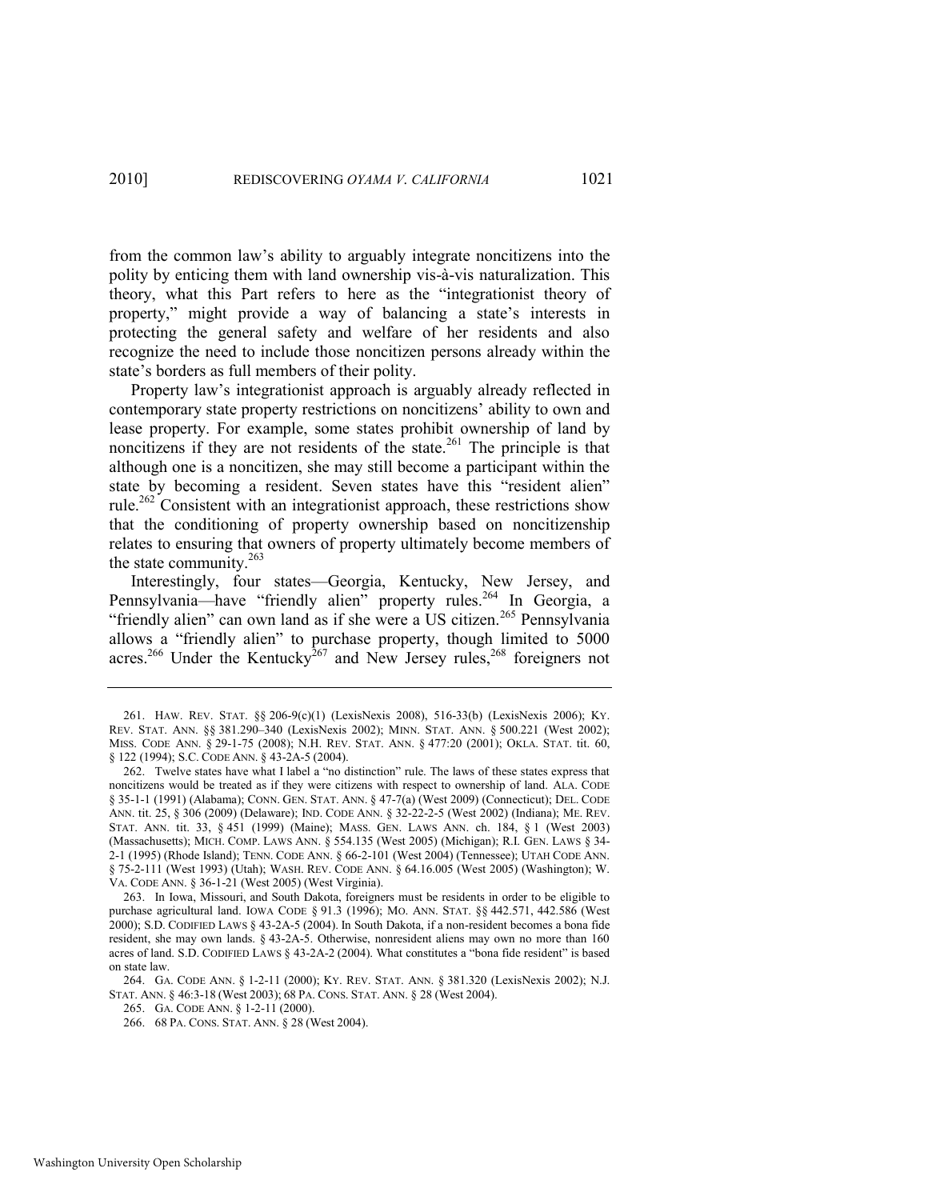from the common law's ability to arguably integrate noncitizens into the polity by enticing them with land ownership vis-à-vis naturalization. This theory, what this Part refers to here as the "integrationist theory of property," might provide a way of balancing a state's interests in protecting the general safety and welfare of her residents and also recognize the need to include those noncitizen persons already within the state's borders as full members of their polity.

Property law's integrationist approach is arguably already reflected in contemporary state property restrictions on noncitizens' ability to own and lease property. For example, some states prohibit ownership of land by noncitizens if they are not residents of the state.[261] The principle is that although one is a noncitizen, she may still become a participant within the state by becoming a resident. Seven states have this "resident alien" rule.[262] Consistent with an integrationist approach, these restrictions show that the conditioning of property ownership based on noncitizenship relates to ensuring that owners of property ultimately become members of the state community.[263]

Interestingly, four states—Georgia, Kentucky, New Jersey, and Pennsylvania—have "friendly alien" property rules.[264] In Georgia, a "friendly alien" can own land as if she were a US citizen.[265] Pennsylvania allows a "friendly alien" to purchase property, though limited to 5000 acres.[266] Under the Kentucky[267] and New Jersey rules,[268] foreigners not

---

261. HAW. REV. STAT. §§ 206-9(c)(1) (LexisNexis 2008), 516-33(b) (LexisNexis 2006); KY. REV. STAT. ANN. §§ 381.290–340 (LexisNexis 2002); MINN. STAT. ANN. § 500.221 (West 2002); MISS. CODE ANN. § 29-1-75 (2008); N.H. REV. STAT. ANN. § 477:20 (2001); OKLA. STAT. tit. 60, § 122 (1994); S.C. CODE ANN. § 43-2A-5 (2004).

262. Twelve states have what I label a "no distinction" rule. The laws of these states express that noncitizens would be treated as if they were citizens with respect to ownership of land. ALA. CODE § 35-1-1 (1991) (Alabama); CONN. GEN. STAT. ANN. § 47-7(a) (West 2009) (Connecticut); DEL. CODE ANN. tit. 25, § 306 (2009) (Delaware); IND. CODE ANN. § 32-22-2-5 (West 2002) (Indiana); ME. REV. STAT. ANN. tit. 33, § 451 (1999) (Maine); MASS. GEN. LAWS ANN. ch. 184, § 1 (West 2003) (Massachusetts); MICH. COMP. LAWS ANN. § 554.135 (West 2005) (Michigan); R.I. GEN. LAWS § 34-2-1 (1995) (Rhode Island); TENN. CODE ANN. § 66-2-101 (West 2004) (Tennessee); UTAH CODE ANN. § 75-2-111 (West 1993) (Utah); WASH. REV. CODE ANN. § 64.16.005 (West 2005) (Washington); W. VA. CODE ANN. § 36-1-21 (West 2005) (West Virginia).

263. In Iowa, Missouri, and South Dakota, foreigners must be residents in order to be eligible to purchase agricultural land. IOWA CODE § 91.3 (1996); MO. ANN. STAT. §§ 442.571, 442.586 (West 2000); S.D. CODIFIED LAWS § 43-2A-5 (2004). In South Dakota, if a non-resident becomes a bona fide resident, she may own lands. § 43-2A-5. Otherwise, nonresident aliens may own no more than 160 acres of land. S.D. CODIFIED LAWS § 43-2A-2 (2004). What constitutes a "bona fide resident" is based on state law.

264. GA. CODE ANN. § 1-2-11 (2000); KY. REV. STAT. ANN. § 381.320 (LexisNexis 2002); N.J. STAT. ANN. § 46:3-18 (West 2003); 68 PA. CONS. STAT. ANN. § 28 (West 2004).

265. GA. CODE ANN. § 1-2-11 (2000).

266. 68 PA. CONS. STAT. ANN. § 28 (West 2004).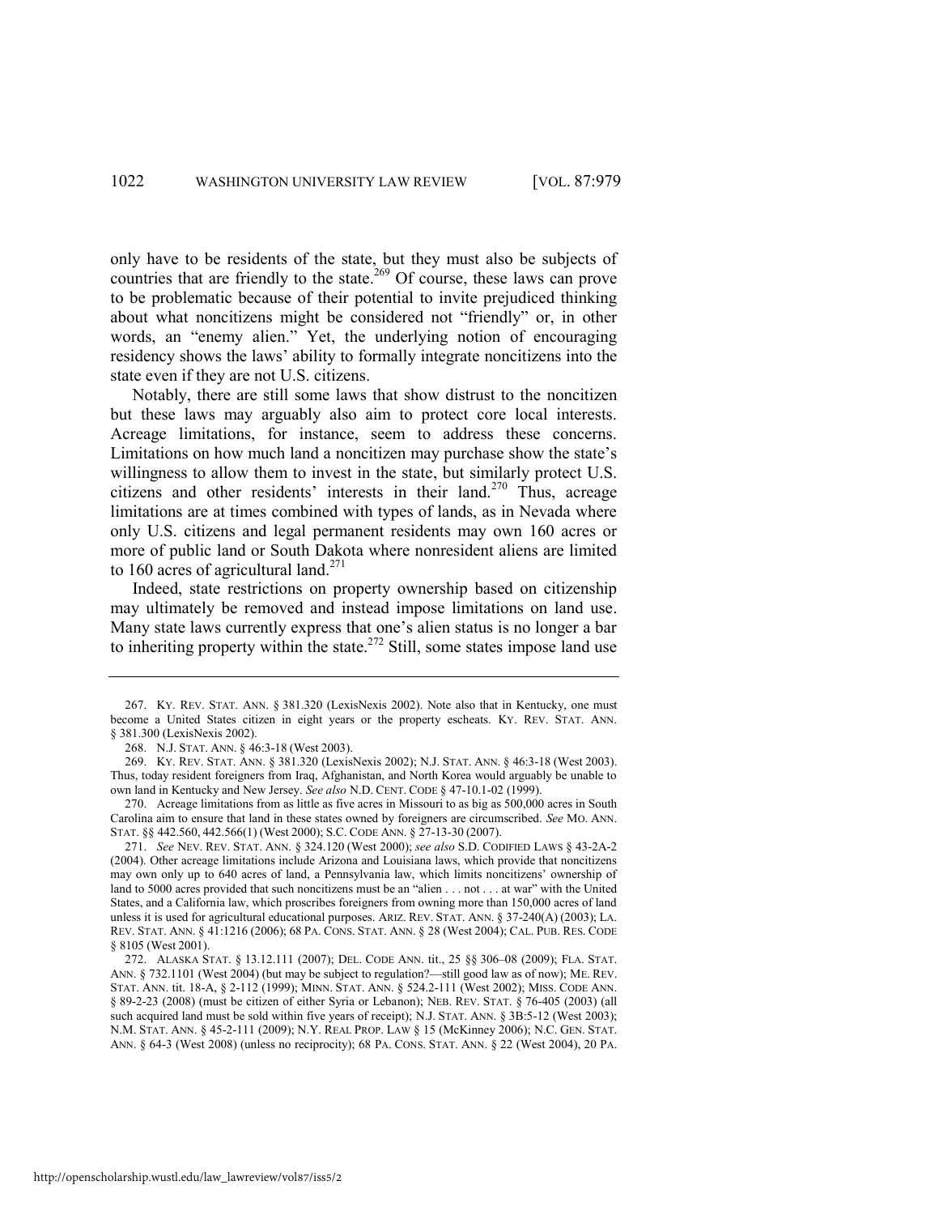only have to be residents of the state, but they must also be subjects of countries that are friendly to the state.[269] Of course, these laws can prove to be problematic because of their potential to invite prejudiced thinking about what noncitizens might be considered not "friendly" or, in other words, an "enemy alien." Yet, the underlying notion of encouraging residency shows the laws' ability to formally integrate noncitizens into the state even if they are not U.S. citizens.

Notably, there are still some laws that show distrust to the noncitizen but these laws may arguably also aim to protect core local interests. Acreage limitations, for instance, seem to address these concerns. Limitations on how much land a noncitizen may purchase show the state's willingness to allow them to invest in the state, but similarly protect U.S. citizens and other residents' interests in their land.[270] Thus, acreage limitations are at times combined with types of lands, as in Nevada where only U.S. citizens and legal permanent residents may own 160 acres or more of public land or South Dakota where nonresident aliens are limited to 160 acres of agricultural land.[271]

Indeed, state restrictions on property ownership based on citizenship may ultimately be removed and instead impose limitations on land use. Many state laws currently express that one's alien status is no longer a bar to inheriting property within the state.[272] Still, some states impose land use

---

267. KY. REV. STAT. ANN. § 381.320 (LexisNexis 2002). Note also that in Kentucky, one must become a United States citizen in eight years or the property escheats. KY. REV. STAT. ANN. § 381.300 (LexisNexis 2002).

268. N.J. STAT. ANN. § 46:3-18 (West 2003).

269. KY. REV. STAT. ANN. § 381.320 (LexisNexis 2002); N.J. STAT. ANN. § 46:3-18 (West 2003). Thus, today resident foreigners from Iraq, Afghanistan, and North Korea would arguably be unable to own land in Kentucky and New Jersey. *See also* N.D. CENT. CODE § 47-10.1-02 (1999).

270. Acreage limitations from as little as five acres in Missouri to as big as 500,000 acres in South Carolina aim to ensure that land in these states owned by foreigners are circumscribed. *See* MO. ANN. STAT. §§ 442.560, 442.566(1) (West 2000); S.C. CODE ANN. § 27-13-30 (2007).

271. *See* NEV. REV. STAT. ANN. § 324.120 (West 2000); *see also* S.D. CODIFIED LAWS § 43-2A-2 (2004). Other acreage limitations include Arizona and Louisiana laws, which provide that noncitizens may own only up to 640 acres of land, a Pennsylvania law, which limits noncitizens' ownership of land to 5000 acres provided that such noncitizens must be an "alien . . . not . . . at war" with the United States, and a California law, which proscribes foreigners from owning more than 150,000 acres of land unless it is used for agricultural educational purposes. ARIZ. REV. STAT. ANN. § 37-240(A) (2003); LA. REV. STAT. ANN. § 41:1216 (2006); 68 PA. CONS. STAT. ANN. § 28 (West 2004); CAL. PUB. RES. CODE § 8105 (West 2001).

272. ALASKA STAT. § 13.12.111 (2007); DEL. CODE ANN. tit., 25 §§ 306–08 (2009); FLA. STAT. ANN. § 732.1101 (West 2004) (but may be subject to regulation?—still good law as of now); ME. REV. STAT. ANN. tit. 18-A, § 2-112 (1999); MINN. STAT. ANN. § 524.2-111 (West 2002); MISS. CODE ANN. § 89-2-23 (2008) (must be citizen of either Syria or Lebanon); NEB. REV. STAT. § 76-405 (2003) (all such acquired land must be sold within five years of receipt); N.J. STAT. ANN. § 3B:5-12 (West 2003); N.M. STAT. ANN. § 45-2-111 (2009); N.Y. REAL PROP. LAW § 15 (McKinney 2006); N.C. GEN. STAT. ANN. § 64-3 (West 2008) (unless no reciprocity); 68 PA. CONS. STAT. ANN. § 22 (West 2004), 20 PA.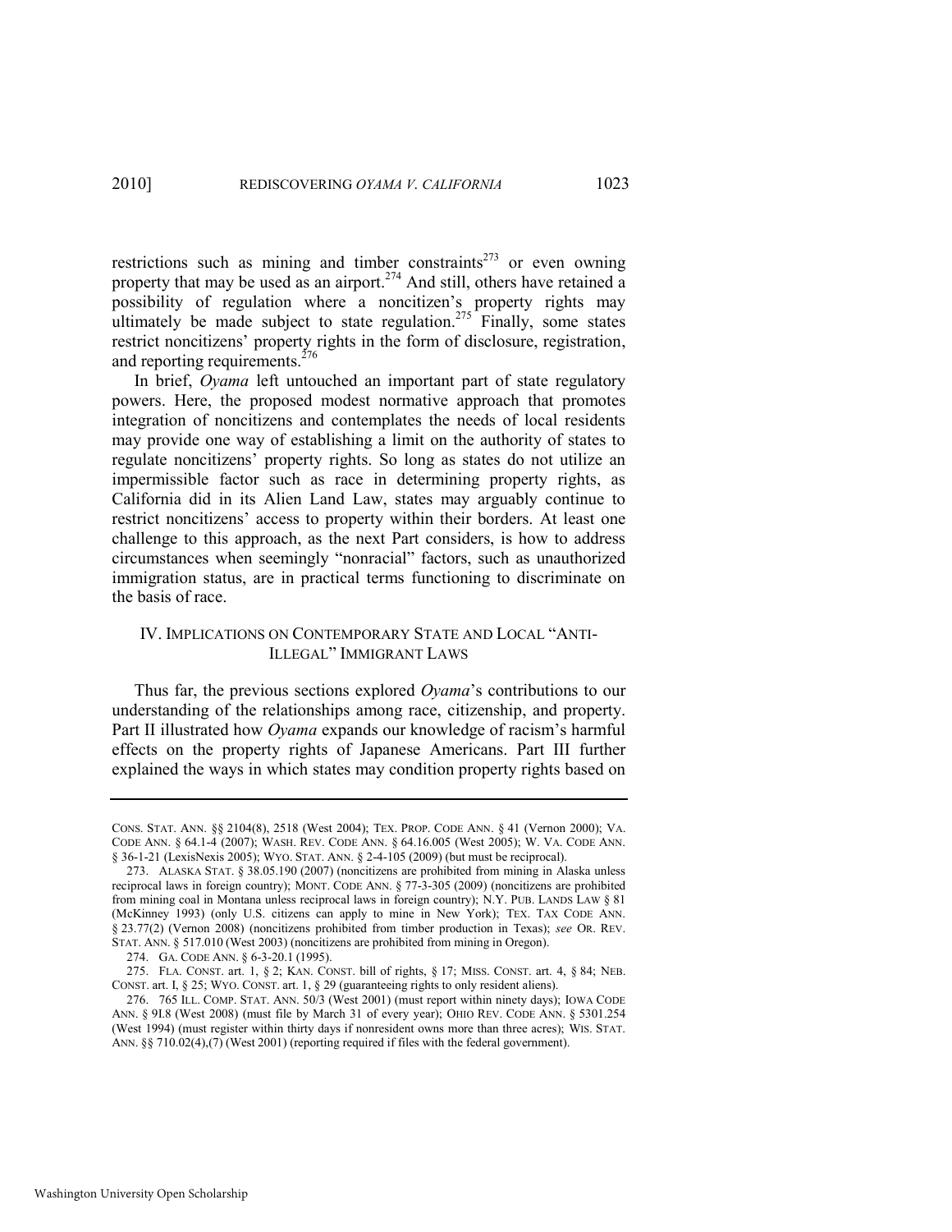restrictions such as mining and timber constraints[273] or even owning property that may be used as an airport.[274] And still, others have retained a possibility of regulation where a noncitizen's property rights may ultimately be made subject to state regulation.[275] Finally, some states restrict noncitizens' property rights in the form of disclosure, registration, and reporting requirements.[276]

In brief, *Oyama* left untouched an important part of state regulatory powers. Here, the proposed modest normative approach that promotes integration of noncitizens and contemplates the needs of local residents may provide one way of establishing a limit on the authority of states to regulate noncitizens' property rights. So long as states do not utilize an impermissible factor such as race in determining property rights, as California did in its Alien Land Law, states may arguably continue to restrict noncitizens' access to property within their borders. At least one challenge to this approach, as the next Part considers, is how to address circumstances when seemingly "nonracial" factors, such as unauthorized immigration status, are in practical terms functioning to discriminate on the basis of race.

## IV. IMPLICATIONS ON CONTEMPORARY STATE AND LOCAL "ANTI-ILLEGAL" IMMIGRANT LAWS

Thus far, the previous sections explored *Oyama*'s contributions to our understanding of the relationships among race, citizenship, and property. Part II illustrated how *Oyama* expands our knowledge of racism's harmful effects on the property rights of Japanese Americans. Part III further explained the ways in which states may condition property rights based on

---

CONS. STAT. ANN. §§ 2104(8), 2518 (West 2004); TEX. PROP. CODE ANN. § 41 (Vernon 2000); VA. CODE ANN. § 64.1-4 (2007); WASH. REV. CODE ANN. § 64.16.005 (West 2005); W. VA. CODE ANN. § 36-1-21 (LexisNexis 2005); WYO. STAT. ANN. § 2-4-105 (2009) (but must be reciprocal).

273. ALASKA STAT. § 38.05.190 (2007) (noncitizens are prohibited from mining in Alaska unless reciprocal laws in foreign country); MONT. CODE ANN. § 77-3-305 (2009) (noncitizens are prohibited from mining coal in Montana unless reciprocal laws in foreign country); N.Y. PUB. LANDS LAW § 81 (McKinney 1993) (only U.S. citizens can apply to mine in New York); TEX. TAX CODE ANN. § 23.77(2) (Vernon 2008) (noncitizens prohibited from timber production in Texas); *see* OR. REV. STAT. ANN. § 517.010 (West 2003) (noncitizens are prohibited from mining in Oregon).

274. GA. CODE ANN. § 6-3-20.1 (1995).

275. FLA. CONST. art. 1, § 2; KAN. CONST. bill of rights, § 17; MISS. CONST. art. 4, § 84; NEB. CONST. art. I, § 25; WYO. CONST. art. 1, § 29 (guaranteeing rights to only resident aliens).

276. 765 ILL. COMP. STAT. ANN. 50/3 (West 2001) (must report within ninety days); IOWA CODE ANN. § 9I.8 (West 2008) (must file by March 31 of every year); OHIO REV. CODE ANN. § 5301.254 (West 1994) (must register within thirty days if nonresident owns more than three acres); WIS. STAT. ANN. §§ 710.02(4),(7) (West 2001) (reporting required if files with the federal government).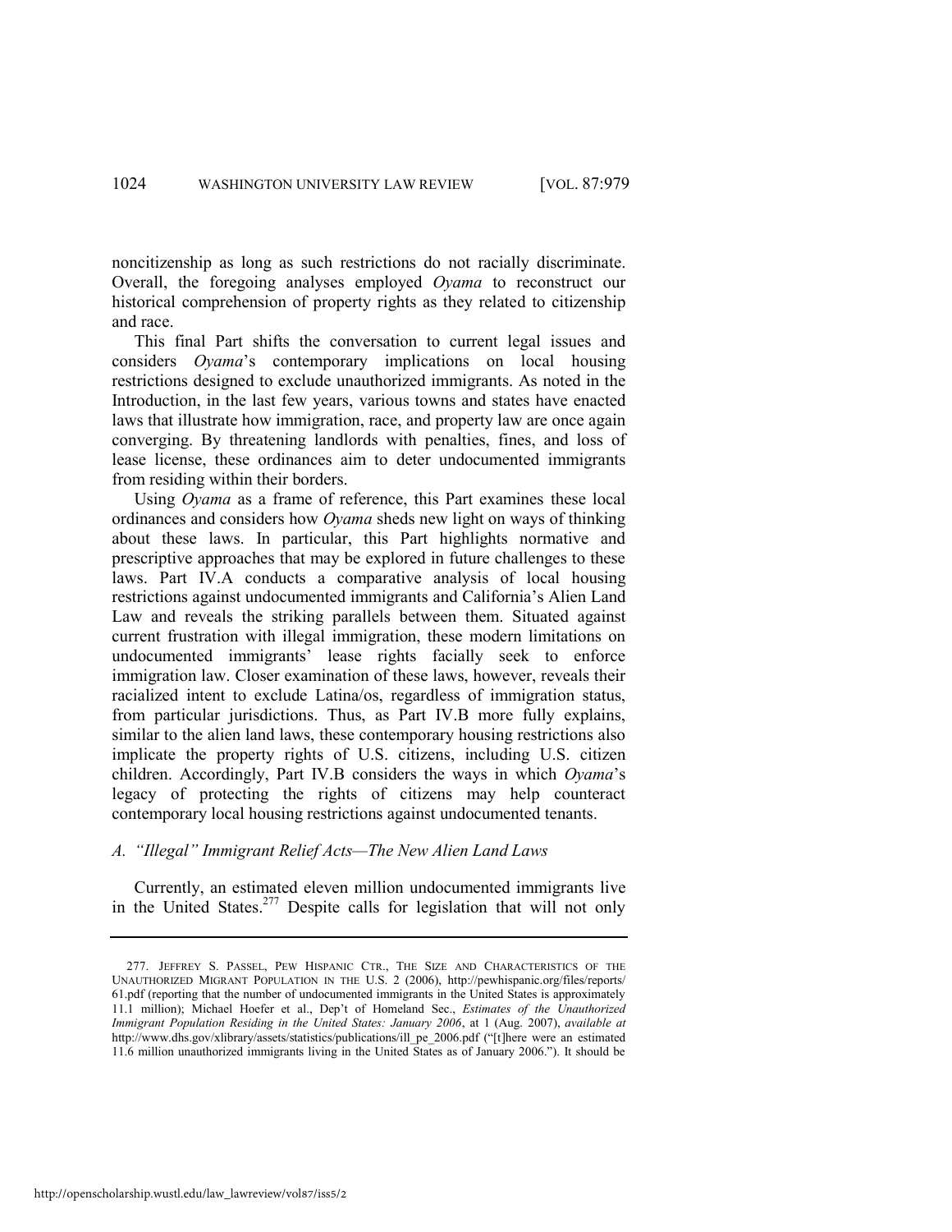noncitizenship as long as such restrictions do not racially discriminate. Overall, the foregoing analyses employed *Oyama* to reconstruct our historical comprehension of property rights as they related to citizenship and race.

This final Part shifts the conversation to current legal issues and considers *Oyama*'s contemporary implications on local housing restrictions designed to exclude unauthorized immigrants. As noted in the Introduction, in the last few years, various towns and states have enacted laws that illustrate how immigration, race, and property law are once again converging. By threatening landlords with penalties, fines, and loss of lease license, these ordinances aim to deter undocumented immigrants from residing within their borders.

Using *Oyama* as a frame of reference, this Part examines these local ordinances and considers how *Oyama* sheds new light on ways of thinking about these laws. In particular, this Part highlights normative and prescriptive approaches that may be explored in future challenges to these laws. Part IV.A conducts a comparative analysis of local housing restrictions against undocumented immigrants and California's Alien Land Law and reveals the striking parallels between them. Situated against current frustration with illegal immigration, these modern limitations on undocumented immigrants' lease rights facially seek to enforce immigration law. Closer examination of these laws, however, reveals their racialized intent to exclude Latina/os, regardless of immigration status, from particular jurisdictions. Thus, as Part IV.B more fully explains, similar to the alien land laws, these contemporary housing restrictions also implicate the property rights of U.S. citizens, including U.S. citizen children. Accordingly, Part IV.B considers the ways in which *Oyama*'s legacy of protecting the rights of citizens may help counteract contemporary local housing restrictions against undocumented tenants.

### *A. "Illegal" Immigrant Relief Acts—The New Alien Land Laws*

Currently, an estimated eleven million undocumented immigrants live in the United States.[277] Despite calls for legislation that will not only

---

277. JEFFREY S. PASSEL, PEW HISPANIC CTR., THE SIZE AND CHARACTERISTICS OF THE UNAUTHORIZED MIGRANT POPULATION IN THE U.S. 2 (2006), http://pewhispanic.org/files/reports/61.pdf (reporting that the number of undocumented immigrants in the United States is approximately 11.1 million); Michael Hoefer et al., Dep't of Homeland Sec., *Estimates of the Unauthorized Immigrant Population Residing in the United States: January 2006*, at 1 (Aug. 2007), *available at* http://www.dhs.gov/xlibrary/assets/statistics/publications/ill_pe_2006.pdf ("[t]here were an estimated 11.6 million unauthorized immigrants living in the United States as of January 2006."). It should be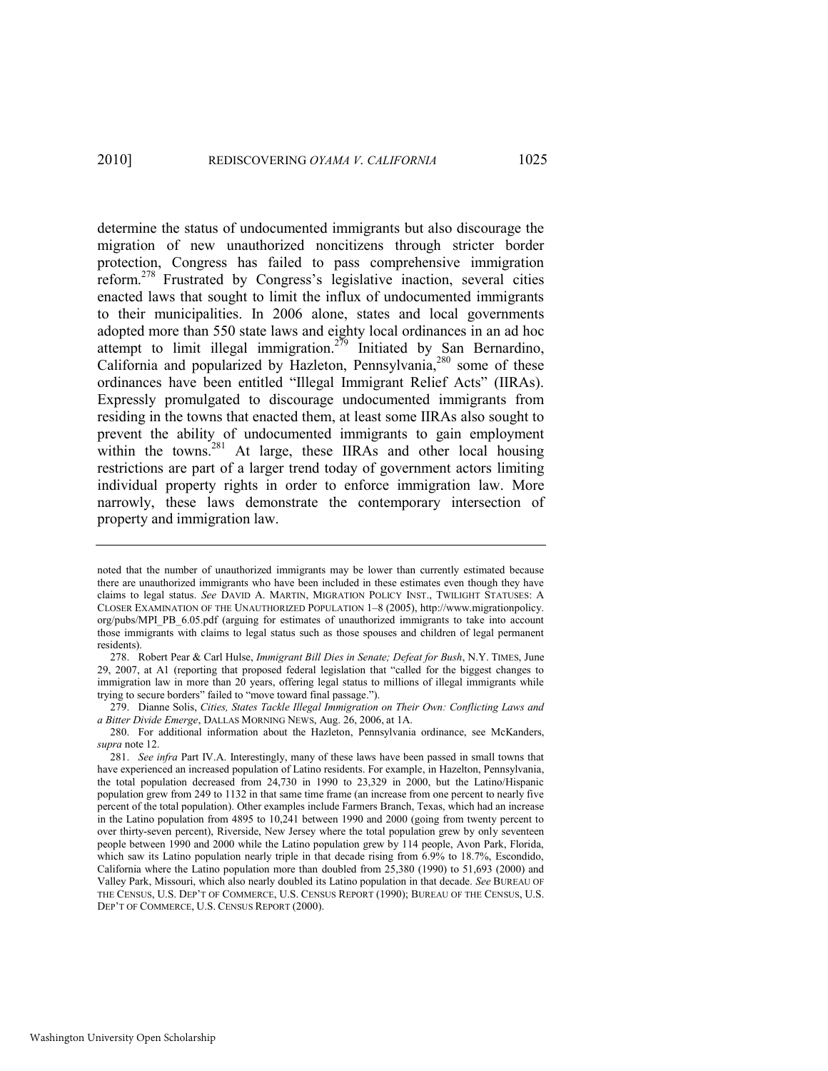determine the status of undocumented immigrants but also discourage the migration of new unauthorized noncitizens through stricter border protection, Congress has failed to pass comprehensive immigration reform.[278] Frustrated by Congress's legislative inaction, several cities enacted laws that sought to limit the influx of undocumented immigrants to their municipalities. In 2006 alone, states and local governments adopted more than 550 state laws and eighty local ordinances in an ad hoc attempt to limit illegal immigration.[279] Initiated by San Bernardino, California and popularized by Hazleton, Pennsylvania,[280] some of these ordinances have been entitled "Illegal Immigrant Relief Acts" (IIRAs). Expressly promulgated to discourage undocumented immigrants from residing in the towns that enacted them, at least some IIRAs also sought to prevent the ability of undocumented immigrants to gain employment within the towns.[281] At large, these IIRAs and other local housing restrictions are part of a larger trend today of government actors limiting individual property rights in order to enforce immigration law. More narrowly, these laws demonstrate the contemporary intersection of property and immigration law.

---

noted that the number of unauthorized immigrants may be lower than currently estimated because there are unauthorized immigrants who have been included in these estimates even though they have claims to legal status. *See* DAVID A. MARTIN, MIGRATION POLICY INST., TWILIGHT STATUSES: A CLOSER EXAMINATION OF THE UNAUTHORIZED POPULATION 1–8 (2005), http://www.migrationpolicy.org/pubs/MPI_PB_6.05.pdf (arguing for estimates of unauthorized immigrants to take into account those immigrants with claims to legal status such as those spouses and children of legal permanent residents).

278. Robert Pear & Carl Hulse, *Immigrant Bill Dies in Senate; Defeat for Bush*, N.Y. TIMES, June 29, 2007, at A1 (reporting that proposed federal legislation that "called for the biggest changes to immigration law in more than 20 years, offering legal status to millions of illegal immigrants while trying to secure borders" failed to "move toward final passage.").

279. Dianne Solis, *Cities, States Tackle Illegal Immigration on Their Own: Conflicting Laws and a Bitter Divide Emerge*, DALLAS MORNING NEWS, Aug. 26, 2006, at 1A.

280. For additional information about the Hazleton, Pennsylvania ordinance, see McKanders, *supra* note 12.

281. *See infra* Part IV.A. Interestingly, many of these laws have been passed in small towns that have experienced an increased population of Latino residents. For example, in Hazelton, Pennsylvania, the total population decreased from 24,730 in 1990 to 23,329 in 2000, but the Latino/Hispanic population grew from 249 to 1132 in that same time frame (an increase from one percent to nearly five percent of the total population). Other examples include Farmers Branch, Texas, which had an increase in the Latino population from 4895 to 10,241 between 1990 and 2000 (going from twenty percent to over thirty-seven percent), Riverside, New Jersey where the total population grew by only seventeen people between 1990 and 2000 while the Latino population grew by 114 people, Avon Park, Florida, which saw its Latino population nearly triple in that decade rising from 6.9% to 18.7%, Escondido, California where the Latino population more than doubled from 25,380 (1990) to 51,693 (2000) and Valley Park, Missouri, which also nearly doubled its Latino population in that decade. *See* BUREAU OF THE CENSUS, U.S. DEP'T OF COMMERCE, U.S. CENSUS REPORT (1990); BUREAU OF THE CENSUS, U.S. DEP'T OF COMMERCE, U.S. CENSUS REPORT (2000).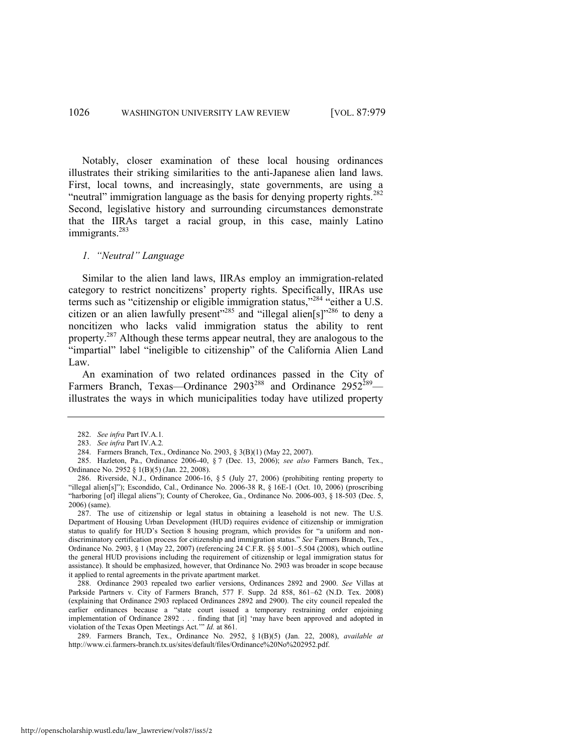Notably, closer examination of these local housing ordinances illustrates their striking similarities to the anti-Japanese alien land laws. First, local towns, and increasingly, state governments, are using a "neutral" immigration language as the basis for denying property rights.[282] Second, legislative history and surrounding circumstances demonstrate that the IIRAs target a racial group, in this case, mainly Latino immigrants.[283]

### *1. "Neutral" Language*

Similar to the alien land laws, IIRAs employ an immigration-related category to restrict noncitizens' property rights. Specifically, IIRAs use terms such as "citizenship or eligible immigration status,"[284] "either a U.S. citizen or an alien lawfully present"[285] and "illegal alien[s]"[286] to deny a noncitizen who lacks valid immigration status the ability to rent property.[287] Although these terms appear neutral, they are analogous to the "impartial" label "ineligible to citizenship" of the California Alien Land Law.

An examination of two related ordinances passed in the City of Farmers Branch, Texas—Ordinance 2903[288] and Ordinance 2952[289]—illustrates the ways in which municipalities today have utilized property

---

282. *See infra* Part IV.A.1.

283. *See infra* Part IV.A.2.

284. Farmers Branch, Tex., Ordinance No. 2903, § 3(B)(1) (May 22, 2007).

285. Hazleton, Pa., Ordinance 2006-40, § 7 (Dec. 13, 2006); *see also* Farmers Banch, Tex., Ordinance No. 2952 § 1(B)(5) (Jan. 22, 2008).

286. Riverside, N.J., Ordinance 2006-16, § 5 (July 27, 2006) (prohibiting renting property to "illegal alien[s]"); Escondido, Cal., Ordinance No. 2006-38 R, § 16E-1 (Oct. 10, 2006) (proscribing "harboring [of] illegal aliens"); County of Cherokee, Ga., Ordinance No. 2006-003, § 18-503 (Dec. 5, 2006) (same).

287. The use of citizenship or legal status in obtaining a leasehold is not new. The U.S. Department of Housing Urban Development (HUD) requires evidence of citizenship or immigration status to qualify for HUD's Section 8 housing program, which provides for "a uniform and non-discriminatory certification process for citizenship and immigration status." *See* Farmers Branch, Tex., Ordinance No. 2903, § 1 (May 22, 2007) (referencing 24 C.F.R. §§ 5.001–5.504 (2008), which outline the general HUD provisions including the requirement of citizenship or legal immigration status for assistance). It should be emphasized, however, that Ordinance No. 2903 was broader in scope because it applied to rental agreements in the private apartment market.

288. Ordinance 2903 repealed two earlier versions, Ordinances 2892 and 2900. *See* Villas at Parkside Partners v. City of Farmers Branch, 577 F. Supp. 2d 858, 861–62 (N.D. Tex. 2008) (explaining that Ordinance 2903 replaced Ordinances 2892 and 2900). The city council repealed the earlier ordinances because a "state court issued a temporary restraining order enjoining implementation of Ordinance 2892 . . . finding that [it] 'may have been approved and adopted in violation of the Texas Open Meetings Act.'" *Id.* at 861.

289. Farmers Branch, Tex., Ordinance No. 2952, § 1(B)(5) (Jan. 22, 2008), *available at* http://www.ci.farmers-branch.tx.us/sites/default/files/Ordinance%20No%202952.pdf.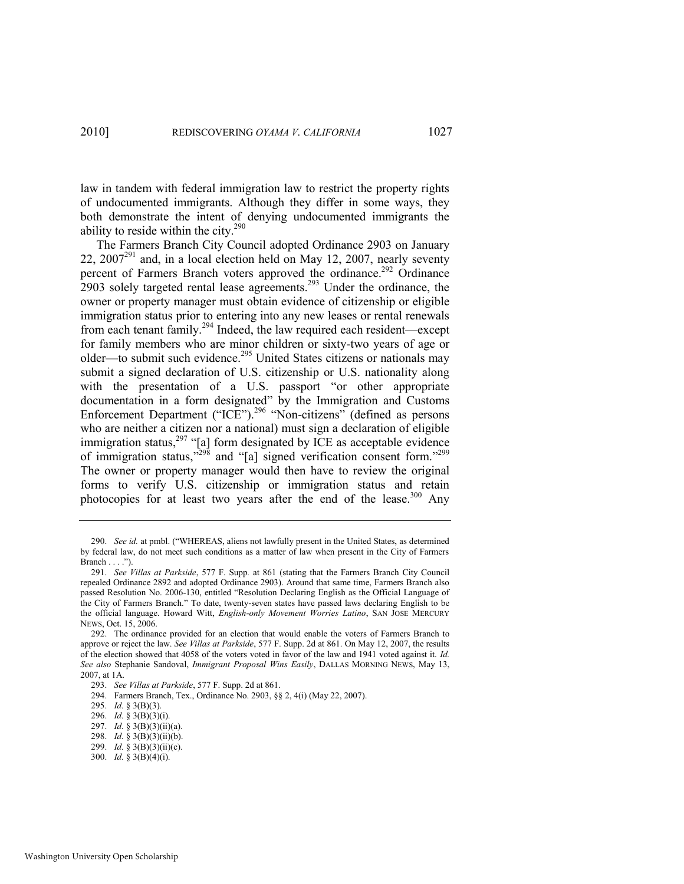law in tandem with federal immigration law to restrict the property rights of undocumented immigrants. Although they differ in some ways, they both demonstrate the intent of denying undocumented immigrants the ability to reside within the city.[290]

The Farmers Branch City Council adopted Ordinance 2903 on January 22, 2007[291] and, in a local election held on May 12, 2007, nearly seventy percent of Farmers Branch voters approved the ordinance.[292] Ordinance 2903 solely targeted rental lease agreements.[293] Under the ordinance, the owner or property manager must obtain evidence of citizenship or eligible immigration status prior to entering into any new leases or rental renewals from each tenant family.[294] Indeed, the law required each resident—except for family members who are minor children or sixty-two years of age or older—to submit such evidence.[295] United States citizens or nationals may submit a signed declaration of U.S. citizenship or U.S. nationality along with the presentation of a U.S. passport "or other appropriate documentation in a form designated" by the Immigration and Customs Enforcement Department ("ICE").[296] "Non-citizens" (defined as persons who are neither a citizen nor a national) must sign a declaration of eligible immigration status,[297] "[a] form designated by ICE as acceptable evidence of immigration status,"[298] and "[a] signed verification consent form."[299] The owner or property manager would then have to review the original forms to verify U.S. citizenship or immigration status and retain photocopies for at least two years after the end of the lease.[300] Any

290. *See id.* at pmbl. ("WHEREAS, aliens not lawfully present in the United States, as determined by federal law, do not meet such conditions as a matter of law when present in the City of Farmers Branch . . . .").

291. *See Villas at Parkside*, 577 F. Supp. at 861 (stating that the Farmers Branch City Council repealed Ordinance 2892 and adopted Ordinance 2903). Around that same time, Farmers Branch also passed Resolution No. 2006-130, entitled "Resolution Declaring English as the Official Language of the City of Farmers Branch." To date, twenty-seven states have passed laws declaring English to be the official language. Howard Witt, *English-only Movement Worries Latino*, SAN JOSE MERCURY NEWS, Oct. 15, 2006.

292. The ordinance provided for an election that would enable the voters of Farmers Branch to approve or reject the law. *See Villas at Parkside*, 577 F. Supp. 2d at 861. On May 12, 2007, the results of the election showed that 4058 of the voters voted in favor of the law and 1941 voted against it. *Id. See also* Stephanie Sandoval, *Immigrant Proposal Wins Easily*, DALLAS MORNING NEWS, May 13, 2007, at 1A.

293. *See Villas at Parkside*, 577 F. Supp. 2d at 861.

294. Farmers Branch, Tex., Ordinance No. 2903, §§ 2, 4(i) (May 22, 2007).

295. *Id.* § 3(B)(3).

296. *Id.* § 3(B)(3)(i).

297. *Id.* § 3(B)(3)(ii)(a).

298. *Id.* § 3(B)(3)(ii)(b).

299. *Id.* § 3(B)(3)(ii)(c).

300. *Id.* § 3(B)(4)(i).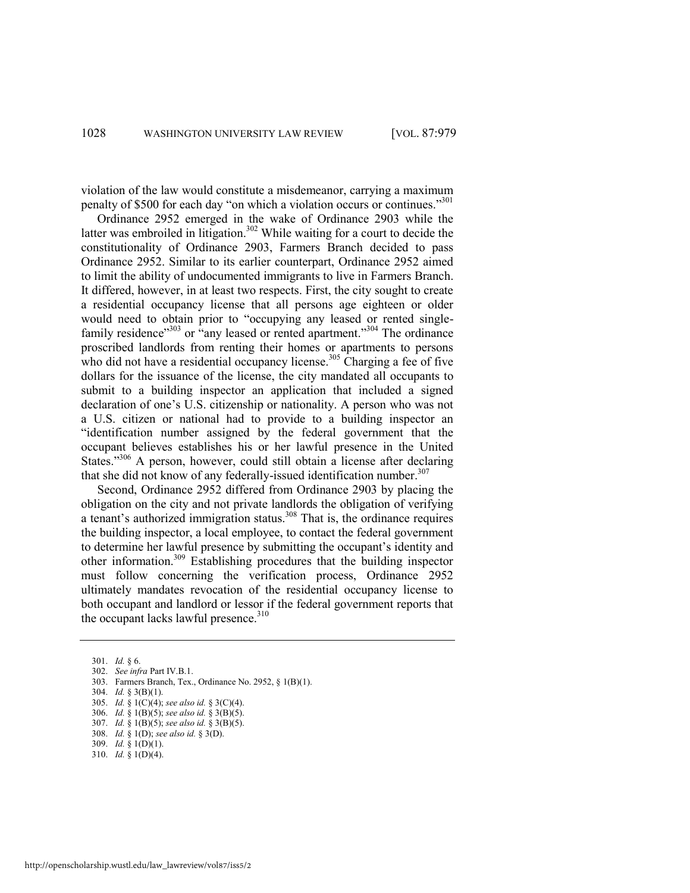violation of the law would constitute a misdemeanor, carrying a maximum penalty of $500 for each day "on which a violation occurs or continues."[301]

Ordinance 2952 emerged in the wake of Ordinance 2903 while the latter was embroiled in litigation.[302] While waiting for a court to decide the constitutionality of Ordinance 2903, Farmers Branch decided to pass Ordinance 2952. Similar to its earlier counterpart, Ordinance 2952 aimed to limit the ability of undocumented immigrants to live in Farmers Branch. It differed, however, in at least two respects. First, the city sought to create a residential occupancy license that all persons age eighteen or older would need to obtain prior to "occupying any leased or rented single-family residence"[303] or "any leased or rented apartment."[304] The ordinance proscribed landlords from renting their homes or apartments to persons who did not have a residential occupancy license.[305] Charging a fee of five dollars for the issuance of the license, the city mandated all occupants to submit to a building inspector an application that included a signed declaration of one's U.S. citizenship or nationality. A person who was not a U.S. citizen or national had to provide to a building inspector an "identification number assigned by the federal government that the occupant believes establishes his or her lawful presence in the United States."[306] A person, however, could still obtain a license after declaring that she did not know of any federally-issued identification number.[307]

Second, Ordinance 2952 differed from Ordinance 2903 by placing the obligation on the city and not private landlords the obligation of verifying a tenant's authorized immigration status.[308] That is, the ordinance requires the building inspector, a local employee, to contact the federal government to determine her lawful presence by submitting the occupant's identity and other information.[309] Establishing procedures that the building inspector must follow concerning the verification process, Ordinance 2952 ultimately mandates revocation of the residential occupancy license to both occupant and landlord or lessor if the federal government reports that the occupant lacks lawful presence.[310]

---

301. *Id.* § 6.
302. *See infra* Part IV.B.1.
303. Farmers Branch, Tex., Ordinance No. 2952, § 1(B)(1).
304. *Id.* § 3(B)(1).
305. *Id.* § 1(C)(4); *see also id.* § 3(C)(4).
306. *Id.* § 1(B)(5); *see also id.* § 3(B)(5).
307. *Id.* § 1(B)(5); *see also id.* § 3(B)(5).
308. *Id.* § 1(D); *see also id.* § 3(D).
309. *Id.* § 1(D)(1).
310. *Id.* § 1(D)(4).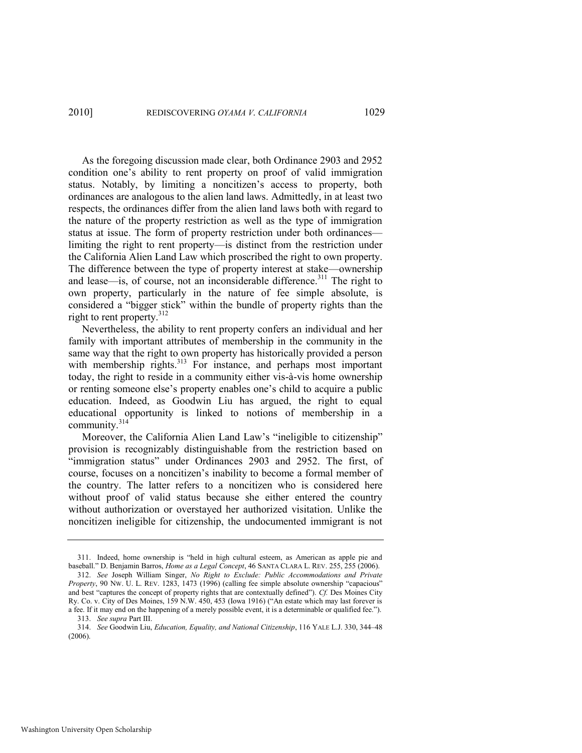As the foregoing discussion made clear, both Ordinance 2903 and 2952 condition one's ability to rent property on proof of valid immigration status. Notably, by limiting a noncitizen's access to property, both ordinances are analogous to the alien land laws. Admittedly, in at least two respects, the ordinances differ from the alien land laws both with regard to the nature of the property restriction as well as the type of immigration status at issue. The form of property restriction under both ordinances—limiting the right to rent property—is distinct from the restriction under the California Alien Land Law which proscribed the right to own property. The difference between the type of property interest at stake—ownership and lease—is, of course, not an inconsiderable difference.[311] The right to own property, particularly in the nature of fee simple absolute, is considered a "bigger stick" within the bundle of property rights than the right to rent property.[312]

Nevertheless, the ability to rent property confers an individual and her family with important attributes of membership in the community in the same way that the right to own property has historically provided a person with membership rights.[313] For instance, and perhaps most important today, the right to reside in a community either vis-à-vis home ownership or renting someone else's property enables one's child to acquire a public education. Indeed, as Goodwin Liu has argued, the right to equal educational opportunity is linked to notions of membership in a community.[314]

Moreover, the California Alien Land Law's "ineligible to citizenship" provision is recognizably distinguishable from the restriction based on "immigration status" under Ordinances 2903 and 2952. The first, of course, focuses on a noncitizen's inability to become a formal member of the country. The latter refers to a noncitizen who is considered here without proof of valid status because she either entered the country without authorization or overstayed her authorized visitation. Unlike the noncitizen ineligible for citizenship, the undocumented immigrant is not

---

311. Indeed, home ownership is "held in high cultural esteem, as American as apple pie and baseball." D. Benjamin Barros, *Home as a Legal Concept*, 46 SANTA CLARA L. REV. 255, 255 (2006).

312. *See* Joseph William Singer, *No Right to Exclude: Public Accommodations and Private Property*, 90 NW. U. L. REV. 1283, 1473 (1996) (calling fee simple absolute ownership "capacious" and best "captures the concept of property rights that are contextually defined"). *Cf.* Des Moines City Ry. Co. v. City of Des Moines, 159 N.W. 450, 453 (Iowa 1916) ("An estate which may last forever is a fee. If it may end on the happening of a merely possible event, it is a determinable or qualified fee.").

313. *See supra* Part III.

314. *See* Goodwin Liu, *Education, Equality, and National Citizenship*, 116 YALE L.J. 330, 344–48 (2006).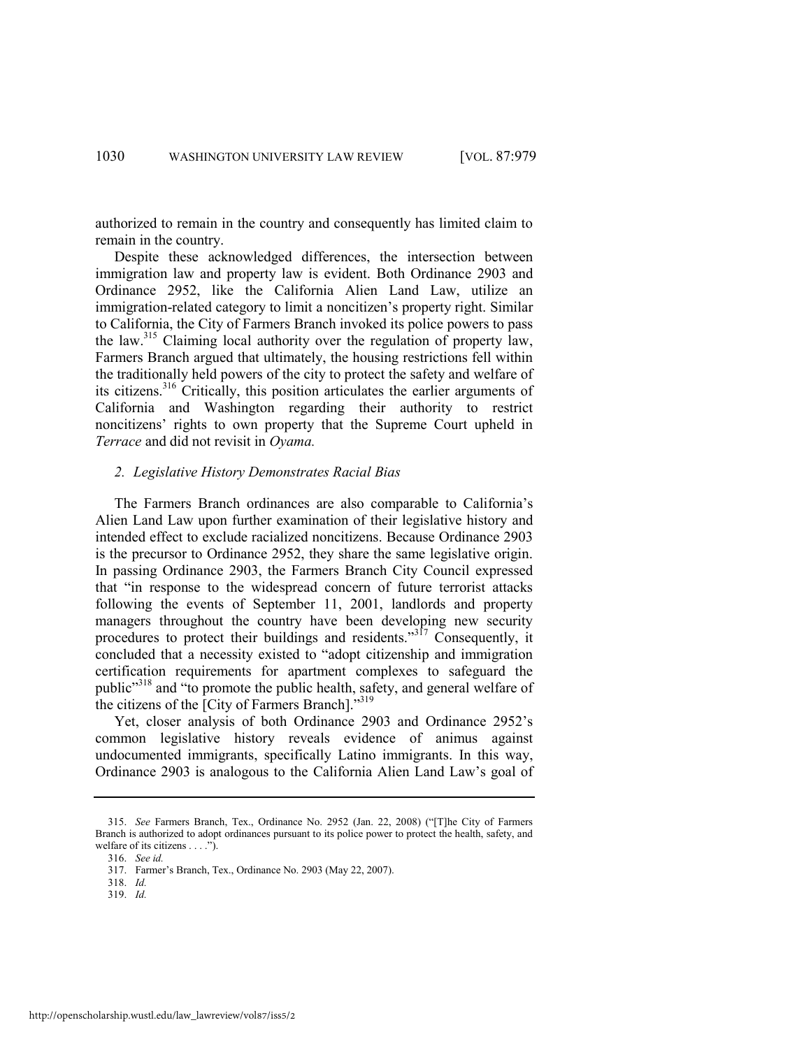authorized to remain in the country and consequently has limited claim to remain in the country.

Despite these acknowledged differences, the intersection between immigration law and property law is evident. Both Ordinance 2903 and Ordinance 2952, like the California Alien Land Law, utilize an immigration-related category to limit a noncitizen's property right. Similar to California, the City of Farmers Branch invoked its police powers to pass the law.[315] Claiming local authority over the regulation of property law, Farmers Branch argued that ultimately, the housing restrictions fell within the traditionally held powers of the city to protect the safety and welfare of its citizens.[316] Critically, this position articulates the earlier arguments of California and Washington regarding their authority to restrict noncitizens' rights to own property that the Supreme Court upheld in *Terrace* and did not revisit in *Oyama.*

### *2. Legislative History Demonstrates Racial Bias*

The Farmers Branch ordinances are also comparable to California's Alien Land Law upon further examination of their legislative history and intended effect to exclude racialized noncitizens. Because Ordinance 2903 is the precursor to Ordinance 2952, they share the same legislative origin. In passing Ordinance 2903, the Farmers Branch City Council expressed that "in response to the widespread concern of future terrorist attacks following the events of September 11, 2001, landlords and property managers throughout the country have been developing new security procedures to protect their buildings and residents."[317] Consequently, it concluded that a necessity existed to "adopt citizenship and immigration certification requirements for apartment complexes to safeguard the public"[318] and "to promote the public health, safety, and general welfare of the citizens of the [City of Farmers Branch]."[319]

Yet, closer analysis of both Ordinance 2903 and Ordinance 2952's common legislative history reveals evidence of animus against undocumented immigrants, specifically Latino immigrants. In this way, Ordinance 2903 is analogous to the California Alien Land Law's goal of

---

315. *See* Farmers Branch, Tex., Ordinance No. 2952 (Jan. 22, 2008) ("[T]he City of Farmers Branch is authorized to adopt ordinances pursuant to its police power to protect the health, safety, and welfare of its citizens . . . .").

316. *See id.*

317. Farmer's Branch, Tex., Ordinance No. 2903 (May 22, 2007).

318. *Id.*

319. *Id.*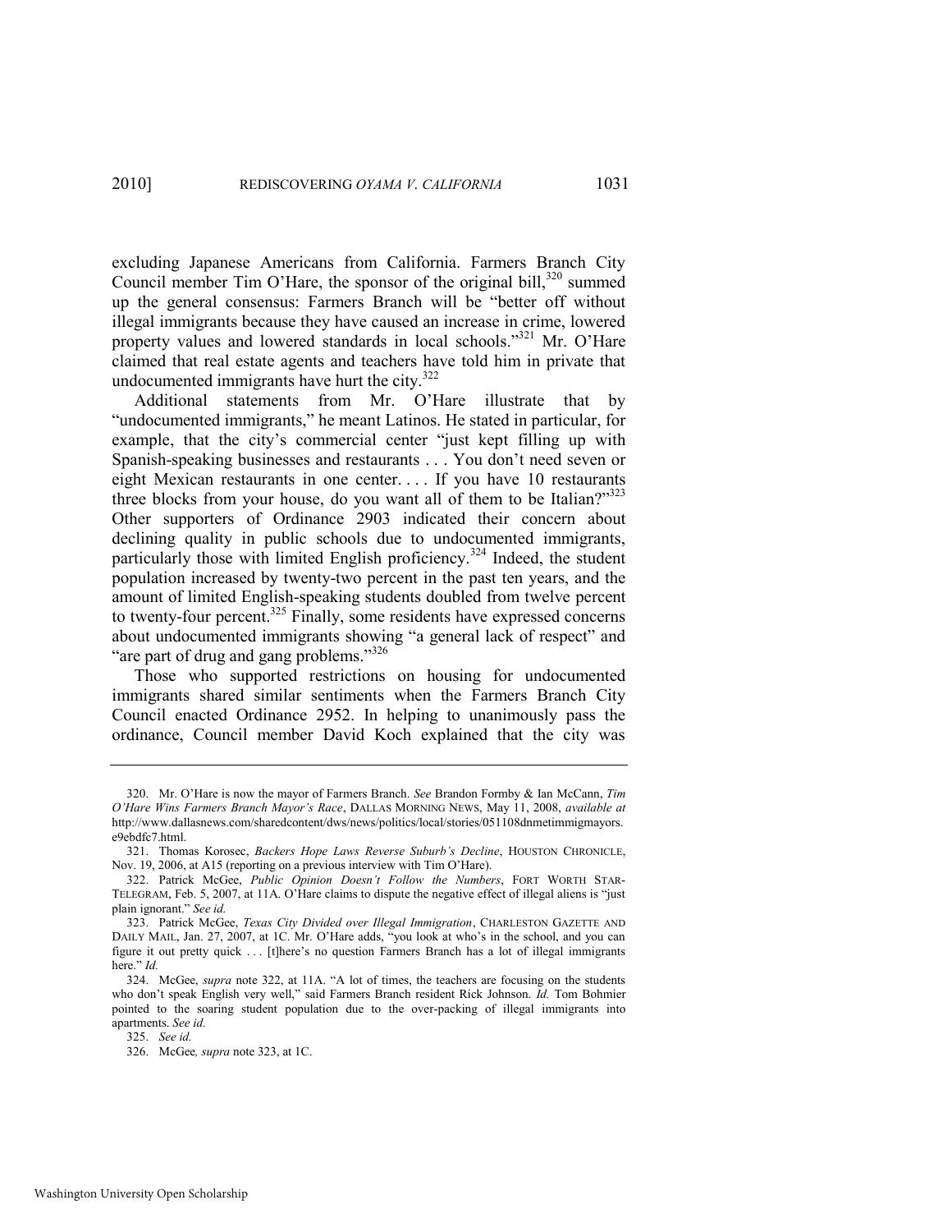excluding Japanese Americans from California. Farmers Branch City Council member Tim O'Hare, the sponsor of the original bill,[320] summed up the general consensus: Farmers Branch will be "better off without illegal immigrants because they have caused an increase in crime, lowered property values and lowered standards in local schools."[321] Mr. O'Hare claimed that real estate agents and teachers have told him in private that undocumented immigrants have hurt the city.[322]

Additional statements from Mr. O'Hare illustrate that by "undocumented immigrants," he meant Latinos. He stated in particular, for example, that the city's commercial center "just kept filling up with Spanish-speaking businesses and restaurants . . . You don't need seven or eight Mexican restaurants in one center. . . . If you have 10 restaurants three blocks from your house, do you want all of them to be Italian?"[323] Other supporters of Ordinance 2903 indicated their concern about declining quality in public schools due to undocumented immigrants, particularly those with limited English proficiency.[324] Indeed, the student population increased by twenty-two percent in the past ten years, and the amount of limited English-speaking students doubled from twelve percent to twenty-four percent.[325] Finally, some residents have expressed concerns about undocumented immigrants showing "a general lack of respect" and "are part of drug and gang problems."[326]

Those who supported restrictions on housing for undocumented immigrants shared similar sentiments when the Farmers Branch City Council enacted Ordinance 2952. In helping to unanimously pass the ordinance, Council member David Koch explained that the city was

---

320. Mr. O'Hare is now the mayor of Farmers Branch. *See* Brandon Formby & Ian McCann, *Tim O'Hare Wins Farmers Branch Mayor's Race*, DALLAS MORNING NEWS, May 11, 2008, *available at* http://www.dallasnews.com/sharedcontent/dws/news/politics/local/stories/051108dnmetimmigmayors.e9ebdfc7.html.

321. Thomas Korosec, *Backers Hope Laws Reverse Suburb's Decline*, HOUSTON CHRONICLE, Nov. 19, 2006, at A15 (reporting on a previous interview with Tim O'Hare).

322. Patrick McGee, *Public Opinion Doesn't Follow the Numbers*, FORT WORTH STAR-TELEGRAM, Feb. 5, 2007, at 11A. O'Hare claims to dispute the negative effect of illegal aliens is "just plain ignorant." *See id.*

323. Patrick McGee, *Texas City Divided over Illegal Immigration*, CHARLESTON GAZETTE AND DAILY MAIL, Jan. 27, 2007, at 1C. Mr. O'Hare adds, "you look at who's in the school, and you can figure it out pretty quick . . . [t]here's no question Farmers Branch has a lot of illegal immigrants here." *Id.*

324. McGee, *supra* note 322, at 11A. "A lot of times, the teachers are focusing on the students who don't speak English very well," said Farmers Branch resident Rick Johnson. *Id.* Tom Bohmier pointed to the soaring student population due to the over-packing of illegal immigrants into apartments. *See id.*

325. *See id.*

326. McGee*, supra* note 323, at 1C.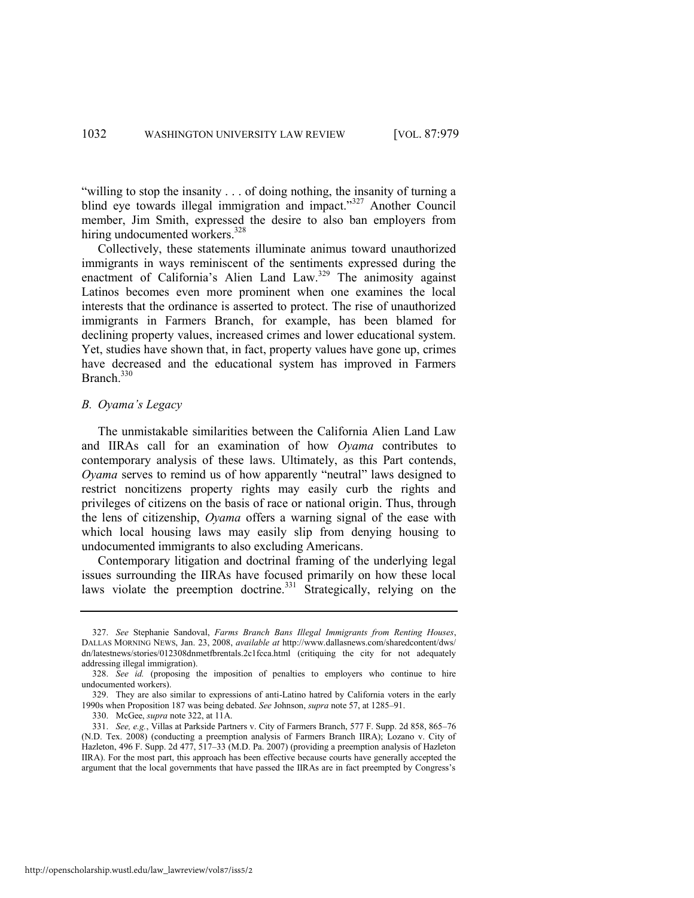"willing to stop the insanity . . . of doing nothing, the insanity of turning a blind eye towards illegal immigration and impact."[327] Another Council member, Jim Smith, expressed the desire to also ban employers from hiring undocumented workers.[328]

Collectively, these statements illuminate animus toward unauthorized immigrants in ways reminiscent of the sentiments expressed during the enactment of California's Alien Land Law.[329] The animosity against Latinos becomes even more prominent when one examines the local interests that the ordinance is asserted to protect. The rise of unauthorized immigrants in Farmers Branch, for example, has been blamed for declining property values, increased crimes and lower educational system. Yet, studies have shown that, in fact, property values have gone up, crimes have decreased and the educational system has improved in Farmers Branch.[330]

### *B. Oyama's Legacy*

The unmistakable similarities between the California Alien Land Law and IIRAs call for an examination of how *Oyama* contributes to contemporary analysis of these laws. Ultimately, as this Part contends, *Oyama* serves to remind us of how apparently "neutral" laws designed to restrict noncitizens property rights may easily curb the rights and privileges of citizens on the basis of race or national origin. Thus, through the lens of citizenship, *Oyama* offers a warning signal of the ease with which local housing laws may easily slip from denying housing to undocumented immigrants to also excluding Americans.

Contemporary litigation and doctrinal framing of the underlying legal issues surrounding the IIRAs have focused primarily on how these local laws violate the preemption doctrine.[331] Strategically, relying on the

---

327. *See* Stephanie Sandoval, *Farms Branch Bans Illegal Immigrants from Renting Houses*, DALLAS MORNING NEWS, Jan. 23, 2008, *available at* http://www.dallasnews.com/sharedcontent/dws/dn/latestnews/stories/012308dnmetfbrentals.2c1fcca.html (critiquing the city for not adequately addressing illegal immigration).

328. *See id.* (proposing the imposition of penalties to employers who continue to hire undocumented workers).

329. They are also similar to expressions of anti-Latino hatred by California voters in the early 1990s when Proposition 187 was being debated. *See* Johnson, *supra* note 57, at 1285–91.

330. McGee, *supra* note 322, at 11A.

331. *See, e.g.*, Villas at Parkside Partners v. City of Farmers Branch, 577 F. Supp. 2d 858, 865–76 (N.D. Tex. 2008) (conducting a preemption analysis of Farmers Branch IIRA); Lozano v. City of Hazleton, 496 F. Supp. 2d 477, 517–33 (M.D. Pa. 2007) (providing a preemption analysis of Hazleton IIRA). For the most part, this approach has been effective because courts have generally accepted the argument that the local governments that have passed the IIRAs are in fact preempted by Congress's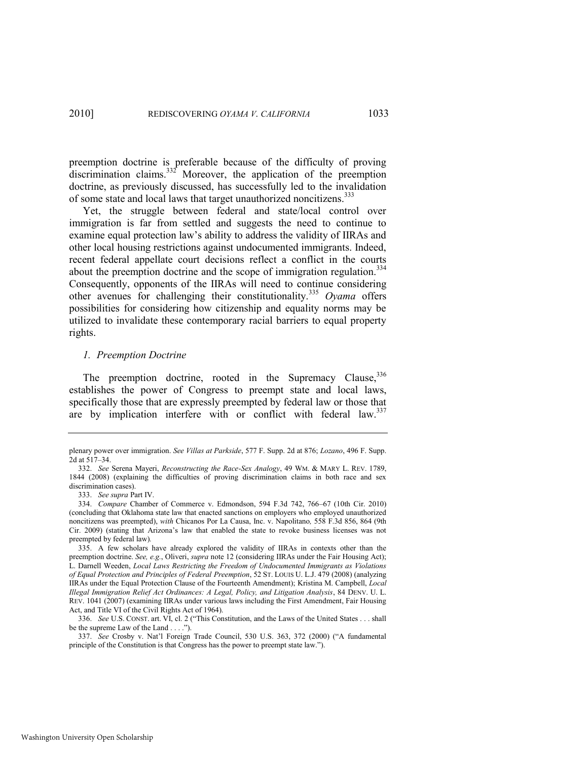preemption doctrine is preferable because of the difficulty of proving discrimination claims.[332] Moreover, the application of the preemption doctrine, as previously discussed, has successfully led to the invalidation of some state and local laws that target unauthorized noncitizens.[333]

Yet, the struggle between federal and state/local control over immigration is far from settled and suggests the need to continue to examine equal protection law's ability to address the validity of IIRAs and other local housing restrictions against undocumented immigrants. Indeed, recent federal appellate court decisions reflect a conflict in the courts about the preemption doctrine and the scope of immigration regulation.[334] Consequently, opponents of the IIRAs will need to continue considering other avenues for challenging their constitutionality.[335] *Oyama* offers possibilities for considering how citizenship and equality norms may be utilized to invalidate these contemporary racial barriers to equal property rights.

### *1. Preemption Doctrine*

The preemption doctrine, rooted in the Supremacy Clause,[336] establishes the power of Congress to preempt state and local laws, specifically those that are expressly preempted by federal law or those that are by implication interfere with or conflict with federal law.[337]

---

plenary power over immigration. *See Villas at Parkside*, 577 F. Supp. 2d at 876; *Lozano*, 496 F. Supp. 2d at 517–34.

332. *See* Serena Mayeri, *Reconstructing the Race-Sex Analogy*, 49 WM. & MARY L. REV. 1789, 1844 (2008) (explaining the difficulties of proving discrimination claims in both race and sex discrimination cases).

333. *See supra* Part IV.

334. *Compare* Chamber of Commerce v. Edmondson, 594 F.3d 742, 766–67 (10th Cir. 2010) (concluding that Oklahoma state law that enacted sanctions on employers who employed unauthorized noncitizens was preempted), *with* Chicanos Por La Causa, Inc. v. Napolitano, 558 F.3d 856, 864 (9th Cir. 2009) (stating that Arizona's law that enabled the state to revoke business licenses was not preempted by federal law).

335. A few scholars have already explored the validity of IIRAs in contexts other than the preemption doctrine. *See, e.g.*, Oliveri, *supra* note 12 (considering IIRAs under the Fair Housing Act); L. Darnell Weeden, *Local Laws Restricting the Freedom of Undocumented Immigrants as Violations of Equal Protection and Principles of Federal Preemption*, 52 ST. LOUIS U. L.J. 479 (2008) (analyzing IIRAs under the Equal Protection Clause of the Fourteenth Amendment); Kristina M. Campbell, *Local Illegal Immigration Relief Act Ordinances: A Legal, Policy, and Litigation Analysis*, 84 DENV. U. L. REV. 1041 (2007) (examining IIRAs under various laws including the First Amendment, Fair Housing Act, and Title VI of the Civil Rights Act of 1964).

336. *See* U.S. CONST. art. VI, cl. 2 ("This Constitution, and the Laws of the United States . . . shall be the supreme Law of the Land . . . .").

337. *See* Crosby v. Nat'l Foreign Trade Council, 530 U.S. 363, 372 (2000) ("A fundamental principle of the Constitution is that Congress has the power to preempt state law.").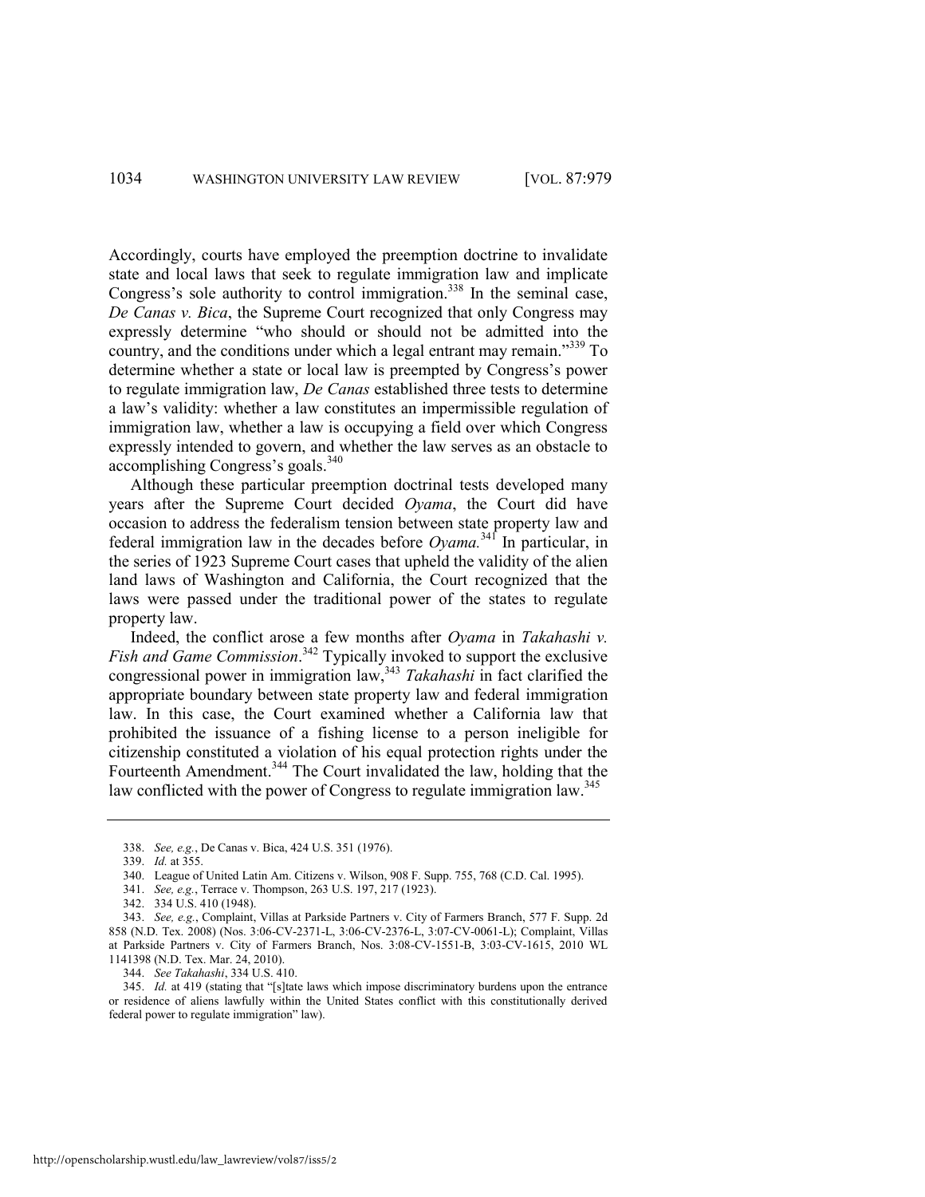Accordingly, courts have employed the preemption doctrine to invalidate state and local laws that seek to regulate immigration law and implicate Congress's sole authority to control immigration.[338] In the seminal case, *De Canas v. Bica*, the Supreme Court recognized that only Congress may expressly determine "who should or should not be admitted into the country, and the conditions under which a legal entrant may remain."[339] To determine whether a state or local law is preempted by Congress's power to regulate immigration law, *De Canas* established three tests to determine a law's validity: whether a law constitutes an impermissible regulation of immigration law, whether a law is occupying a field over which Congress expressly intended to govern, and whether the law serves as an obstacle to accomplishing Congress's goals.[340]

Although these particular preemption doctrinal tests developed many years after the Supreme Court decided *Oyama*, the Court did have occasion to address the federalism tension between state property law and federal immigration law in the decades before *Oyama.*[341] In particular, in the series of 1923 Supreme Court cases that upheld the validity of the alien land laws of Washington and California, the Court recognized that the laws were passed under the traditional power of the states to regulate property law.

Indeed, the conflict arose a few months after *Oyama* in *Takahashi v. Fish and Game Commission*.[342] Typically invoked to support the exclusive congressional power in immigration law,[343] *Takahashi* in fact clarified the appropriate boundary between state property law and federal immigration law. In this case, the Court examined whether a California law that prohibited the issuance of a fishing license to a person ineligible for citizenship constituted a violation of his equal protection rights under the Fourteenth Amendment.[344] The Court invalidated the law, holding that the law conflicted with the power of Congress to regulate immigration law.[345]

---

338. *See, e.g.*, De Canas v. Bica, 424 U.S. 351 (1976).

339. *Id.* at 355.

340. League of United Latin Am. Citizens v. Wilson, 908 F. Supp. 755, 768 (C.D. Cal. 1995).

341. *See, e.g.*, Terrace v. Thompson, 263 U.S. 197, 217 (1923).

342. 334 U.S. 410 (1948).

343. *See, e.g.*, Complaint, Villas at Parkside Partners v. City of Farmers Branch, 577 F. Supp. 2d 858 (N.D. Tex. 2008) (Nos. 3:06-CV-2371-L, 3:06-CV-2376-L, 3:07-CV-0061-L); Complaint, Villas at Parkside Partners v. City of Farmers Branch, Nos. 3:08-CV-1551-B, 3:03-CV-1615, 2010 WL 1141398 (N.D. Tex. Mar. 24, 2010).

344. *See Takahashi*, 334 U.S. 410.

345. *Id.* at 419 (stating that "[s]tate laws which impose discriminatory burdens upon the entrance or residence of aliens lawfully within the United States conflict with this constitutionally derived federal power to regulate immigration" law).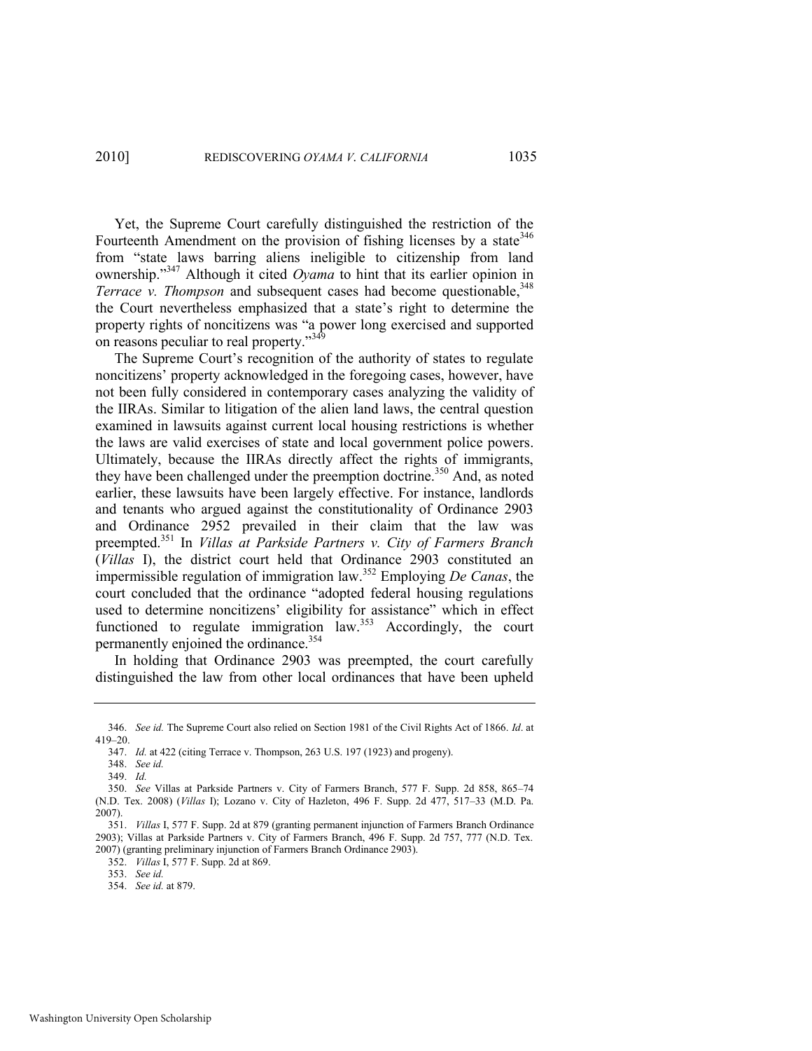Yet, the Supreme Court carefully distinguished the restriction of the Fourteenth Amendment on the provision of fishing licenses by a state[346] from "state laws barring aliens ineligible to citizenship from land ownership."[347] Although it cited *Oyama* to hint that its earlier opinion in *Terrace v. Thompson* and subsequent cases had become questionable,[348] the Court nevertheless emphasized that a state's right to determine the property rights of noncitizens was "a power long exercised and supported on reasons peculiar to real property."[349]

The Supreme Court's recognition of the authority of states to regulate noncitizens' property acknowledged in the foregoing cases, however, have not been fully considered in contemporary cases analyzing the validity of the IIRAs. Similar to litigation of the alien land laws, the central question examined in lawsuits against current local housing restrictions is whether the laws are valid exercises of state and local government police powers. Ultimately, because the IIRAs directly affect the rights of immigrants, they have been challenged under the preemption doctrine.[350] And, as noted earlier, these lawsuits have been largely effective. For instance, landlords and tenants who argued against the constitutionality of Ordinance 2903 and Ordinance 2952 prevailed in their claim that the law was preempted.[351] In *Villas at Parkside Partners v. City of Farmers Branch* (*Villas* I), the district court held that Ordinance 2903 constituted an impermissible regulation of immigration law.[352] Employing *De Canas*, the court concluded that the ordinance "adopted federal housing regulations used to determine noncitizens' eligibility for assistance" which in effect functioned to regulate immigration law.[353] Accordingly, the court permanently enjoined the ordinance.[354]

In holding that Ordinance 2903 was preempted, the court carefully distinguished the law from other local ordinances that have been upheld

---

346. *See id.* The Supreme Court also relied on Section 1981 of the Civil Rights Act of 1866. *Id*. at 419–20.

347. *Id.* at 422 (citing Terrace v. Thompson, 263 U.S. 197 (1923) and progeny).

348. *See id.*

349. *Id.*

350. *See* Villas at Parkside Partners v. City of Farmers Branch, 577 F. Supp. 2d 858, 865–74 (N.D. Tex. 2008) (*Villas* I); Lozano v. City of Hazleton, 496 F. Supp. 2d 477, 517–33 (M.D. Pa. 2007).

351. *Villas* I, 577 F. Supp. 2d at 879 (granting permanent injunction of Farmers Branch Ordinance 2903); Villas at Parkside Partners v. City of Farmers Branch, 496 F. Supp. 2d 757, 777 (N.D. Tex. 2007) (granting preliminary injunction of Farmers Branch Ordinance 2903).

352. *Villas* I, 577 F. Supp. 2d at 869.

353. *See id.*

354. *See id.* at 879.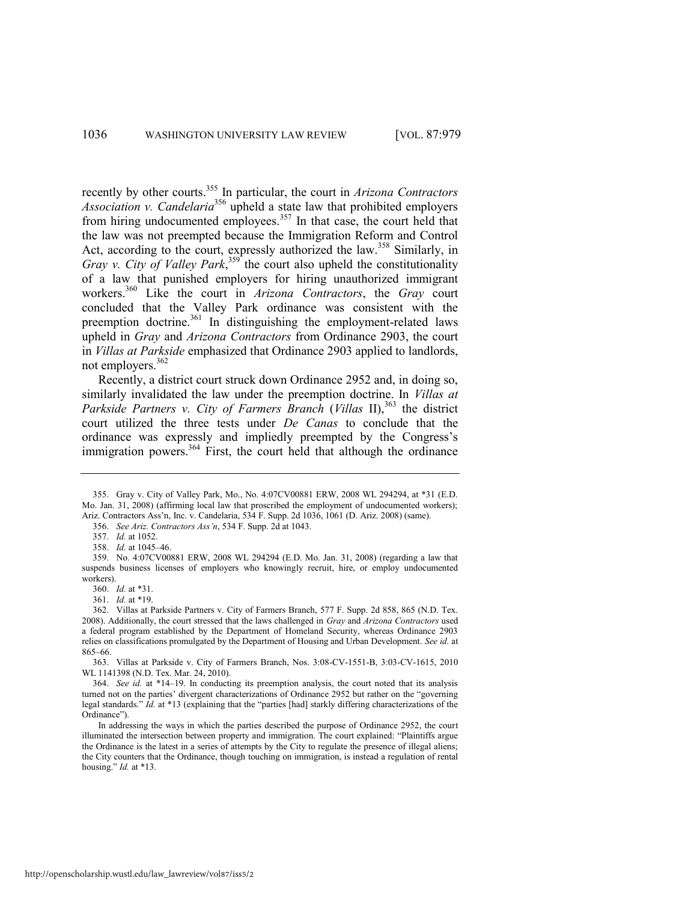recently by other courts.[355] In particular, the court in *Arizona Contractors Association v. Candelaria*[356] upheld a state law that prohibited employers from hiring undocumented employees.[357] In that case, the court held that the law was not preempted because the Immigration Reform and Control Act, according to the court, expressly authorized the law.[358] Similarly, in *Gray v. City of Valley Park*,[359] the court also upheld the constitutionality of a law that punished employers for hiring unauthorized immigrant workers.[360] Like the court in *Arizona Contractors*, the *Gray* court concluded that the Valley Park ordinance was consistent with the preemption doctrine.[361] In distinguishing the employment-related laws upheld in *Gray* and *Arizona Contractors* from Ordinance 2903, the court in *Villas at Parkside* emphasized that Ordinance 2903 applied to landlords, not employers.[362]

Recently, a district court struck down Ordinance 2952 and, in doing so, similarly invalidated the law under the preemption doctrine. In *Villas at Parkside Partners v. City of Farmers Branch* (*Villas* II),[363] the district court utilized the three tests under *De Canas* to conclude that the ordinance was expressly and impliedly preempted by the Congress's immigration powers.[364] First, the court held that although the ordinance

---

355. Gray v. City of Valley Park, Mo., No. 4:07CV00881 ERW, 2008 WL 294294, at *31 (E.D. Mo. Jan. 31, 2008) (affirming local law that proscribed the employment of undocumented workers); Ariz. Contractors Ass'n, Inc. v. Candelaria, 534 F. Supp. 2d 1036, 1061 (D. Ariz. 2008) (same).

356. *See Ariz. Contractors Ass'n*, 534 F. Supp. 2d at 1043.

357. *Id.* at 1052.

358. *Id.* at 1045–46.

359. No. 4:07CV00881 ERW, 2008 WL 294294 (E.D. Mo. Jan. 31, 2008) (regarding a law that suspends business licenses of employers who knowingly recruit, hire, or employ undocumented workers).

360. *Id.* at *31.

361. *Id.* at *19.

362. Villas at Parkside Partners v. City of Farmers Branch, 577 F. Supp. 2d 858, 865 (N.D. Tex. 2008). Additionally, the court stressed that the laws challenged in *Gray* and *Arizona Contractors* used a federal program established by the Department of Homeland Security, whereas Ordinance 2903 relies on classifications promulgated by the Department of Housing and Urban Development. *See id.* at 865–66.

363. Villas at Parkside v. City of Farmers Branch, Nos. 3:08-CV-1551-B, 3:03-CV-1615, 2010 WL 1141398 (N.D. Tex. Mar. 24, 2010).

364. *See id.* at *14–19. In conducting its preemption analysis, the court noted that its analysis turned not on the parties' divergent characterizations of Ordinance 2952 but rather on the "governing legal standards." *Id.* at *13 (explaining that the "parties [had] starkly differing characterizations of the Ordinance").

In addressing the ways in which the parties described the purpose of Ordinance 2952, the court illuminated the intersection between property and immigration. The court explained: "Plaintiffs argue the Ordinance is the latest in a series of attempts by the City to regulate the presence of illegal aliens; the City counters that the Ordinance, though touching on immigration, is instead a regulation of rental housing." *Id.* at *13.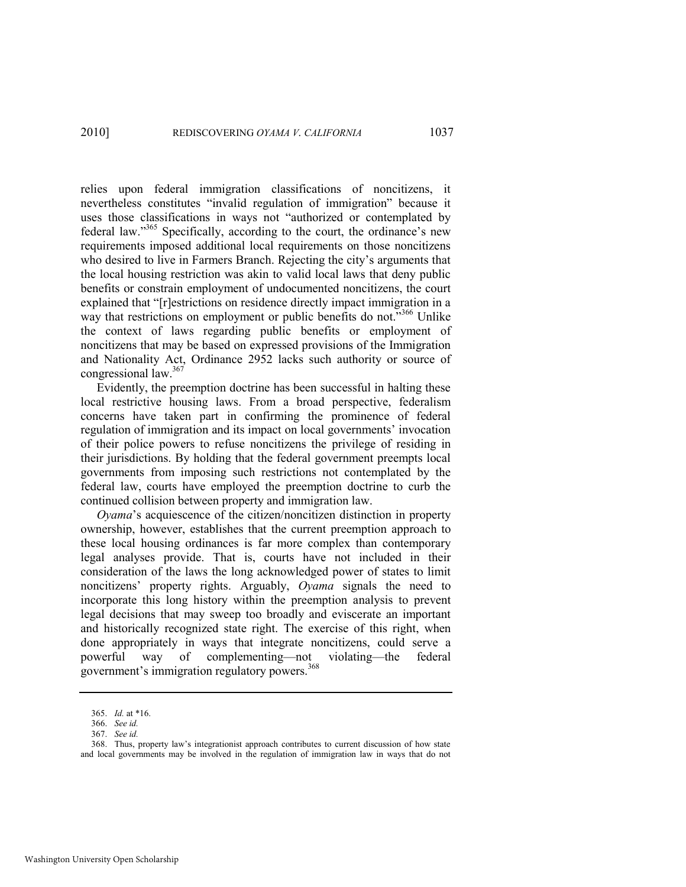relies upon federal immigration classifications of noncitizens, it nevertheless constitutes "invalid regulation of immigration" because it uses those classifications in ways not "authorized or contemplated by federal law."[365] Specifically, according to the court, the ordinance's new requirements imposed additional local requirements on those noncitizens who desired to live in Farmers Branch. Rejecting the city's arguments that the local housing restriction was akin to valid local laws that deny public benefits or constrain employment of undocumented noncitizens, the court explained that "[r]estrictions on residence directly impact immigration in a way that restrictions on employment or public benefits do not."[366] Unlike the context of laws regarding public benefits or employment of noncitizens that may be based on expressed provisions of the Immigration and Nationality Act, Ordinance 2952 lacks such authority or source of congressional law.[367]

Evidently, the preemption doctrine has been successful in halting these local restrictive housing laws. From a broad perspective, federalism concerns have taken part in confirming the prominence of federal regulation of immigration and its impact on local governments' invocation of their police powers to refuse noncitizens the privilege of residing in their jurisdictions. By holding that the federal government preempts local governments from imposing such restrictions not contemplated by the federal law, courts have employed the preemption doctrine to curb the continued collision between property and immigration law.

*Oyama*'s acquiescence of the citizen/noncitizen distinction in property ownership, however, establishes that the current preemption approach to these local housing ordinances is far more complex than contemporary legal analyses provide. That is, courts have not included in their consideration of the laws the long acknowledged power of states to limit noncitizens' property rights. Arguably, *Oyama* signals the need to incorporate this long history within the preemption analysis to prevent legal decisions that may sweep too broadly and eviscerate an important and historically recognized state right. The exercise of this right, when done appropriately in ways that integrate noncitizens, could serve a powerful way of complementing—not violating—the federal government's immigration regulatory powers.[368]

---

365. *Id.* at \*16.

366. *See id.*

367. *See id.*

368. Thus, property law's integrationist approach contributes to current discussion of how state and local governments may be involved in the regulation of immigration law in ways that do not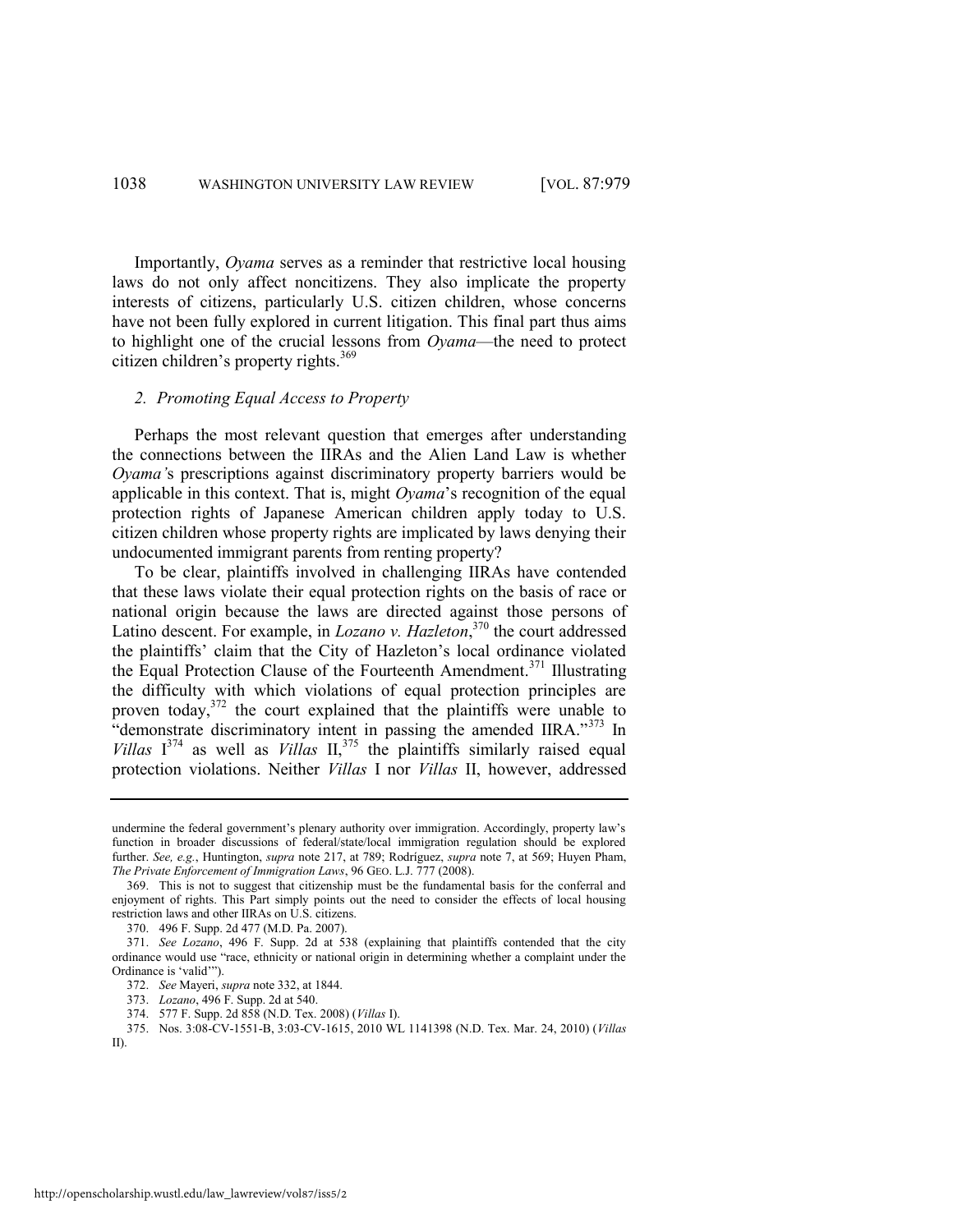Importantly, *Oyama* serves as a reminder that restrictive local housing laws do not only affect noncitizens. They also implicate the property interests of citizens, particularly U.S. citizen children, whose concerns have not been fully explored in current litigation. This final part thus aims to highlight one of the crucial lessons from *Oyama*—the need to protect citizen children's property rights.[369]

### *2. Promoting Equal Access to Property*

Perhaps the most relevant question that emerges after understanding the connections between the IIRAs and the Alien Land Law is whether *Oyama's* prescriptions against discriminatory property barriers would be applicable in this context. That is, might *Oyama*'s recognition of the equal protection rights of Japanese American children apply today to U.S. citizen children whose property rights are implicated by laws denying their undocumented immigrant parents from renting property?

To be clear, plaintiffs involved in challenging IIRAs have contended that these laws violate their equal protection rights on the basis of race or national origin because the laws are directed against those persons of Latino descent. For example, in *Lozano v. Hazleton*,[370] the court addressed the plaintiffs' claim that the City of Hazleton's local ordinance violated the Equal Protection Clause of the Fourteenth Amendment.[371] Illustrating the difficulty with which violations of equal protection principles are proven today,[372] the court explained that the plaintiffs were unable to "demonstrate discriminatory intent in passing the amended IIRA."[373] In *Villas* I[374] as well as *Villas* II,[375] the plaintiffs similarly raised equal protection violations. Neither *Villas* I nor *Villas* II, however, addressed

---

undermine the federal government's plenary authority over immigration. Accordingly, property law's function in broader discussions of federal/state/local immigration regulation should be explored further. *See, e.g.*, Huntington, *supra* note 217, at 789; Rodríguez, *supra* note 7, at 569; Huyen Pham, *The Private Enforcement of Immigration Laws*, 96 GEO. L.J. 777 (2008).

369. This is not to suggest that citizenship must be the fundamental basis for the conferral and enjoyment of rights. This Part simply points out the need to consider the effects of local housing restriction laws and other IIRAs on U.S. citizens.

370. 496 F. Supp. 2d 477 (M.D. Pa. 2007).

371. *See Lozano*, 496 F. Supp. 2d at 538 (explaining that plaintiffs contended that the city ordinance would use "race, ethnicity or national origin in determining whether a complaint under the Ordinance is 'valid'").

372. *See* Mayeri, *supra* note 332, at 1844.

373. *Lozano*, 496 F. Supp. 2d at 540.

374. 577 F. Supp. 2d 858 (N.D. Tex. 2008) (*Villas* I).

375. Nos. 3:08-CV-1551-B, 3:03-CV-1615, 2010 WL 1141398 (N.D. Tex. Mar. 24, 2010) (*Villas* II).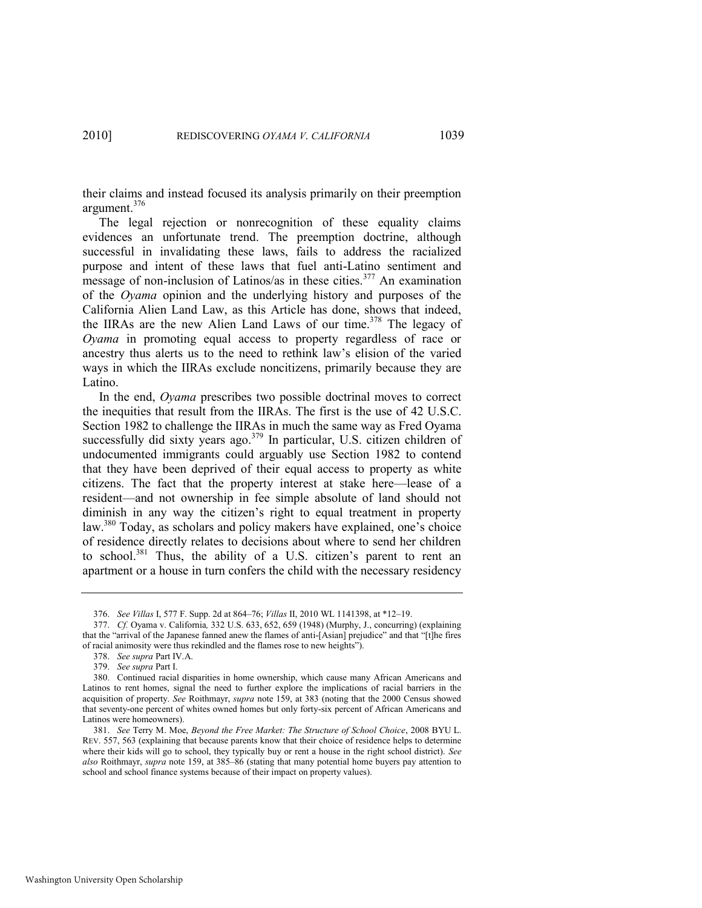their claims and instead focused its analysis primarily on their preemption argument.[376]

The legal rejection or nonrecognition of these equality claims evidences an unfortunate trend. The preemption doctrine, although successful in invalidating these laws, fails to address the racialized purpose and intent of these laws that fuel anti-Latino sentiment and message of non-inclusion of Latinos/as in these cities.[377] An examination of the *Oyama* opinion and the underlying history and purposes of the California Alien Land Law, as this Article has done, shows that indeed, the IIRAs are the new Alien Land Laws of our time.[378] The legacy of *Oyama* in promoting equal access to property regardless of race or ancestry thus alerts us to the need to rethink law's elision of the varied ways in which the IIRAs exclude noncitizens, primarily because they are Latino.

In the end, *Oyama* prescribes two possible doctrinal moves to correct the inequities that result from the IIRAs. The first is the use of 42 U.S.C. Section 1982 to challenge the IIRAs in much the same way as Fred Oyama successfully did sixty years ago.[379] In particular, U.S. citizen children of undocumented immigrants could arguably use Section 1982 to contend that they have been deprived of their equal access to property as white citizens. The fact that the property interest at stake here—lease of a resident—and not ownership in fee simple absolute of land should not diminish in any way the citizen's right to equal treatment in property law.[380] Today, as scholars and policy makers have explained, one's choice of residence directly relates to decisions about where to send her children to school.[381] Thus, the ability of a U.S. citizen's parent to rent an apartment or a house in turn confers the child with the necessary residency

---

376. *See Villas* I, 577 F. Supp. 2d at 864–76; *Villas* II, 2010 WL 1141398, at *12–19.

377. *Cf.* Oyama v. California*,* 332 U.S. 633, 652, 659 (1948) (Murphy, J., concurring) (explaining that the "arrival of the Japanese fanned anew the flames of anti-[Asian] prejudice" and that "[t]he fires of racial animosity were thus rekindled and the flames rose to new heights").

378. *See supra* Part IV.A.

379. *See supra* Part I.

380. Continued racial disparities in home ownership, which cause many African Americans and Latinos to rent homes, signal the need to further explore the implications of racial barriers in the acquisition of property. *See* Roithmayr, *supra* note 159, at 383 (noting that the 2000 Census showed that seventy-one percent of whites owned homes but only forty-six percent of African Americans and Latinos were homeowners).

381. *See* Terry M. Moe, *Beyond the Free Market: The Structure of School Choice*, 2008 BYU L. REV. 557, 563 (explaining that because parents know that their choice of residence helps to determine where their kids will go to school, they typically buy or rent a house in the right school district). *See also* Roithmayr, *supra* note 159, at 385–86 (stating that many potential home buyers pay attention to school and school finance systems because of their impact on property values).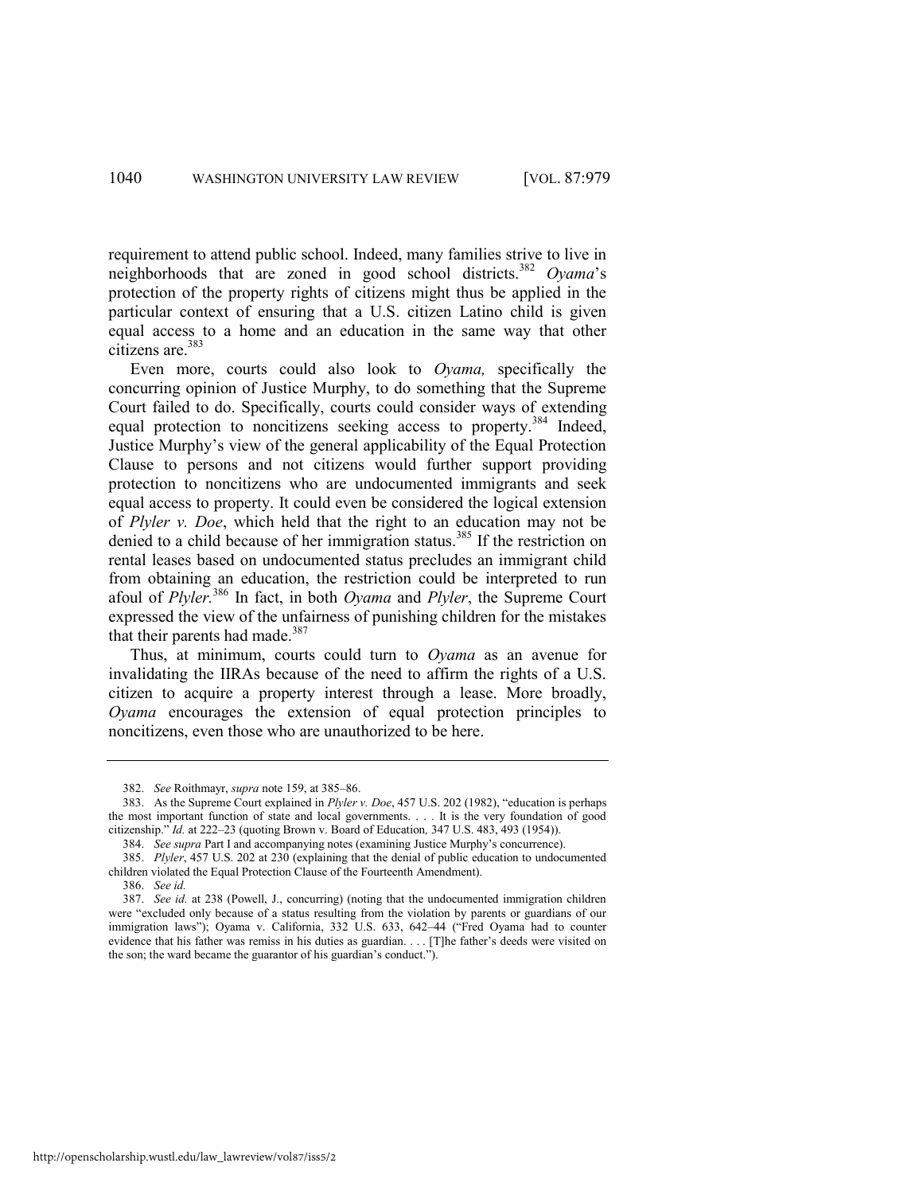requirement to attend public school. Indeed, many families strive to live in neighborhoods that are zoned in good school districts.[382] *Oyama*'s protection of the property rights of citizens might thus be applied in the particular context of ensuring that a U.S. citizen Latino child is given equal access to a home and an education in the same way that other citizens are.[383]

Even more, courts could also look to *Oyama,* specifically the concurring opinion of Justice Murphy, to do something that the Supreme Court failed to do. Specifically, courts could consider ways of extending equal protection to noncitizens seeking access to property.[384] Indeed, Justice Murphy's view of the general applicability of the Equal Protection Clause to persons and not citizens would further support providing protection to noncitizens who are undocumented immigrants and seek equal access to property. It could even be considered the logical extension of *Plyler v. Doe*, which held that the right to an education may not be denied to a child because of her immigration status.[385] If the restriction on rental leases based on undocumented status precludes an immigrant child from obtaining an education, the restriction could be interpreted to run afoul of *Plyler.*[386] In fact, in both *Oyama* and *Plyler*, the Supreme Court expressed the view of the unfairness of punishing children for the mistakes that their parents had made.[387]

Thus, at minimum, courts could turn to *Oyama* as an avenue for invalidating the IIRAs because of the need to affirm the rights of a U.S. citizen to acquire a property interest through a lease. More broadly, *Oyama* encourages the extension of equal protection principles to noncitizens, even those who are unauthorized to be here.

---

382. *See* Roithmayr, *supra* note 159, at 385–86.

383. As the Supreme Court explained in *Plyler v. Doe*, 457 U.S. 202 (1982), "education is perhaps the most important function of state and local governments. . . . It is the very foundation of good citizenship." *Id.* at 222–23 (quoting Brown v. Board of Education*,* 347 U.S. 483, 493 (1954)).

384. *See supra* Part I and accompanying notes (examining Justice Murphy's concurrence).

385. *Plyler*, 457 U.S. 202 at 230 (explaining that the denial of public education to undocumented children violated the Equal Protection Clause of the Fourteenth Amendment).

386. *See id.*

387. *See id.* at 238 (Powell, J., concurring) (noting that the undocumented immigration children were "excluded only because of a status resulting from the violation by parents or guardians of our immigration laws"); Oyama v. California, 332 U.S. 633, 642–44 ("Fred Oyama had to counter evidence that his father was remiss in his duties as guardian. . . . [T]he father's deeds were visited on the son; the ward became the guarantor of his guardian's conduct.").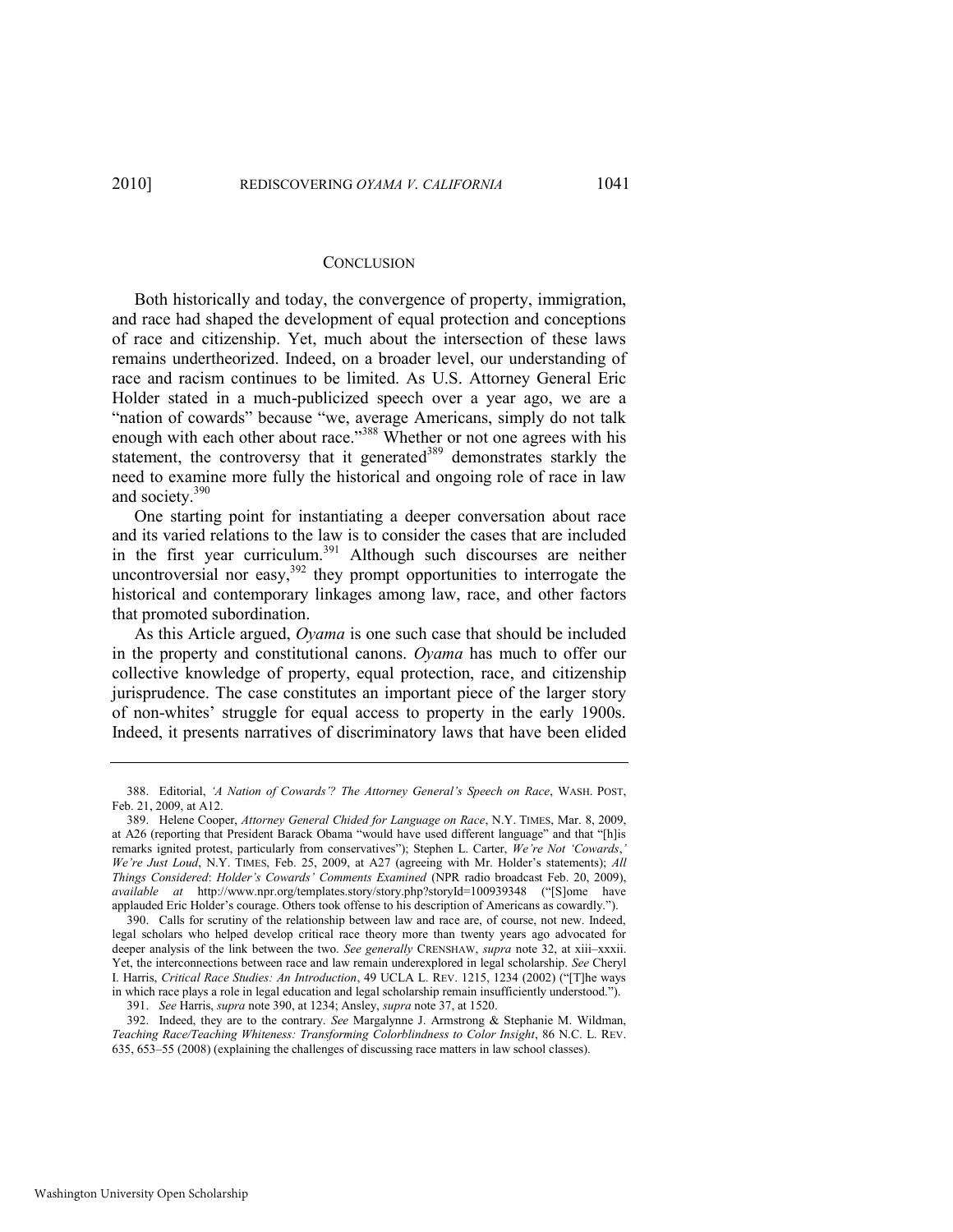## CONCLUSION

Both historically and today, the convergence of property, immigration, and race had shaped the development of equal protection and conceptions of race and citizenship. Yet, much about the intersection of these laws remains undertheorized. Indeed, on a broader level, our understanding of race and racism continues to be limited. As U.S. Attorney General Eric Holder stated in a much-publicized speech over a year ago, we are a "nation of cowards" because "we, average Americans, simply do not talk enough with each other about race."[388] Whether or not one agrees with his statement, the controversy that it generated[389] demonstrates starkly the need to examine more fully the historical and ongoing role of race in law and society.[390]

One starting point for instantiating a deeper conversation about race and its varied relations to the law is to consider the cases that are included in the first year curriculum.[391] Although such discourses are neither uncontroversial nor easy,[392] they prompt opportunities to interrogate the historical and contemporary linkages among law, race, and other factors that promoted subordination.

As this Article argued, *Oyama* is one such case that should be included in the property and constitutional canons. *Oyama* has much to offer our collective knowledge of property, equal protection, race, and citizenship jurisprudence. The case constitutes an important piece of the larger story of non-whites' struggle for equal access to property in the early 1900s. Indeed, it presents narratives of discriminatory laws that have been elided

---

388. Editorial, *'A Nation of Cowards'? The Attorney General's Speech on Race*, WASH. POST, Feb. 21, 2009, at A12.

389. Helene Cooper, *Attorney General Chided for Language on Race*, N.Y. TIMES, Mar. 8, 2009, at A26 (reporting that President Barack Obama "would have used different language" and that "[h]is remarks ignited protest, particularly from conservatives"); Stephen L. Carter, *We're Not 'Cowards,' We're Just Loud*, N.Y. TIMES, Feb. 25, 2009, at A27 (agreeing with Mr. Holder's statements); *All Things Considered*: *Holder's Cowards' Comments Examined* (NPR radio broadcast Feb. 20, 2009), *available at* http://www.npr.org/templates.story/story.php?storyId=100939348 ("[S]ome have applauded Eric Holder's courage. Others took offense to his description of Americans as cowardly.").

390. Calls for scrutiny of the relationship between law and race are, of course, not new. Indeed, legal scholars who helped develop critical race theory more than twenty years ago advocated for deeper analysis of the link between the two. *See generally* CRENSHAW, *supra* note 32, at xiii–xxxii. Yet, the interconnections between race and law remain underexplored in legal scholarship. *See* Cheryl I. Harris, *Critical Race Studies: An Introduction*, 49 UCLA L. REV. 1215, 1234 (2002) ("[T]he ways in which race plays a role in legal education and legal scholarship remain insufficiently understood.").

391. *See* Harris, *supra* note 390, at 1234; Ansley, *supra* note 37, at 1520.

392. Indeed, they are to the contrary. *See* Margalynne J. Armstrong & Stephanie M. Wildman, *Teaching Race/Teaching Whiteness: Transforming Colorblindness to Color Insight*, 86 N.C. L. REV. 635, 653–55 (2008) (explaining the challenges of discussing race matters in law school classes).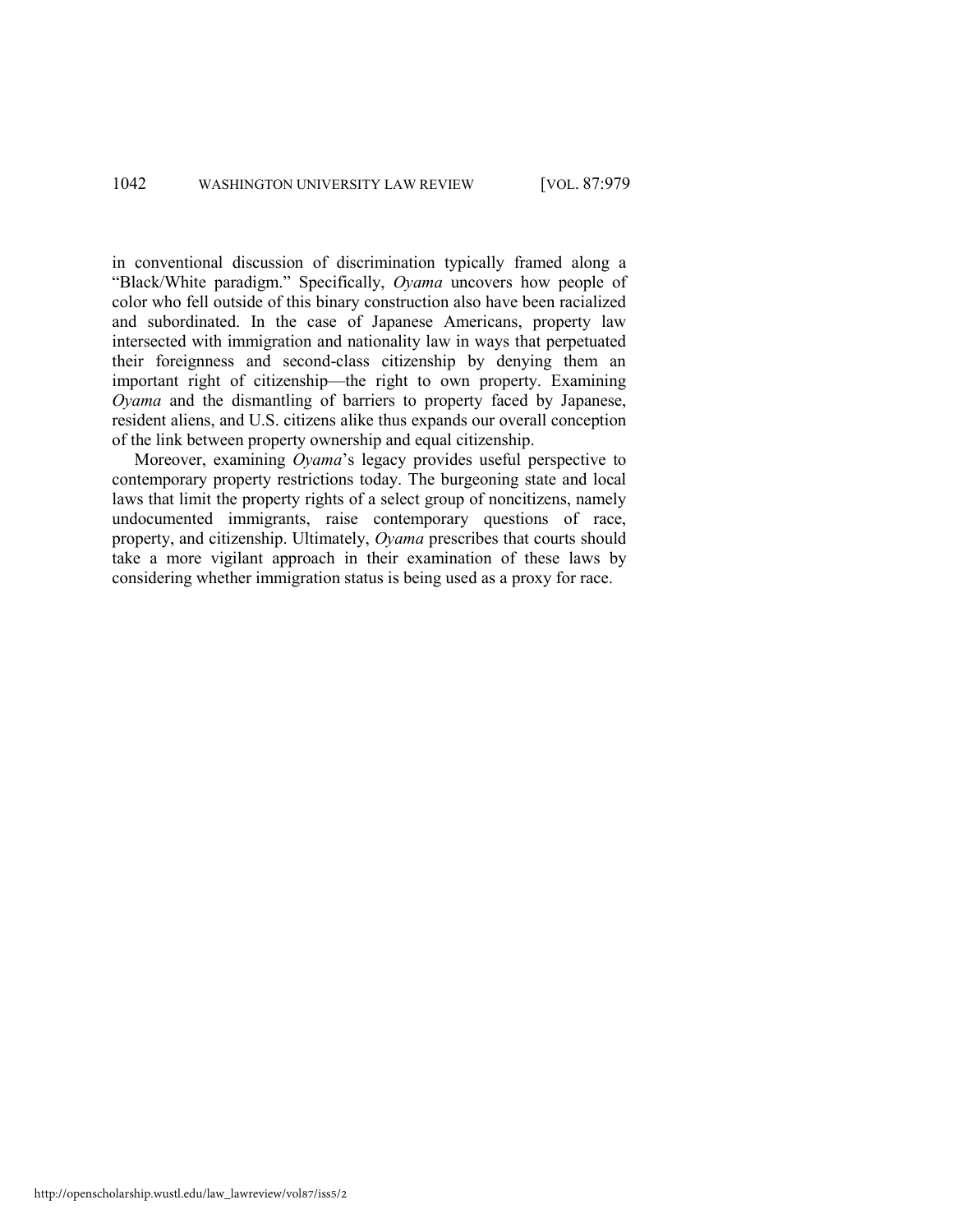in conventional discussion of discrimination typically framed along a "Black/White paradigm." Specifically, *Oyama* uncovers how people of color who fell outside of this binary construction also have been racialized and subordinated. In the case of Japanese Americans, property law intersected with immigration and nationality law in ways that perpetuated their foreignness and second-class citizenship by denying them an important right of citizenship—the right to own property. Examining *Oyama* and the dismantling of barriers to property faced by Japanese, resident aliens, and U.S. citizens alike thus expands our overall conception of the link between property ownership and equal citizenship.

Moreover, examining *Oyama*'s legacy provides useful perspective to contemporary property restrictions today. The burgeoning state and local laws that limit the property rights of a select group of noncitizens, namely undocumented immigrants, raise contemporary questions of race, property, and citizenship. Ultimately, *Oyama* prescribes that courts should take a more vigilant approach in their examination of these laws by considering whether immigration status is being used as a proxy for race.